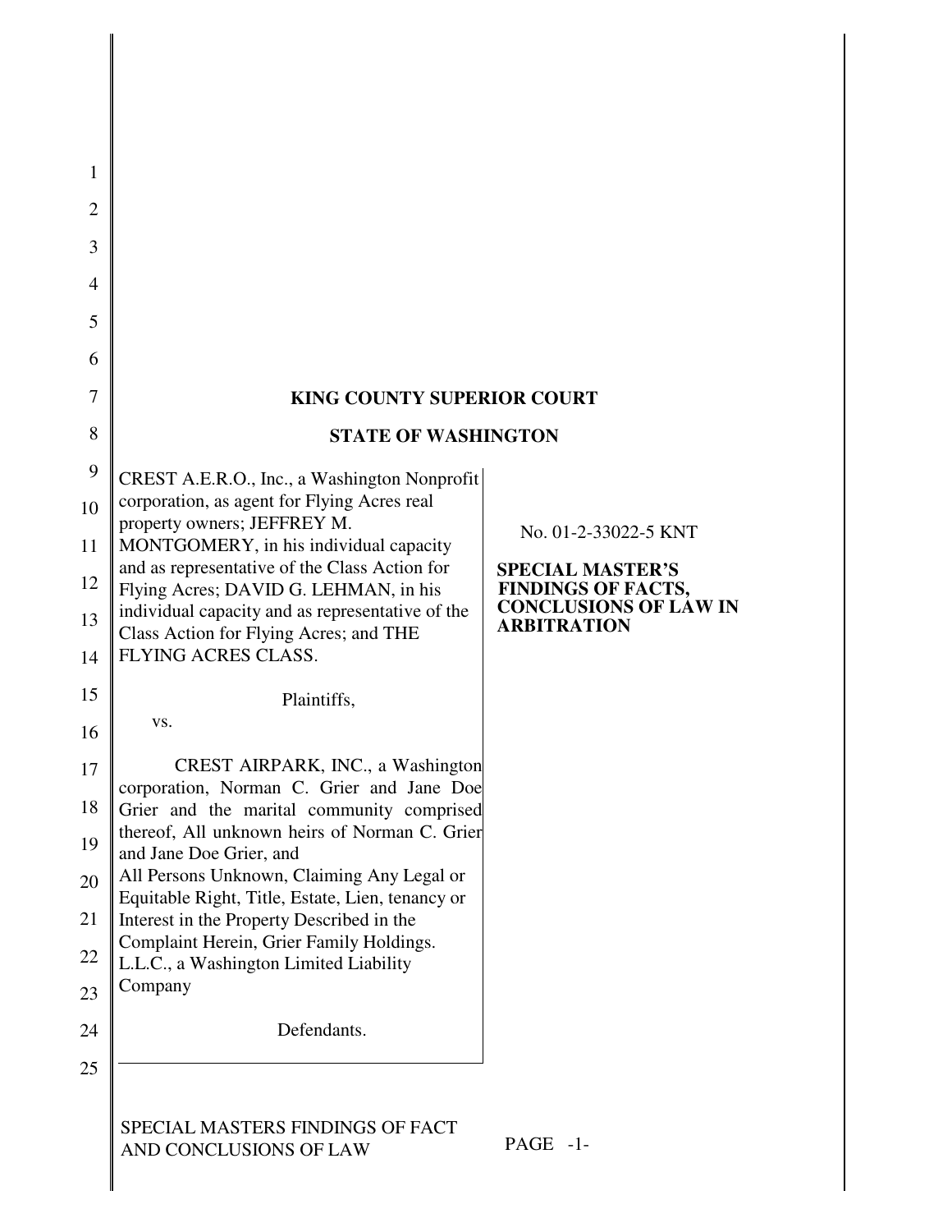**KING COUNTY SUPERIOR COURT**

**STATE OF WASHINGTON**

| | |
|---|---|
| CREST A.E.R.O., Inc., a Washington Nonprofit corporation, as agent for Flying Acres real property owners; JEFFREY M. MONTGOMERY, in his individual capacity and as representative of the Class Action for Flying Acres; DAVID G. LEHMAN, in his individual capacity and as representative of the Class Action for Flying Acres; and THE FLYING ACRES CLASS.<br><br>Plaintiffs,<br><br>vs.<br><br>CREST AIRPARK, INC., a Washington corporation, Norman C. Grier and Jane Doe Grier and the marital community comprised thereof, All unknown heirs of Norman C. Grier and Jane Doe Grier, and All Persons Unknown, Claiming Any Legal or Equitable Right, Title, Estate, Lien, tenancy or Interest in the Property Described in the Complaint Herein, Grier Family Holdings. L.L.C., a Washington Limited Liability Company<br><br>Defendants. | No. 01-2-33022-5 KNT<br><br>**SPECIAL MASTER'S FINDINGS OF FACTS, CONCLUSIONS OF LAW IN ARBITRATION** |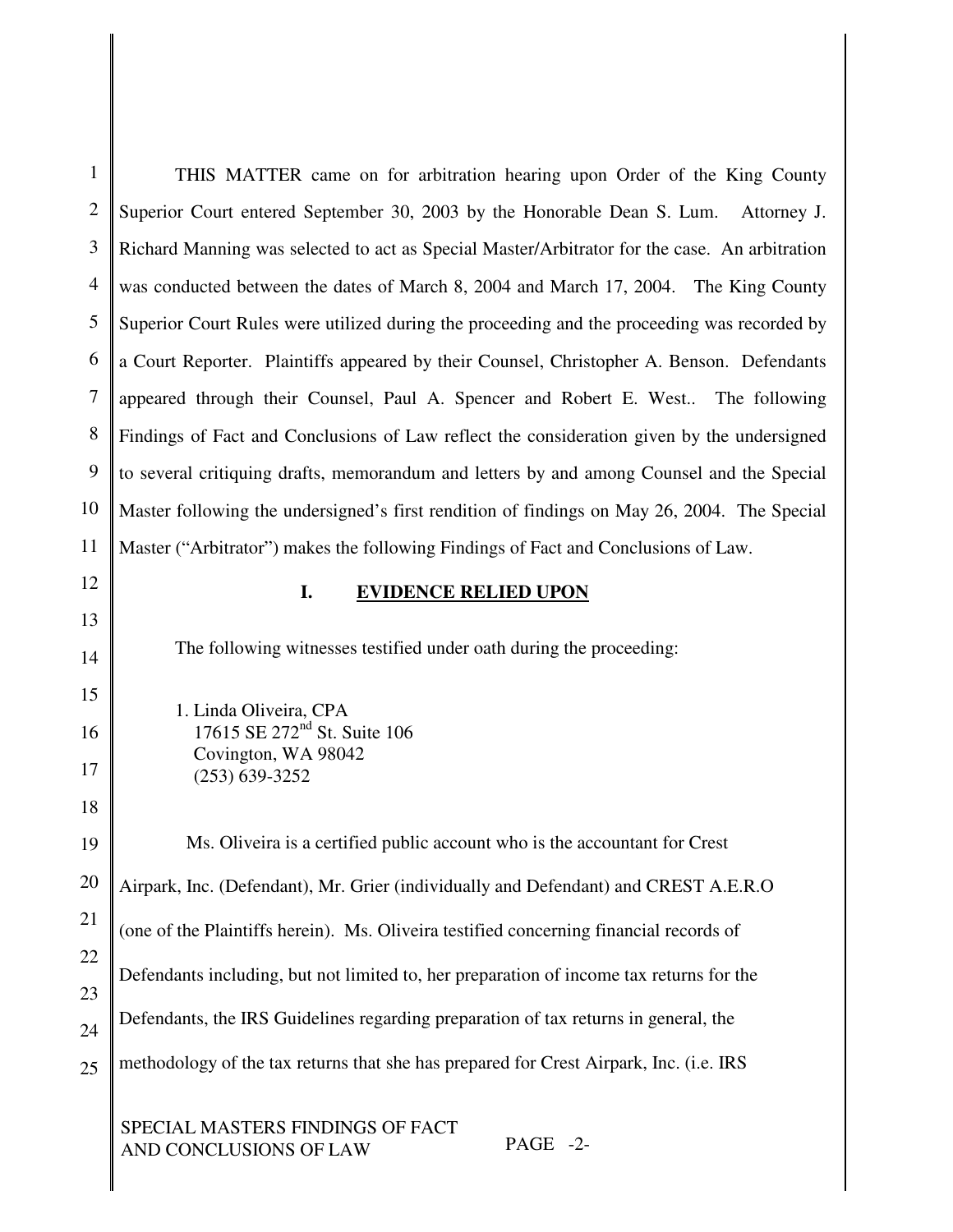THIS MATTER came on for arbitration hearing upon Order of the King County Superior Court entered September 30, 2003 by the Honorable Dean S. Lum. Attorney J. Richard Manning was selected to act as Special Master/Arbitrator for the case. An arbitration was conducted between the dates of March 8, 2004 and March 17, 2004. The King County Superior Court Rules were utilized during the proceeding and the proceeding was recorded by a Court Reporter. Plaintiffs appeared by their Counsel, Christopher A. Benson. Defendants appeared through their Counsel, Paul A. Spencer and Robert E. West.. The following Findings of Fact and Conclusions of Law reflect the consideration given by the undersigned to several critiquing drafts, memorandum and letters by and among Counsel and the Special Master following the undersigned's first rendition of findings on May 26, 2004. The Special Master ("Arbitrator") makes the following Findings of Fact and Conclusions of Law.

## I. EVIDENCE RELIED UPON

The following witnesses testified under oath during the proceeding:

1. Linda Oliveira, CPA
   17615 SE 272nd St. Suite 106
   Covington, WA 98042
   (253) 639-3252

Ms. Oliveira is a certified public account who is the accountant for Crest Airpark, Inc. (Defendant), Mr. Grier (individually and Defendant) and CREST A.E.R.O (one of the Plaintiffs herein). Ms. Oliveira testified concerning financial records of Defendants including, but not limited to, her preparation of income tax returns for the Defendants, the IRS Guidelines regarding preparation of tax returns in general, the methodology of the tax returns that she has prepared for Crest Airpark, Inc. (i.e. IRS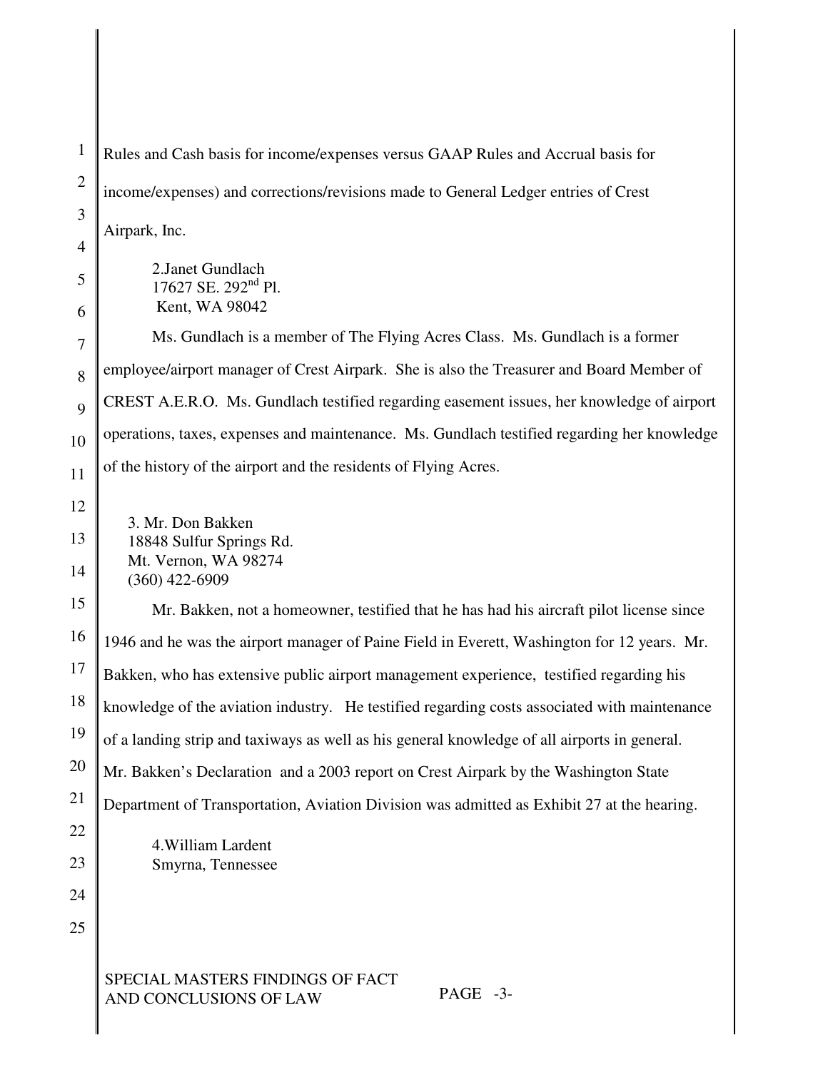Rules and Cash basis for income/expenses versus GAAP Rules and Accrual basis for income/expenses) and corrections/revisions made to General Ledger entries of Crest Airpark, Inc.

2.Janet Gundlach
17627 SE. 292nd Pl.
Kent, WA 98042

Ms. Gundlach is a member of The Flying Acres Class. Ms. Gundlach is a former employee/airport manager of Crest Airpark. She is also the Treasurer and Board Member of CREST A.E.R.O. Ms. Gundlach testified regarding easement issues, her knowledge of airport operations, taxes, expenses and maintenance. Ms. Gundlach testified regarding her knowledge of the history of the airport and the residents of Flying Acres.

3. Mr. Don Bakken
18848 Sulfur Springs Rd.
Mt. Vernon, WA 98274
(360) 422-6909

Mr. Bakken, not a homeowner, testified that he has had his aircraft pilot license since 1946 and he was the airport manager of Paine Field in Everett, Washington for 12 years. Mr. Bakken, who has extensive public airport management experience, testified regarding his knowledge of the aviation industry. He testified regarding costs associated with maintenance of a landing strip and taxiways as well as his general knowledge of all airports in general. Mr. Bakken's Declaration and a 2003 report on Crest Airpark by the Washington State Department of Transportation, Aviation Division was admitted as Exhibit 27 at the hearing.

4.William Lardent
Smyrna, Tennessee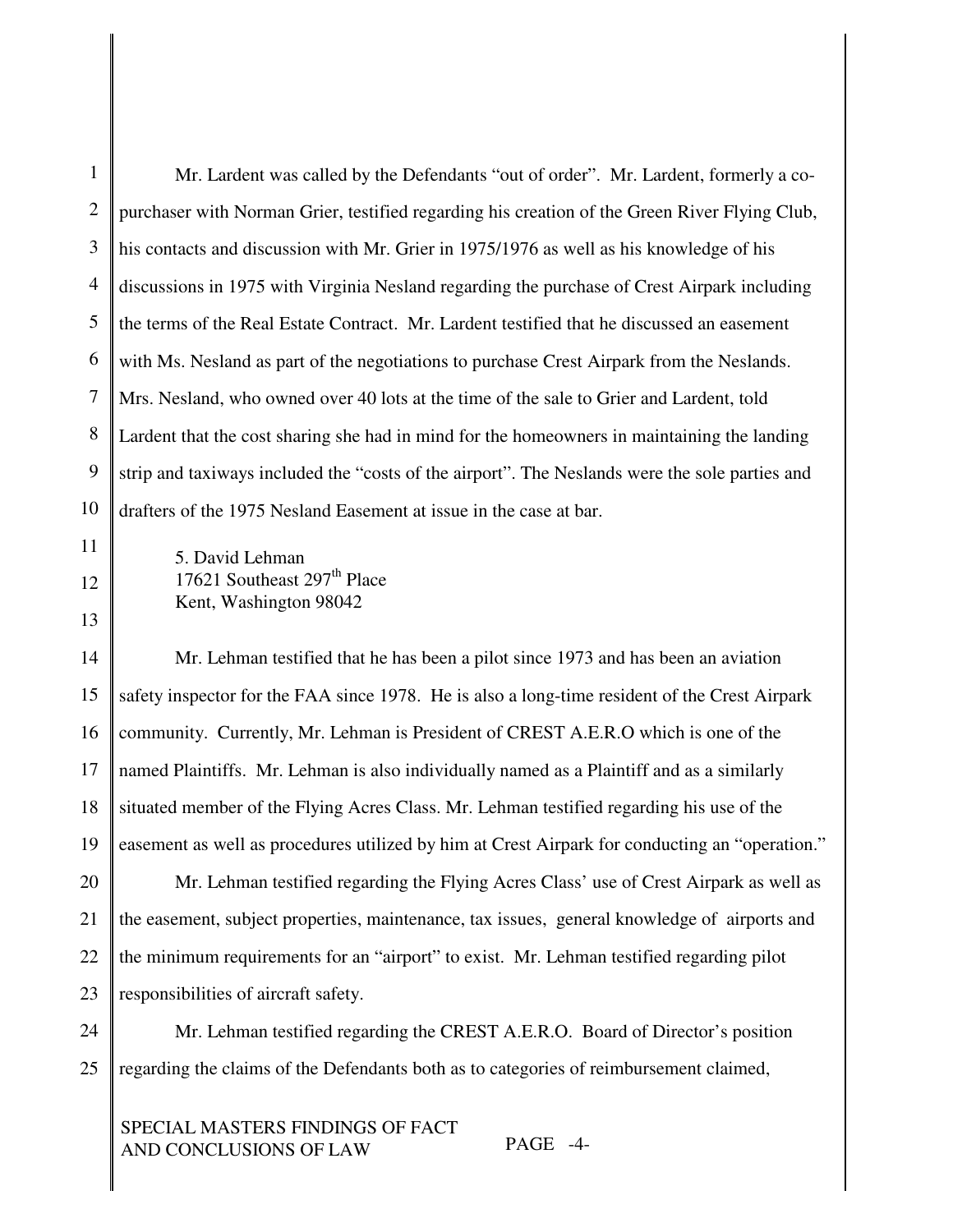Mr. Lardent was called by the Defendants "out of order". Mr. Lardent, formerly a co-purchaser with Norman Grier, testified regarding his creation of the Green River Flying Club, his contacts and discussion with Mr. Grier in 1975/1976 as well as his knowledge of his discussions in 1975 with Virginia Nesland regarding the purchase of Crest Airpark including the terms of the Real Estate Contract. Mr. Lardent testified that he discussed an easement with Ms. Nesland as part of the negotiations to purchase Crest Airpark from the Neslands. Mrs. Nesland, who owned over 40 lots at the time of the sale to Grier and Lardent, told Lardent that the cost sharing she had in mind for the homeowners in maintaining the landing strip and taxiways included the "costs of the airport". The Neslands were the sole parties and drafters of the 1975 Nesland Easement at issue in the case at bar.

5. David Lehman
17621 Southeast 297th Place
Kent, Washington 98042

Mr. Lehman testified that he has been a pilot since 1973 and has been an aviation safety inspector for the FAA since 1978. He is also a long-time resident of the Crest Airpark community. Currently, Mr. Lehman is President of CREST A.E.R.O which is one of the named Plaintiffs. Mr. Lehman is also individually named as a Plaintiff and as a similarly situated member of the Flying Acres Class. Mr. Lehman testified regarding his use of the easement as well as procedures utilized by him at Crest Airpark for conducting an "operation."

Mr. Lehman testified regarding the Flying Acres Class' use of Crest Airpark as well as the easement, subject properties, maintenance, tax issues, general knowledge of airports and the minimum requirements for an "airport" to exist. Mr. Lehman testified regarding pilot responsibilities of aircraft safety.

Mr. Lehman testified regarding the CREST A.E.R.O. Board of Director's position regarding the claims of the Defendants both as to categories of reimbursement claimed,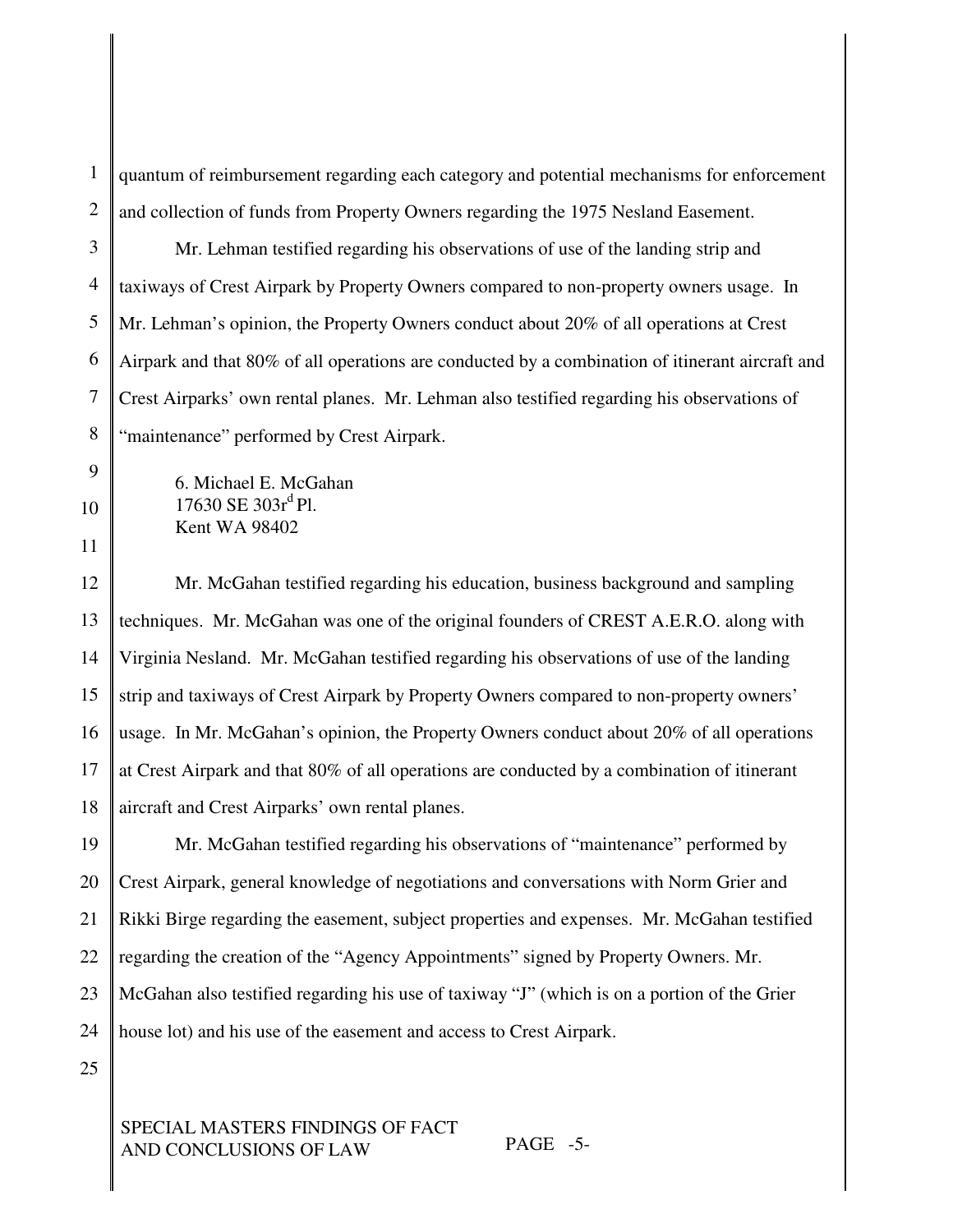quantum of reimbursement regarding each category and potential mechanisms for enforcement and collection of funds from Property Owners regarding the 1975 Nesland Easement.

Mr. Lehman testified regarding his observations of use of the landing strip and taxiways of Crest Airpark by Property Owners compared to non-property owners usage. In Mr. Lehman's opinion, the Property Owners conduct about 20% of all operations at Crest Airpark and that 80% of all operations are conducted by a combination of itinerant aircraft and Crest Airparks' own rental planes. Mr. Lehman also testified regarding his observations of "maintenance" performed by Crest Airpark.

6. Michael E. McGahan
17630 SE 303r[d] Pl.
Kent WA 98402

Mr. McGahan testified regarding his education, business background and sampling techniques. Mr. McGahan was one of the original founders of CREST A.E.R.O. along with Virginia Nesland. Mr. McGahan testified regarding his observations of use of the landing strip and taxiways of Crest Airpark by Property Owners compared to non-property owners' usage. In Mr. McGahan's opinion, the Property Owners conduct about 20% of all operations at Crest Airpark and that 80% of all operations are conducted by a combination of itinerant aircraft and Crest Airparks' own rental planes.

Mr. McGahan testified regarding his observations of "maintenance" performed by Crest Airpark, general knowledge of negotiations and conversations with Norm Grier and Rikki Birge regarding the easement, subject properties and expenses. Mr. McGahan testified regarding the creation of the "Agency Appointments" signed by Property Owners. Mr. McGahan also testified regarding his use of taxiway "J" (which is on a portion of the Grier house lot) and his use of the easement and access to Crest Airpark.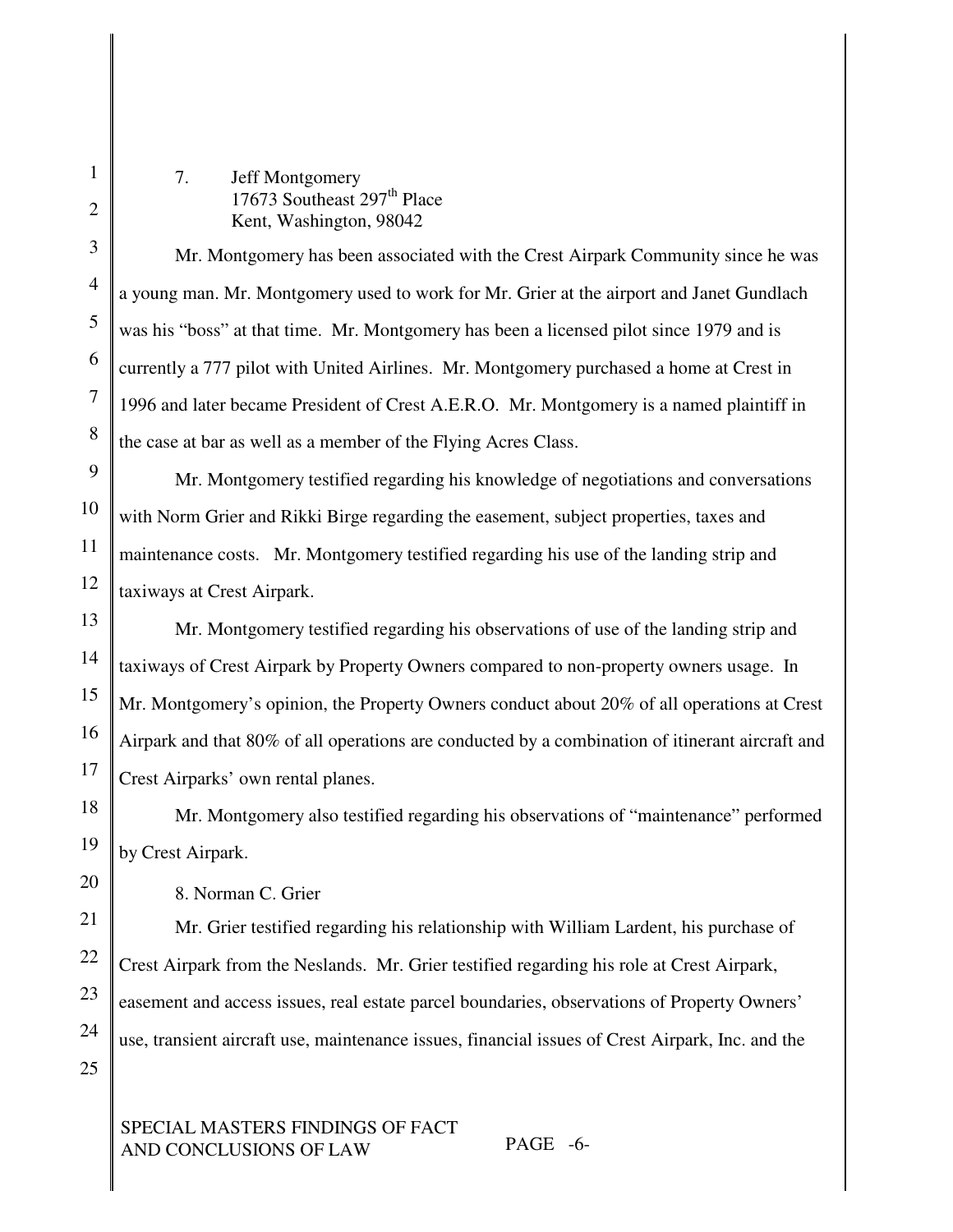7. Jeff Montgomery
   17673 Southeast 297th Place
   Kent, Washington, 98042

Mr. Montgomery has been associated with the Crest Airpark Community since he was a young man. Mr. Montgomery used to work for Mr. Grier at the airport and Janet Gundlach was his "boss" at that time. Mr. Montgomery has been a licensed pilot since 1979 and is currently a 777 pilot with United Airlines. Mr. Montgomery purchased a home at Crest in 1996 and later became President of Crest A.E.R.O. Mr. Montgomery is a named plaintiff in the case at bar as well as a member of the Flying Acres Class.

Mr. Montgomery testified regarding his knowledge of negotiations and conversations with Norm Grier and Rikki Birge regarding the easement, subject properties, taxes and maintenance costs. Mr. Montgomery testified regarding his use of the landing strip and taxiways at Crest Airpark.

Mr. Montgomery testified regarding his observations of use of the landing strip and taxiways of Crest Airpark by Property Owners compared to non-property owners usage. In Mr. Montgomery's opinion, the Property Owners conduct about 20% of all operations at Crest Airpark and that 80% of all operations are conducted by a combination of itinerant aircraft and Crest Airparks' own rental planes.

Mr. Montgomery also testified regarding his observations of "maintenance" performed by Crest Airpark.

8. Norman C. Grier

Mr. Grier testified regarding his relationship with William Lardent, his purchase of Crest Airpark from the Neslands. Mr. Grier testified regarding his role at Crest Airpark, easement and access issues, real estate parcel boundaries, observations of Property Owners' use, transient aircraft use, maintenance issues, financial issues of Crest Airpark, Inc. and the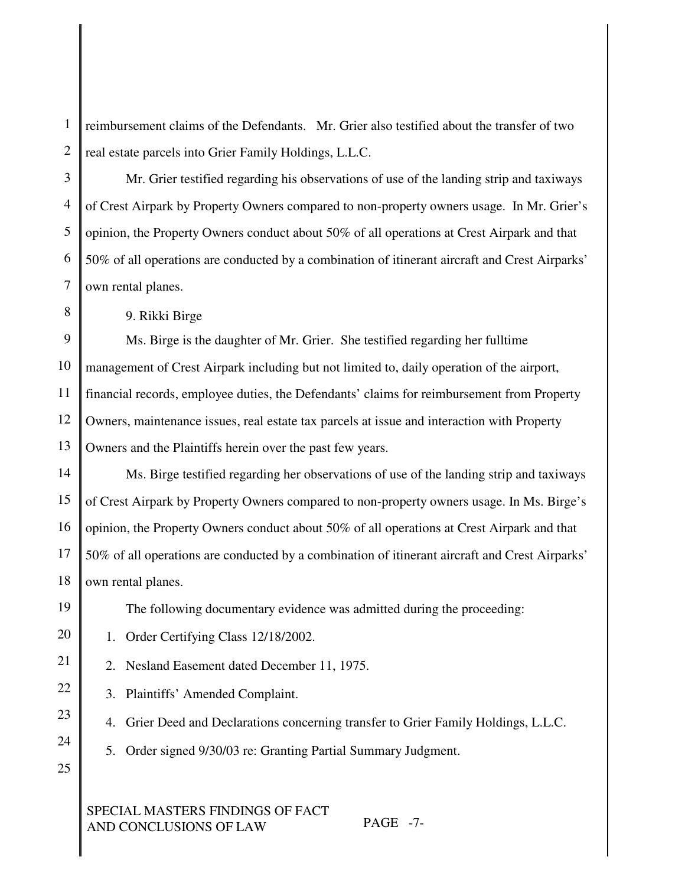reimbursement claims of the Defendants. Mr. Grier also testified about the transfer of two real estate parcels into Grier Family Holdings, L.L.C.

Mr. Grier testified regarding his observations of use of the landing strip and taxiways of Crest Airpark by Property Owners compared to non-property owners usage. In Mr. Grier's opinion, the Property Owners conduct about 50% of all operations at Crest Airpark and that 50% of all operations are conducted by a combination of itinerant aircraft and Crest Airparks' own rental planes.

9. Rikki Birge

Ms. Birge is the daughter of Mr. Grier. She testified regarding her fulltime management of Crest Airpark including but not limited to, daily operation of the airport, financial records, employee duties, the Defendants' claims for reimbursement from Property Owners, maintenance issues, real estate tax parcels at issue and interaction with Property Owners and the Plaintiffs herein over the past few years.

Ms. Birge testified regarding her observations of use of the landing strip and taxiways of Crest Airpark by Property Owners compared to non-property owners usage. In Ms. Birge's opinion, the Property Owners conduct about 50% of all operations at Crest Airpark and that 50% of all operations are conducted by a combination of itinerant aircraft and Crest Airparks' own rental planes.

The following documentary evidence was admitted during the proceeding:

1. Order Certifying Class 12/18/2002.
2. Nesland Easement dated December 11, 1975.
3. Plaintiffs' Amended Complaint.
4. Grier Deed and Declarations concerning transfer to Grier Family Holdings, L.L.C.
5. Order signed 9/30/03 re: Granting Partial Summary Judgment.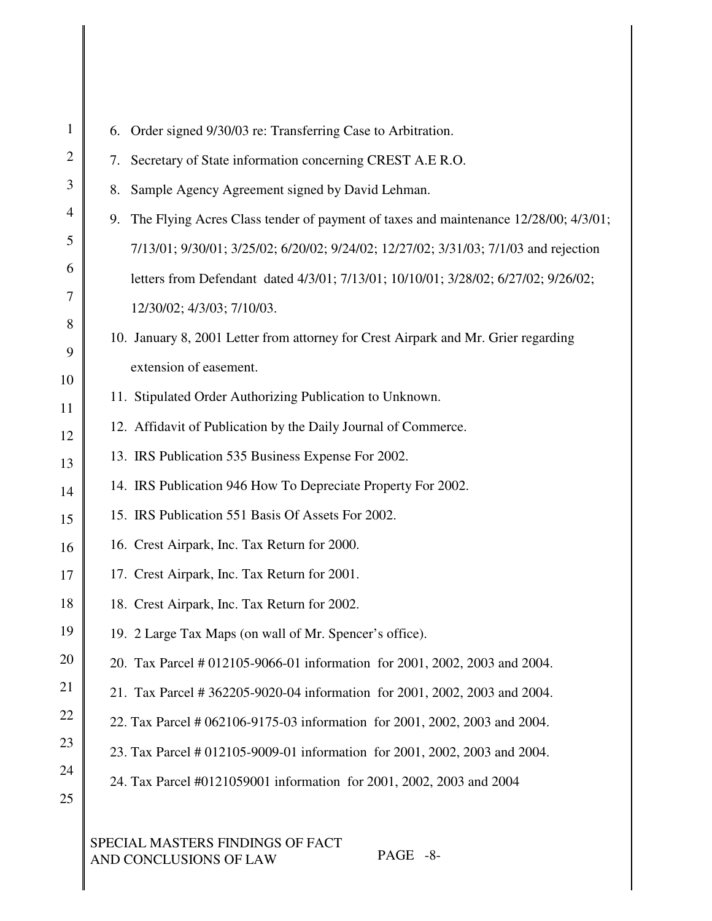6. Order signed 9/30/03 re: Transferring Case to Arbitration.
7. Secretary of State information concerning CREST A.E R.O.
8. Sample Agency Agreement signed by David Lehman.
9. The Flying Acres Class tender of payment of taxes and maintenance 12/28/00; 4/3/01; 7/13/01; 9/30/01; 3/25/02; 6/20/02; 9/24/02; 12/27/02; 3/31/03; 7/1/03 and rejection letters from Defendant dated 4/3/01; 7/13/01; 10/10/01; 3/28/02; 6/27/02; 9/26/02; 12/30/02; 4/3/03; 7/10/03.
10. January 8, 2001 Letter from attorney for Crest Airpark and Mr. Grier regarding extension of easement.
11. Stipulated Order Authorizing Publication to Unknown.
12. Affidavit of Publication by the Daily Journal of Commerce.
13. IRS Publication 535 Business Expense For 2002.
14. IRS Publication 946 How To Depreciate Property For 2002.
15. IRS Publication 551 Basis Of Assets For 2002.
16. Crest Airpark, Inc. Tax Return for 2000.
17. Crest Airpark, Inc. Tax Return for 2001.
18. Crest Airpark, Inc. Tax Return for 2002.
19. 2 Large Tax Maps (on wall of Mr. Spencer's office).
20. Tax Parcel # 012105-9066-01 information for 2001, 2002, 2003 and 2004.
21. Tax Parcel # 362205-9020-04 information for 2001, 2002, 2003 and 2004.
22. Tax Parcel # 062106-9175-03 information for 2001, 2002, 2003 and 2004.
23. Tax Parcel # 012105-9009-01 information for 2001, 2002, 2003 and 2004.
24. Tax Parcel #0121059001 information for 2001, 2002, 2003 and 2004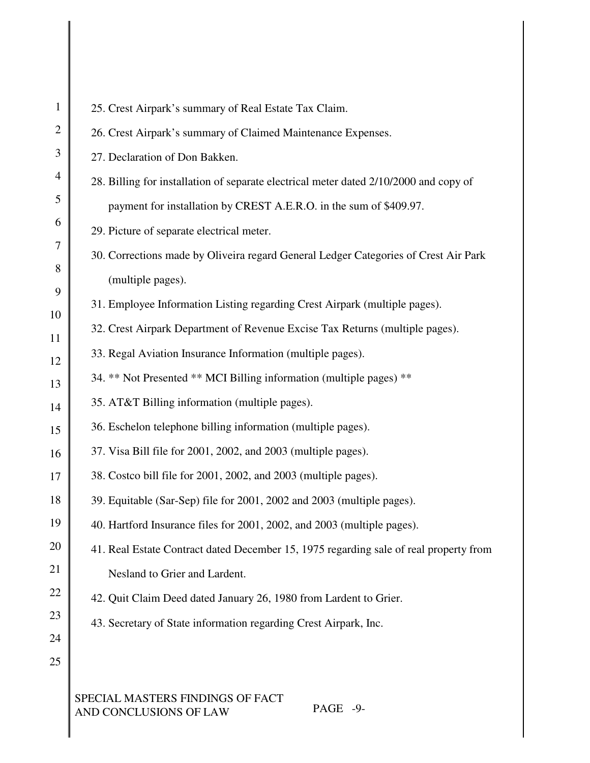25. Crest Airpark's summary of Real Estate Tax Claim.
26. Crest Airpark's summary of Claimed Maintenance Expenses.
27. Declaration of Don Bakken.
28. Billing for installation of separate electrical meter dated 2/10/2000 and copy of payment for installation by CREST A.E.R.O. in the sum of $409.97.
29. Picture of separate electrical meter.
30. Corrections made by Oliveira regard General Ledger Categories of Crest Air Park (multiple pages).
31. Employee Information Listing regarding Crest Airpark (multiple pages).
32. Crest Airpark Department of Revenue Excise Tax Returns (multiple pages).
33. Regal Aviation Insurance Information (multiple pages).
34. ** Not Presented ** MCI Billing information (multiple pages) **
35. AT&T Billing information (multiple pages).
36. Eschelon telephone billing information (multiple pages).
37. Visa Bill file for 2001, 2002, and 2003 (multiple pages).
38. Costco bill file for 2001, 2002, and 2003 (multiple pages).
39. Equitable (Sar-Sep) file for 2001, 2002 and 2003 (multiple pages).
40. Hartford Insurance files for 2001, 2002, and 2003 (multiple pages).
41. Real Estate Contract dated December 15, 1975 regarding sale of real property from Nesland to Grier and Lardent.
42. Quit Claim Deed dated January 26, 1980 from Lardent to Grier.
43. Secretary of State information regarding Crest Airpark, Inc.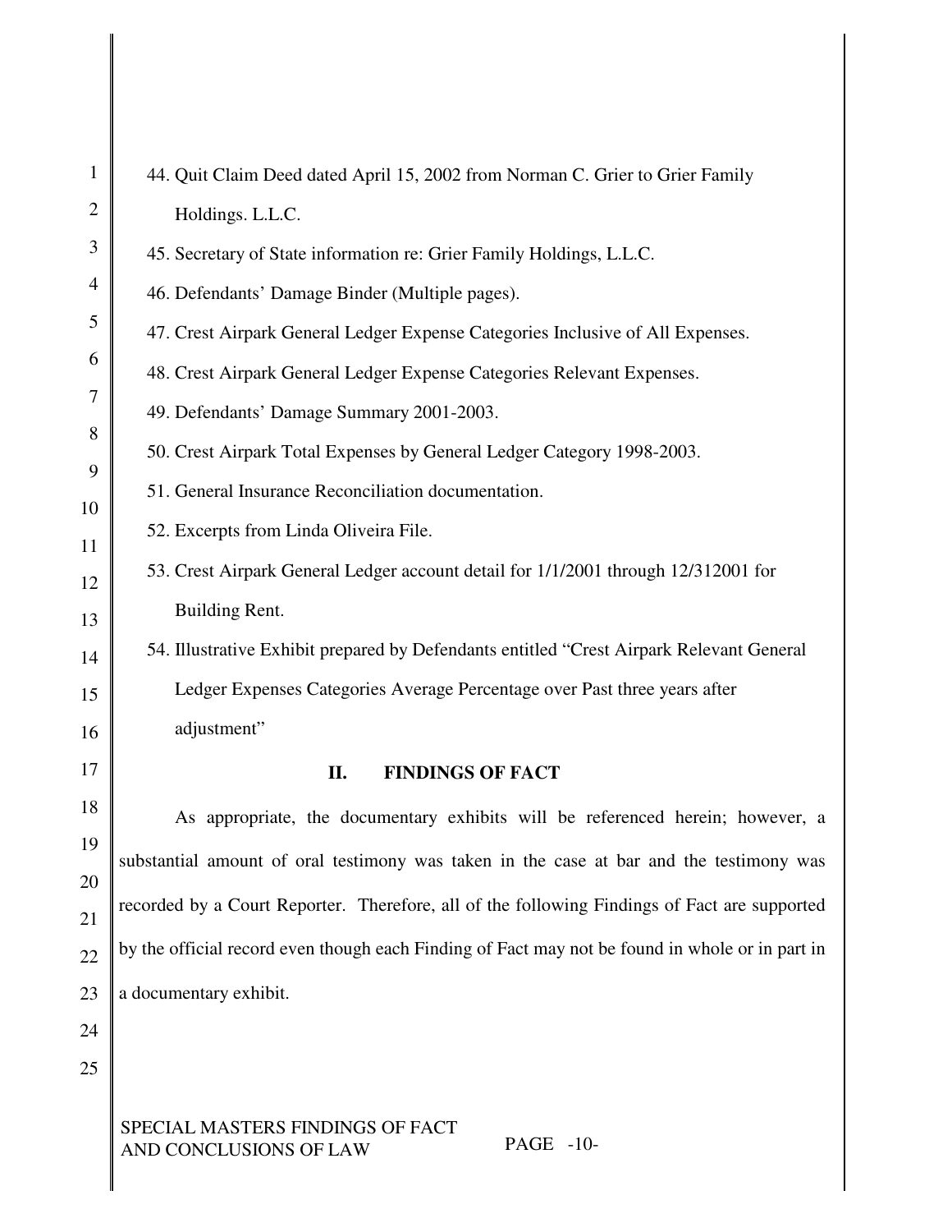44. Quit Claim Deed dated April 15, 2002 from Norman C. Grier to Grier Family Holdings. L.L.C.
45. Secretary of State information re: Grier Family Holdings, L.L.C.
46. Defendants' Damage Binder (Multiple pages).
47. Crest Airpark General Ledger Expense Categories Inclusive of All Expenses.
48. Crest Airpark General Ledger Expense Categories Relevant Expenses.
49. Defendants' Damage Summary 2001-2003.
50. Crest Airpark Total Expenses by General Ledger Category 1998-2003.
51. General Insurance Reconciliation documentation.
52. Excerpts from Linda Oliveira File.
53. Crest Airpark General Ledger account detail for 1/1/2001 through 12/312001 for Building Rent.
54. Illustrative Exhibit prepared by Defendants entitled "Crest Airpark Relevant General Ledger Expenses Categories Average Percentage over Past three years after adjustment"

## II. FINDINGS OF FACT

As appropriate, the documentary exhibits will be referenced herein; however, a substantial amount of oral testimony was taken in the case at bar and the testimony was recorded by a Court Reporter. Therefore, all of the following Findings of Fact are supported by the official record even though each Finding of Fact may not be found in whole or in part in a documentary exhibit.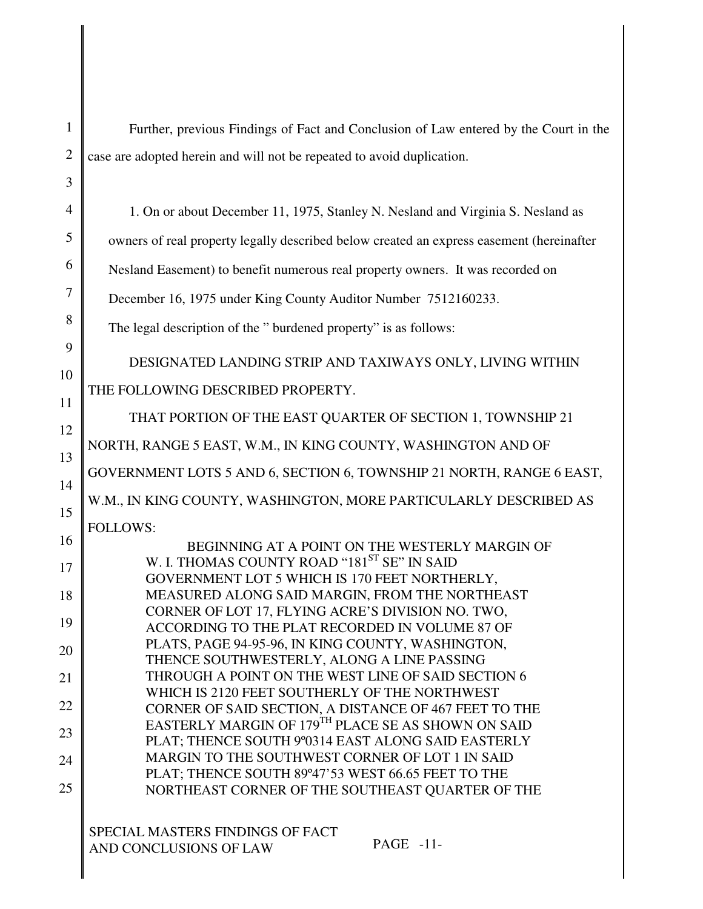Further, previous Findings of Fact and Conclusion of Law entered by the Court in the case are adopted herein and will not be repeated to avoid duplication.

1. On or about December 11, 1975, Stanley N. Nesland and Virginia S. Nesland as owners of real property legally described below created an express easement (hereinafter Nesland Easement) to benefit numerous real property owners. It was recorded on December 16, 1975 under King County Auditor Number 7512160233.

The legal description of the " burdened property" is as follows:

DESIGNATED LANDING STRIP AND TAXIWAYS ONLY, LIVING WITHIN THE FOLLOWING DESCRIBED PROPERTY.

THAT PORTION OF THE EAST QUARTER OF SECTION 1, TOWNSHIP 21 NORTH, RANGE 5 EAST, W.M., IN KING COUNTY, WASHINGTON AND OF GOVERNMENT LOTS 5 AND 6, SECTION 6, TOWNSHIP 21 NORTH, RANGE 6 EAST, W.M., IN KING COUNTY, WASHINGTON, MORE PARTICULARLY DESCRIBED AS FOLLOWS:

> BEGINNING AT A POINT ON THE WESTERLY MARGIN OF W. I. THOMAS COUNTY ROAD "181ST SE" IN SAID GOVERNMENT LOT 5 WHICH IS 170 FEET NORTHERLY, MEASURED ALONG SAID MARGIN, FROM THE NORTHEAST CORNER OF LOT 17, FLYING ACRE'S DIVISION NO. TWO, ACCORDING TO THE PLAT RECORDED IN VOLUME 87 OF PLATS, PAGE 94-95-96, IN KING COUNTY, WASHINGTON, THENCE SOUTHWESTERLY, ALONG A LINE PASSING THROUGH A POINT ON THE WEST LINE OF SAID SECTION 6 WHICH IS 2120 FEET SOUTHERLY OF THE NORTHWEST CORNER OF SAID SECTION, A DISTANCE OF 467 FEET TO THE EASTERLY MARGIN OF 179TH PLACE SE AS SHOWN ON SAID PLAT; THENCE SOUTH 9º0314 EAST ALONG SAID EASTERLY MARGIN TO THE SOUTHWEST CORNER OF LOT 1 IN SAID PLAT; THENCE SOUTH 89º47'53 WEST 66.65 FEET TO THE NORTHEAST CORNER OF THE SOUTHEAST QUARTER OF THE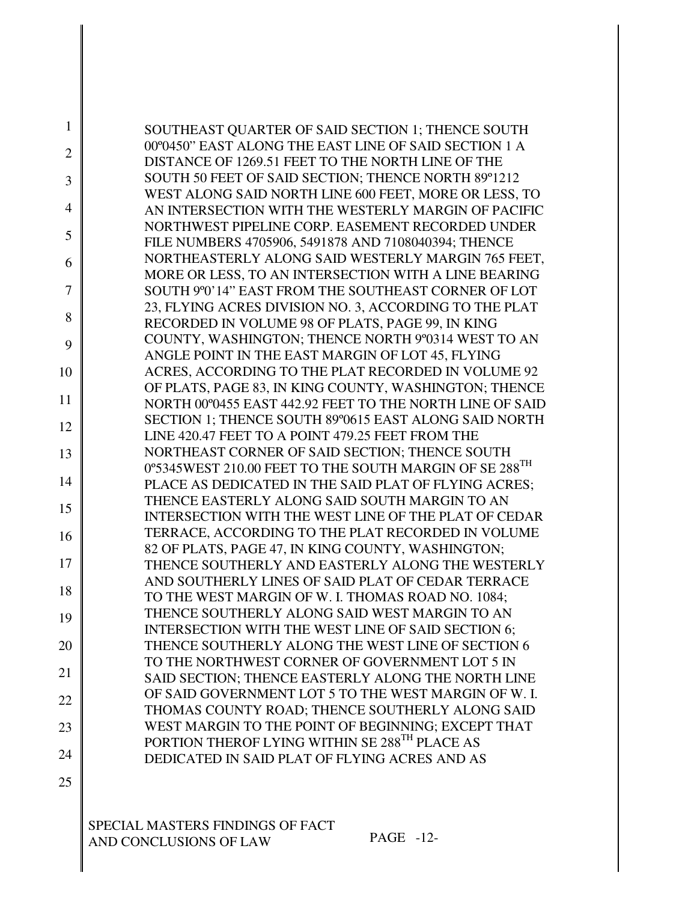SOUTHEAST QUARTER OF SAID SECTION 1; THENCE SOUTH 00º0450" EAST ALONG THE EAST LINE OF SAID SECTION 1 A DISTANCE OF 1269.51 FEET TO THE NORTH LINE OF THE SOUTH 50 FEET OF SAID SECTION; THENCE NORTH 89º1212 WEST ALONG SAID NORTH LINE 600 FEET, MORE OR LESS, TO AN INTERSECTION WITH THE WESTERLY MARGIN OF PACIFIC NORTHWEST PIPELINE CORP. EASEMENT RECORDED UNDER FILE NUMBERS 4705906, 5491878 AND 7108040394; THENCE NORTHEASTERLY ALONG SAID WESTERLY MARGIN 765 FEET, MORE OR LESS, TO AN INTERSECTION WITH A LINE BEARING SOUTH 9º0'14" EAST FROM THE SOUTHEAST CORNER OF LOT 23, FLYING ACRES DIVISION NO. 3, ACCORDING TO THE PLAT RECORDED IN VOLUME 98 OF PLATS, PAGE 99, IN KING COUNTY, WASHINGTON; THENCE NORTH 9º0314 WEST TO AN ANGLE POINT IN THE EAST MARGIN OF LOT 45, FLYING ACRES, ACCORDING TO THE PLAT RECORDED IN VOLUME 92 OF PLATS, PAGE 83, IN KING COUNTY, WASHINGTON; THENCE NORTH 00º0455 EAST 442.92 FEET TO THE NORTH LINE OF SAID SECTION 1; THENCE SOUTH 89º0615 EAST ALONG SAID NORTH LINE 420.47 FEET TO A POINT 479.25 FEET FROM THE NORTHEAST CORNER OF SAID SECTION; THENCE SOUTH 0º5345WEST 210.00 FEET TO THE SOUTH MARGIN OF SE 288TH PLACE AS DEDICATED IN THE SAID PLAT OF FLYING ACRES; THENCE EASTERLY ALONG SAID SOUTH MARGIN TO AN INTERSECTION WITH THE WEST LINE OF THE PLAT OF CEDAR TERRACE, ACCORDING TO THE PLAT RECORDED IN VOLUME 82 OF PLATS, PAGE 47, IN KING COUNTY, WASHINGTON; THENCE SOUTHERLY AND EASTERLY ALONG THE WESTERLY AND SOUTHERLY LINES OF SAID PLAT OF CEDAR TERRACE TO THE WEST MARGIN OF W. I. THOMAS ROAD NO. 1084; THENCE SOUTHERLY ALONG SAID WEST MARGIN TO AN INTERSECTION WITH THE WEST LINE OF SAID SECTION 6; THENCE SOUTHERLY ALONG THE WEST LINE OF SECTION 6 TO THE NORTHWEST CORNER OF GOVERNMENT LOT 5 IN SAID SECTION; THENCE EASTERLY ALONG THE NORTH LINE OF SAID GOVERNMENT LOT 5 TO THE WEST MARGIN OF W. I. THOMAS COUNTY ROAD; THENCE SOUTHERLY ALONG SAID WEST MARGIN TO THE POINT OF BEGINNING; EXCEPT THAT PORTION THEROF LYING WITHIN SE 288TH PLACE AS DEDICATED IN SAID PLAT OF FLYING ACRES AND AS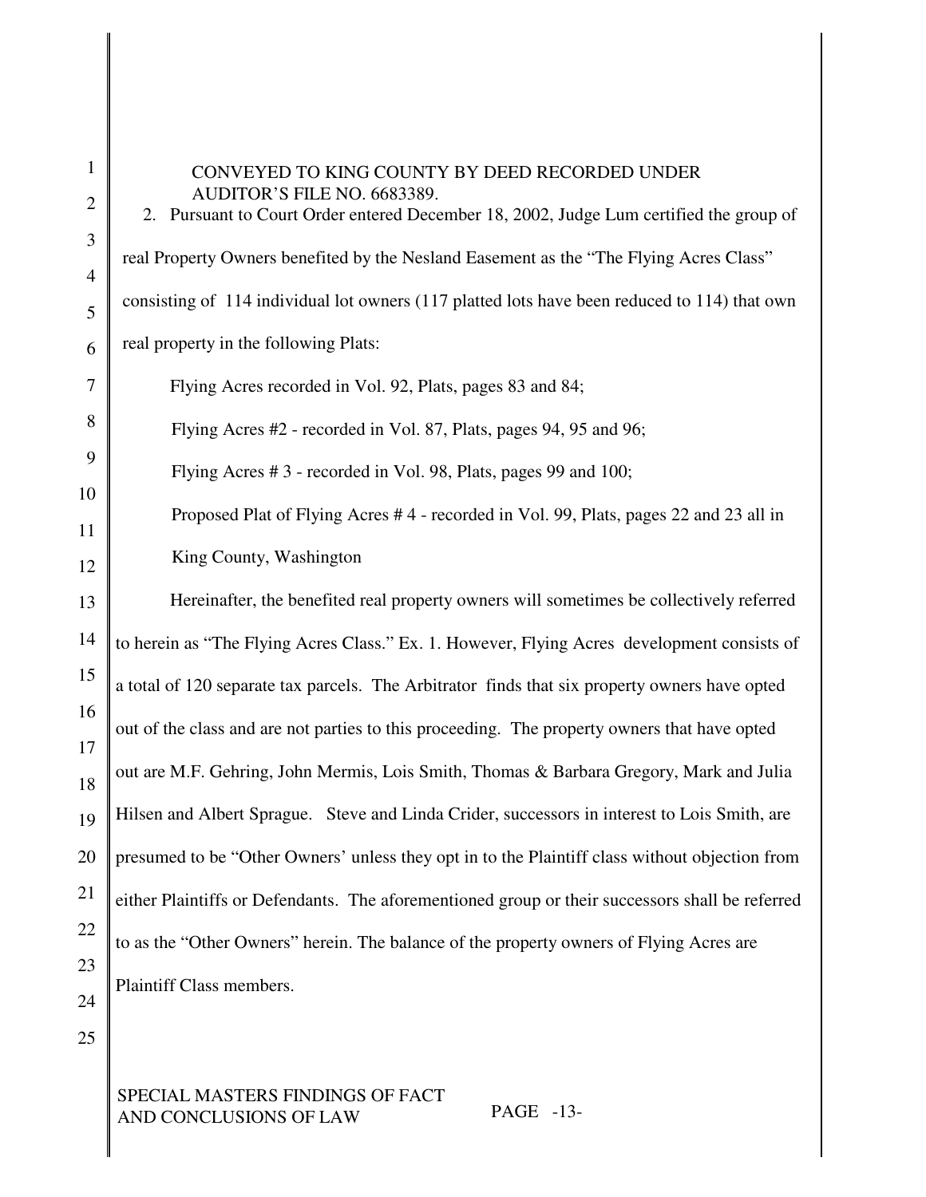CONVEYED TO KING COUNTY BY DEED RECORDED UNDER AUDITOR'S FILE NO. 6683389.

2. Pursuant to Court Order entered December 18, 2002, Judge Lum certified the group of real Property Owners benefited by the Nesland Easement as the "The Flying Acres Class" consisting of 114 individual lot owners (117 platted lots have been reduced to 114) that own real property in the following Plats:

Flying Acres recorded in Vol. 92, Plats, pages 83 and 84;

Flying Acres #2 - recorded in Vol. 87, Plats, pages 94, 95 and 96;

Flying Acres # 3 - recorded in Vol. 98, Plats, pages 99 and 100;

Proposed Plat of Flying Acres # 4 - recorded in Vol. 99, Plats, pages 22 and 23 all in King County, Washington

Hereinafter, the benefited real property owners will sometimes be collectively referred to herein as "The Flying Acres Class." Ex. 1. However, Flying Acres development consists of a total of 120 separate tax parcels. The Arbitrator finds that six property owners have opted out of the class and are not parties to this proceeding. The property owners that have opted out are M.F. Gehring, John Mermis, Lois Smith, Thomas & Barbara Gregory, Mark and Julia Hilsen and Albert Sprague. Steve and Linda Crider, successors in interest to Lois Smith, are presumed to be "Other Owners' unless they opt in to the Plaintiff class without objection from either Plaintiffs or Defendants. The aforementioned group or their successors shall be referred to as the "Other Owners" herein. The balance of the property owners of Flying Acres are Plaintiff Class members.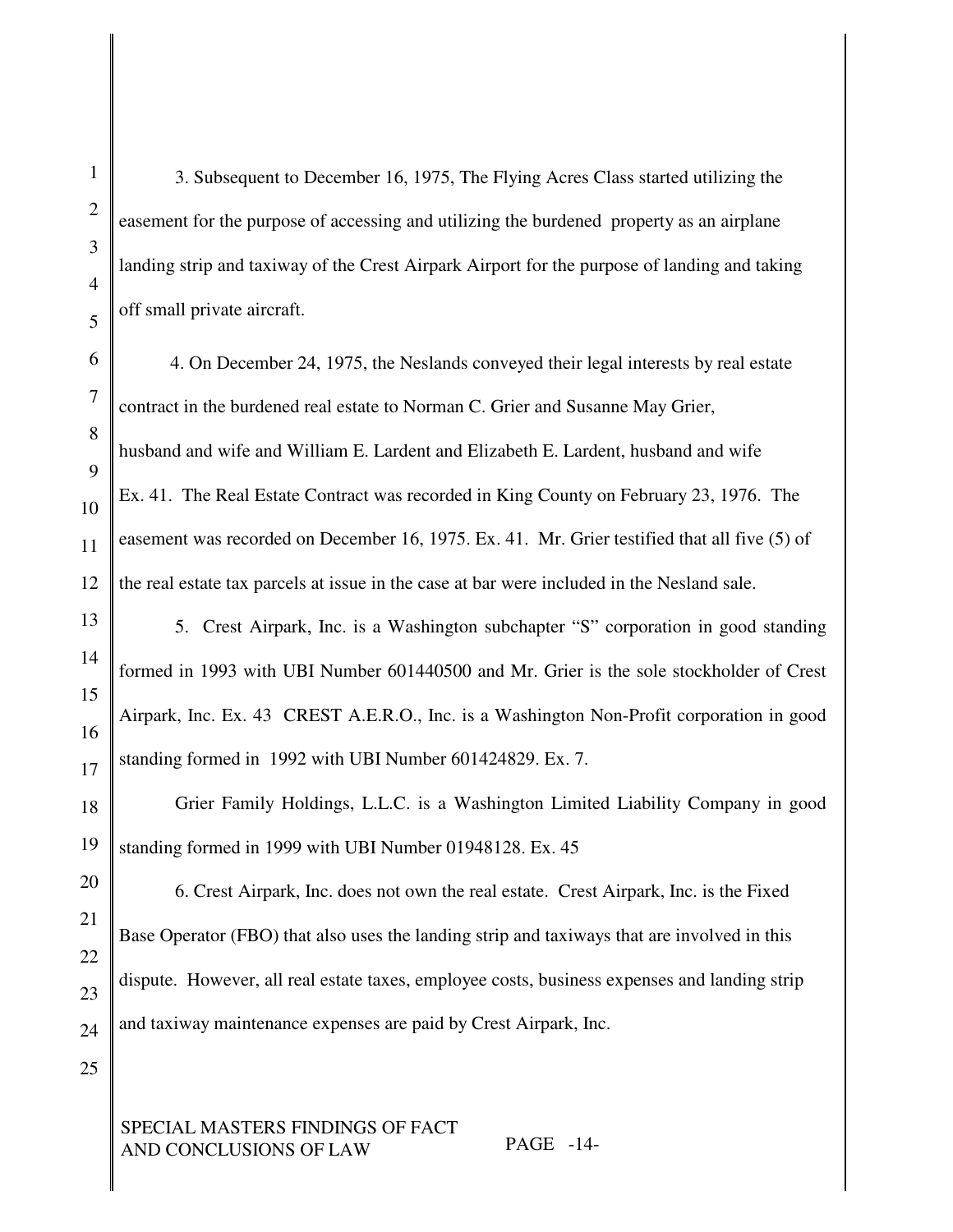3. Subsequent to December 16, 1975, The Flying Acres Class started utilizing the easement for the purpose of accessing and utilizing the burdened property as an airplane landing strip and taxiway of the Crest Airpark Airport for the purpose of landing and taking off small private aircraft.

4. On December 24, 1975, the Neslands conveyed their legal interests by real estate contract in the burdened real estate to Norman C. Grier and Susanne May Grier, husband and wife and William E. Lardent and Elizabeth E. Lardent, husband and wife Ex. 41. The Real Estate Contract was recorded in King County on February 23, 1976. The easement was recorded on December 16, 1975. Ex. 41. Mr. Grier testified that all five (5) of the real estate tax parcels at issue in the case at bar were included in the Nesland sale.

5. Crest Airpark, Inc. is a Washington subchapter "S" corporation in good standing formed in 1993 with UBI Number 601440500 and Mr. Grier is the sole stockholder of Crest Airpark, Inc. Ex. 43 CREST A.E.R.O., Inc. is a Washington Non-Profit corporation in good standing formed in 1992 with UBI Number 601424829. Ex. 7.

Grier Family Holdings, L.L.C. is a Washington Limited Liability Company in good standing formed in 1999 with UBI Number 01948128. Ex. 45

6. Crest Airpark, Inc. does not own the real estate. Crest Airpark, Inc. is the Fixed Base Operator (FBO) that also uses the landing strip and taxiways that are involved in this dispute. However, all real estate taxes, employee costs, business expenses and landing strip and taxiway maintenance expenses are paid by Crest Airpark, Inc.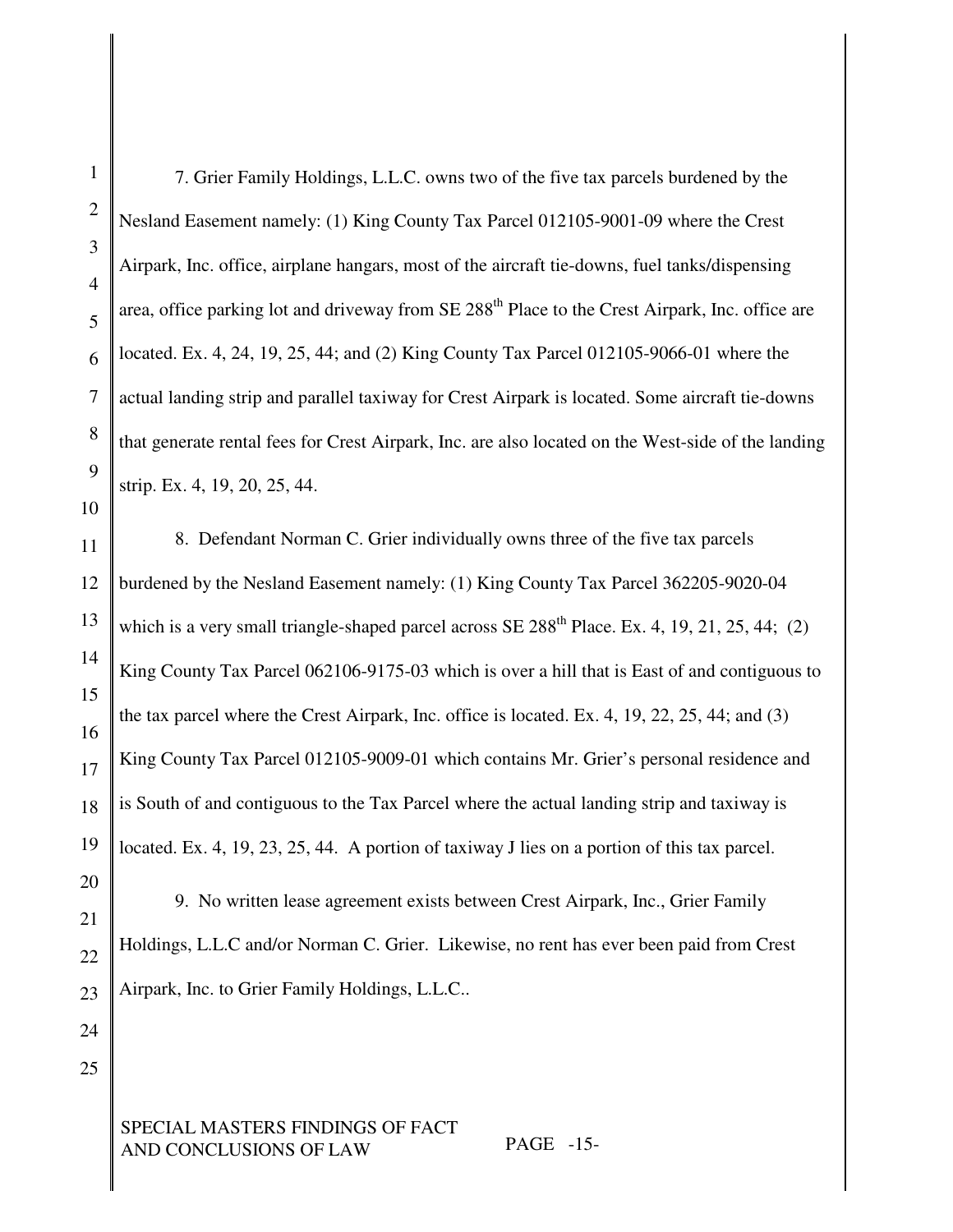7. Grier Family Holdings, L.L.C. owns two of the five tax parcels burdened by the Nesland Easement namely: (1) King County Tax Parcel 012105-9001-09 where the Crest Airpark, Inc. office, airplane hangars, most of the aircraft tie-downs, fuel tanks/dispensing area, office parking lot and driveway from SE 288th Place to the Crest Airpark, Inc. office are located. Ex. 4, 24, 19, 25, 44; and (2) King County Tax Parcel 012105-9066-01 where the actual landing strip and parallel taxiway for Crest Airpark is located. Some aircraft tie-downs that generate rental fees for Crest Airpark, Inc. are also located on the West-side of the landing strip. Ex. 4, 19, 20, 25, 44.

8. Defendant Norman C. Grier individually owns three of the five tax parcels burdened by the Nesland Easement namely: (1) King County Tax Parcel 362205-9020-04 which is a very small triangle-shaped parcel across SE 288th Place. Ex. 4, 19, 21, 25, 44; (2) King County Tax Parcel 062106-9175-03 which is over a hill that is East of and contiguous to the tax parcel where the Crest Airpark, Inc. office is located. Ex. 4, 19, 22, 25, 44; and (3) King County Tax Parcel 012105-9009-01 which contains Mr. Grier's personal residence and is South of and contiguous to the Tax Parcel where the actual landing strip and taxiway is located. Ex. 4, 19, 23, 25, 44. A portion of taxiway J lies on a portion of this tax parcel.

9. No written lease agreement exists between Crest Airpark, Inc., Grier Family Holdings, L.L.C and/or Norman C. Grier. Likewise, no rent has ever been paid from Crest Airpark, Inc. to Grier Family Holdings, L.L.C..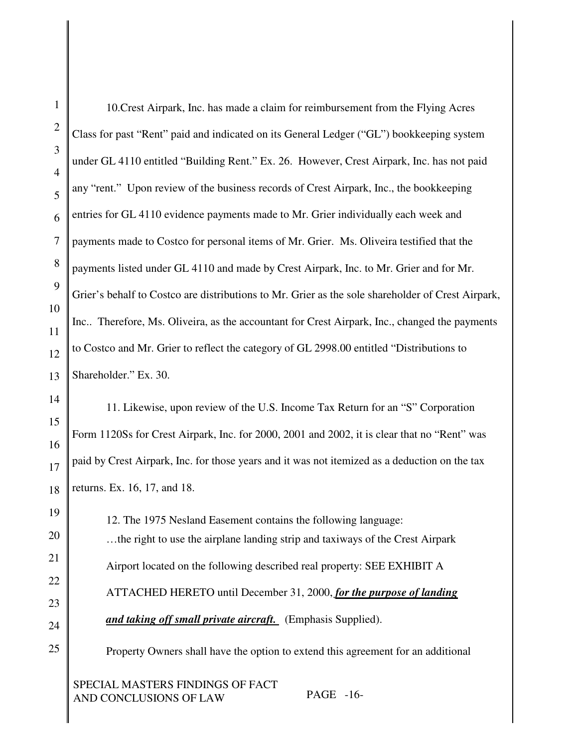10.Crest Airpark, Inc. has made a claim for reimbursement from the Flying Acres Class for past "Rent" paid and indicated on its General Ledger ("GL") bookkeeping system under GL 4110 entitled "Building Rent." Ex. 26. However, Crest Airpark, Inc. has not paid any "rent." Upon review of the business records of Crest Airpark, Inc., the bookkeeping entries for GL 4110 evidence payments made to Mr. Grier individually each week and payments made to Costco for personal items of Mr. Grier. Ms. Oliveira testified that the payments listed under GL 4110 and made by Crest Airpark, Inc. to Mr. Grier and for Mr. Grier's behalf to Costco are distributions to Mr. Grier as the sole shareholder of Crest Airpark, Inc.. Therefore, Ms. Oliveira, as the accountant for Crest Airpark, Inc., changed the payments to Costco and Mr. Grier to reflect the category of GL 2998.00 entitled "Distributions to Shareholder." Ex. 30.

11. Likewise, upon review of the U.S. Income Tax Return for an "S" Corporation Form 1120Ss for Crest Airpark, Inc. for 2000, 2001 and 2002, it is clear that no "Rent" was paid by Crest Airpark, Inc. for those years and it was not itemized as a deduction on the tax returns. Ex. 16, 17, and 18.

12. The 1975 Nesland Easement contains the following language:

> …the right to use the airplane landing strip and taxiways of the Crest Airpark Airport located on the following described real property: SEE EXHIBIT A ATTACHED HERETO until December 31, 2000, ***for the purpose of landing and taking off small private aircraft.*** (Emphasis Supplied).
>
> Property Owners shall have the option to extend this agreement for an additional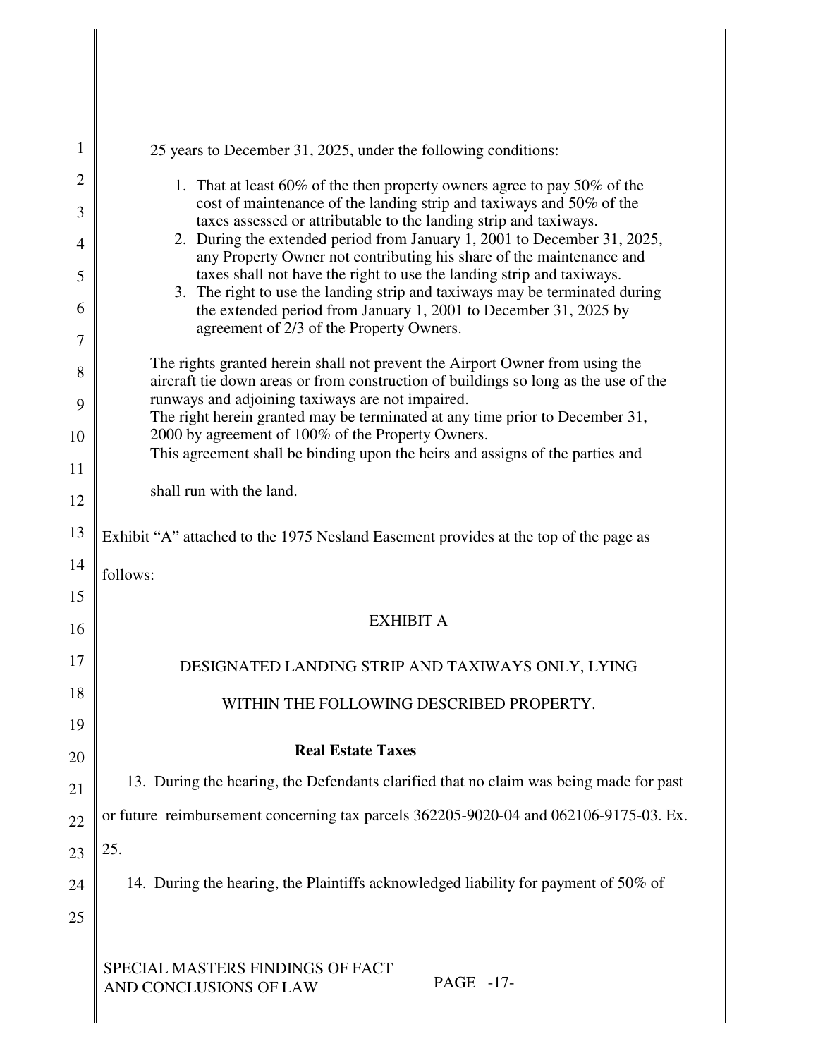25 years to December 31, 2025, under the following conditions:

1. That at least 60% of the then property owners agree to pay 50% of the cost of maintenance of the landing strip and taxiways and 50% of the taxes assessed or attributable to the landing strip and taxiways.
2. During the extended period from January 1, 2001 to December 31, 2025, any Property Owner not contributing his share of the maintenance and taxes shall not have the right to use the landing strip and taxiways.
3. The right to use the landing strip and taxiways may be terminated during the extended period from January 1, 2001 to December 31, 2025 by agreement of 2/3 of the Property Owners.

The rights granted herein shall not prevent the Airport Owner from using the aircraft tie down areas or from construction of buildings so long as the use of the runways and adjoining taxiways are not impaired.
The right herein granted may be terminated at any time prior to December 31, 2000 by agreement of 100% of the Property Owners.
This agreement shall be binding upon the heirs and assigns of the parties and shall run with the land.

Exhibit "A" attached to the 1975 Nesland Easement provides at the top of the page as follows:

<u>EXHIBIT A</u>

DESIGNATED LANDING STRIP AND TAXIWAYS ONLY, LYING WITHIN THE FOLLOWING DESCRIBED PROPERTY.

**Real Estate Taxes**

13. During the hearing, the Defendants clarified that no claim was being made for past or future reimbursement concerning tax parcels 362205-9020-04 and 062106-9175-03. Ex. 25.

14. During the hearing, the Plaintiffs acknowledged liability for payment of 50% of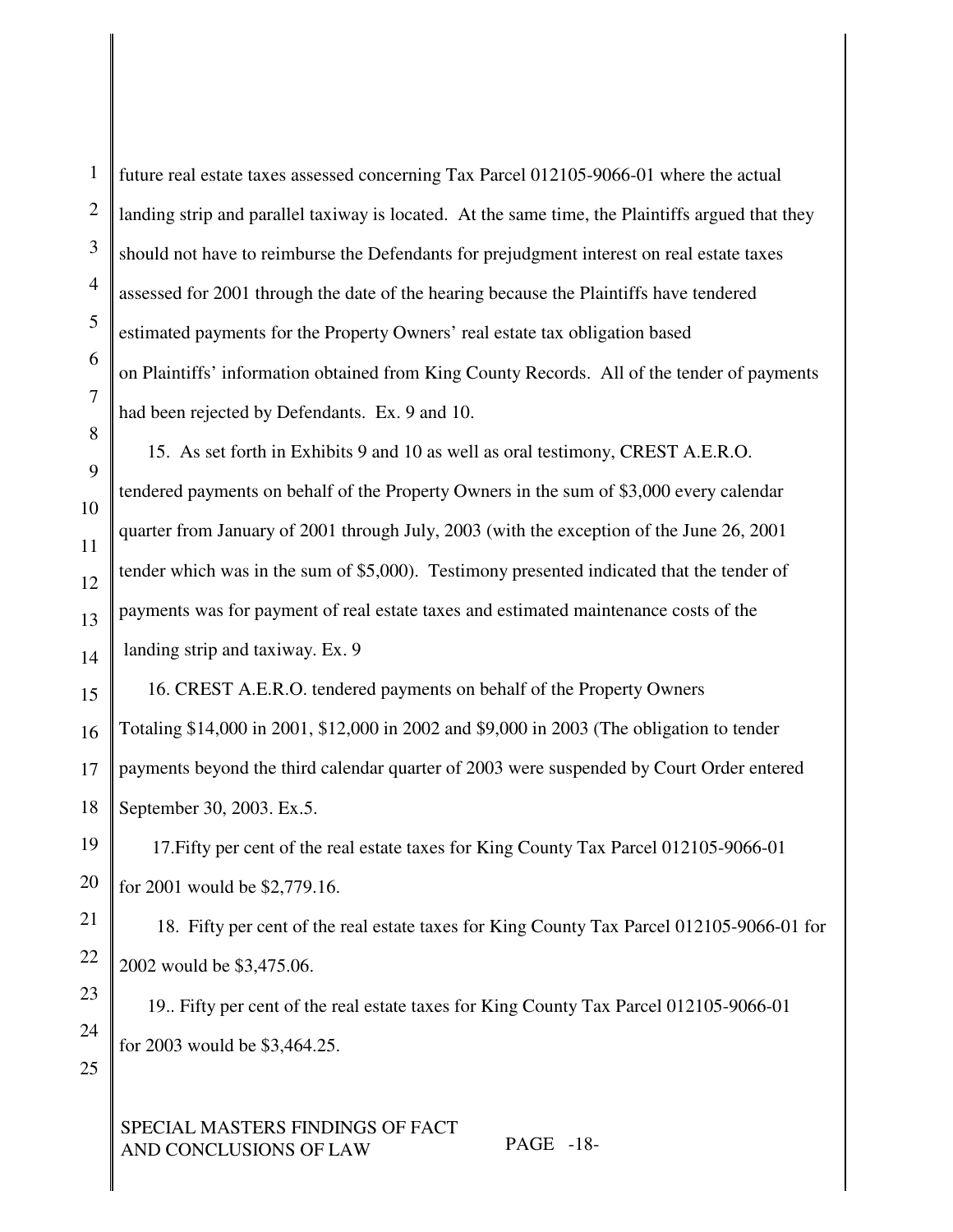future real estate taxes assessed concerning Tax Parcel 012105-9066-01 where the actual landing strip and parallel taxiway is located. At the same time, the Plaintiffs argued that they should not have to reimburse the Defendants for prejudgment interest on real estate taxes assessed for 2001 through the date of the hearing because the Plaintiffs have tendered estimated payments for the Property Owners' real estate tax obligation based on Plaintiffs' information obtained from King County Records. All of the tender of payments had been rejected by Defendants. Ex. 9 and 10.

15. As set forth in Exhibits 9 and 10 as well as oral testimony, CREST A.E.R.O. tendered payments on behalf of the Property Owners in the sum of $3,000 every calendar quarter from January of 2001 through July, 2003 (with the exception of the June 26, 2001 tender which was in the sum of $5,000). Testimony presented indicated that the tender of payments was for payment of real estate taxes and estimated maintenance costs of the landing strip and taxiway. Ex. 9

16. CREST A.E.R.O. tendered payments on behalf of the Property Owners Totaling $14,000 in 2001, $12,000 in 2002 and $9,000 in 2003 (The obligation to tender payments beyond the third calendar quarter of 2003 were suspended by Court Order entered September 30, 2003. Ex.5.

17.Fifty per cent of the real estate taxes for King County Tax Parcel 012105-9066-01 for 2001 would be $2,779.16.

18. Fifty per cent of the real estate taxes for King County Tax Parcel 012105-9066-01 for 2002 would be $3,475.06.

19.. Fifty per cent of the real estate taxes for King County Tax Parcel 012105-9066-01 for 2003 would be $3,464.25.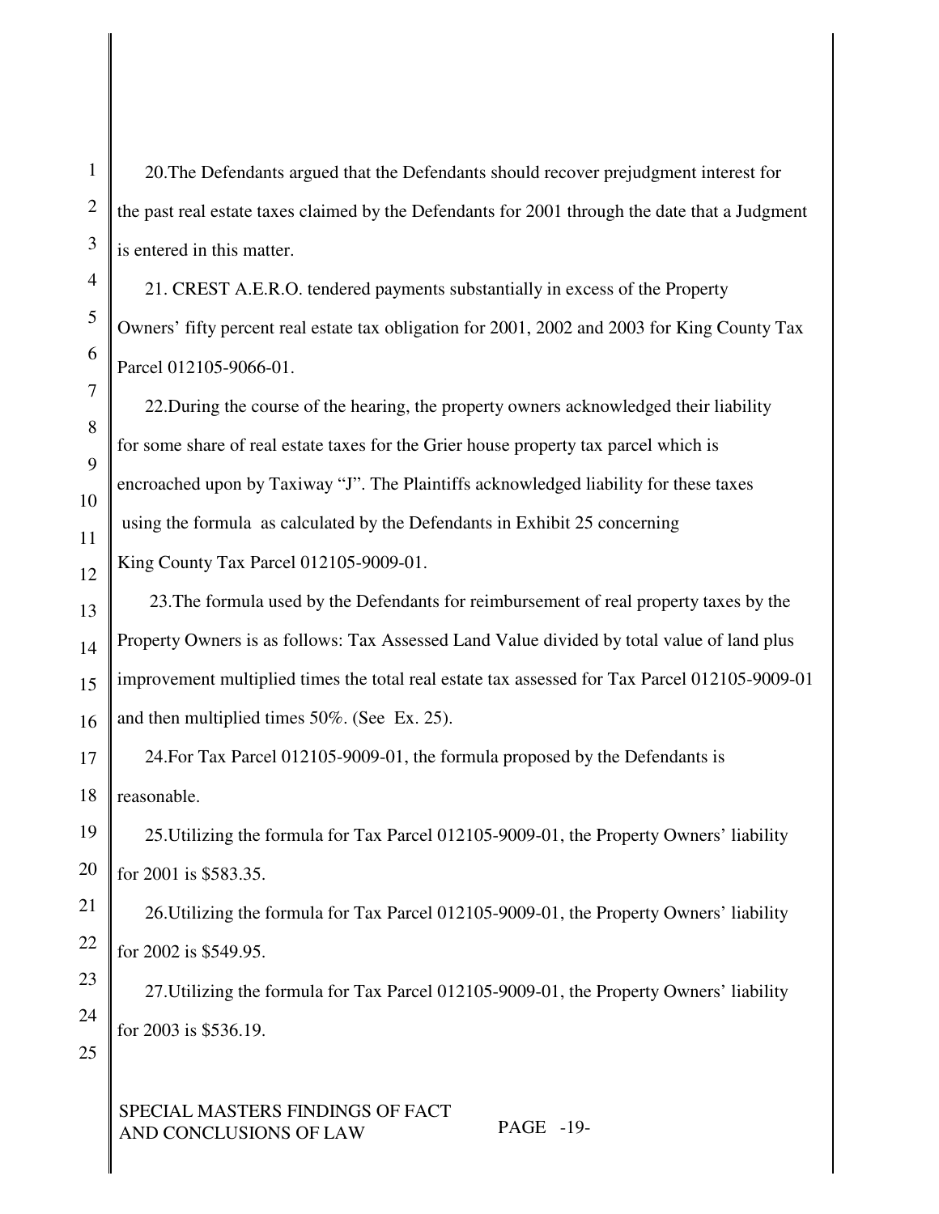20.The Defendants argued that the Defendants should recover prejudgment interest for the past real estate taxes claimed by the Defendants for 2001 through the date that a Judgment is entered in this matter.

21. CREST A.E.R.O. tendered payments substantially in excess of the Property Owners' fifty percent real estate tax obligation for 2001, 2002 and 2003 for King County Tax Parcel 012105-9066-01.

22.During the course of the hearing, the property owners acknowledged their liability for some share of real estate taxes for the Grier house property tax parcel which is encroached upon by Taxiway "J". The Plaintiffs acknowledged liability for these taxes using the formula as calculated by the Defendants in Exhibit 25 concerning King County Tax Parcel 012105-9009-01.

23.The formula used by the Defendants for reimbursement of real property taxes by the Property Owners is as follows: Tax Assessed Land Value divided by total value of land plus improvement multiplied times the total real estate tax assessed for Tax Parcel 012105-9009-01 and then multiplied times 50%. (See Ex. 25).

24.For Tax Parcel 012105-9009-01, the formula proposed by the Defendants is reasonable.

25.Utilizing the formula for Tax Parcel 012105-9009-01, the Property Owners' liability for 2001 is $583.35.

26.Utilizing the formula for Tax Parcel 012105-9009-01, the Property Owners' liability for 2002 is $549.95.

27.Utilizing the formula for Tax Parcel 012105-9009-01, the Property Owners' liability for 2003 is $536.19.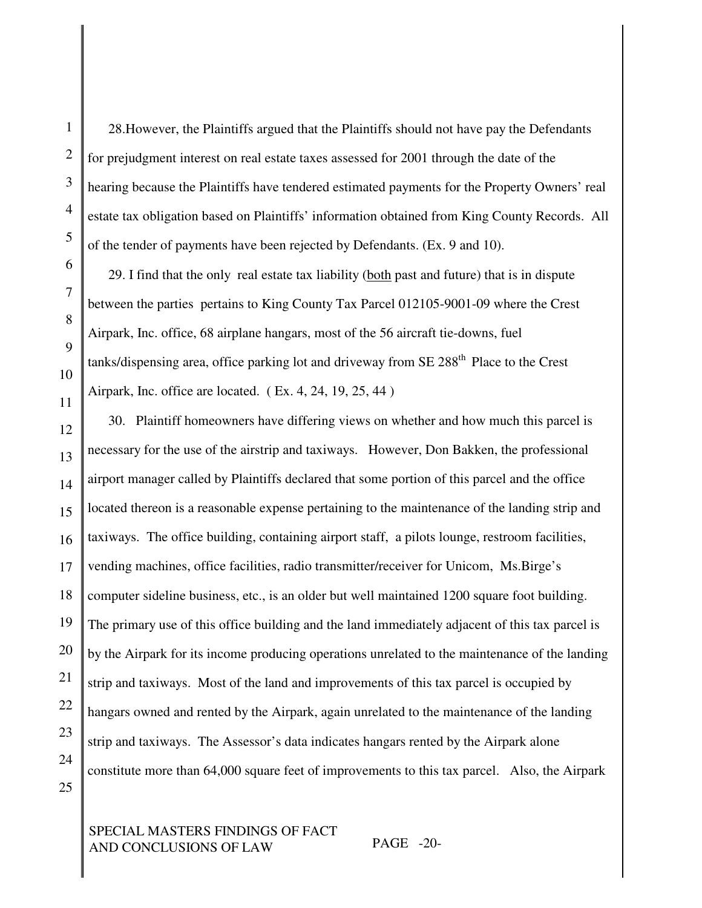28.However, the Plaintiffs argued that the Plaintiffs should not have pay the Defendants for prejudgment interest on real estate taxes assessed for 2001 through the date of the hearing because the Plaintiffs have tendered estimated payments for the Property Owners' real estate tax obligation based on Plaintiffs' information obtained from King County Records. All of the tender of payments have been rejected by Defendants. (Ex. 9 and 10).

29. I find that the only real estate tax liability (both past and future) that is in dispute between the parties pertains to King County Tax Parcel 012105-9001-09 where the Crest Airpark, Inc. office, 68 airplane hangars, most of the 56 aircraft tie-downs, fuel tanks/dispensing area, office parking lot and driveway from SE 288th Place to the Crest Airpark, Inc. office are located. ( Ex. 4, 24, 19, 25, 44 )

30. Plaintiff homeowners have differing views on whether and how much this parcel is necessary for the use of the airstrip and taxiways. However, Don Bakken, the professional airport manager called by Plaintiffs declared that some portion of this parcel and the office located thereon is a reasonable expense pertaining to the maintenance of the landing strip and taxiways. The office building, containing airport staff, a pilots lounge, restroom facilities, vending machines, office facilities, radio transmitter/receiver for Unicom, Ms.Birge's computer sideline business, etc., is an older but well maintained 1200 square foot building. The primary use of this office building and the land immediately adjacent of this tax parcel is by the Airpark for its income producing operations unrelated to the maintenance of the landing strip and taxiways. Most of the land and improvements of this tax parcel is occupied by hangars owned and rented by the Airpark, again unrelated to the maintenance of the landing strip and taxiways. The Assessor's data indicates hangars rented by the Airpark alone constitute more than 64,000 square feet of improvements to this tax parcel. Also, the Airpark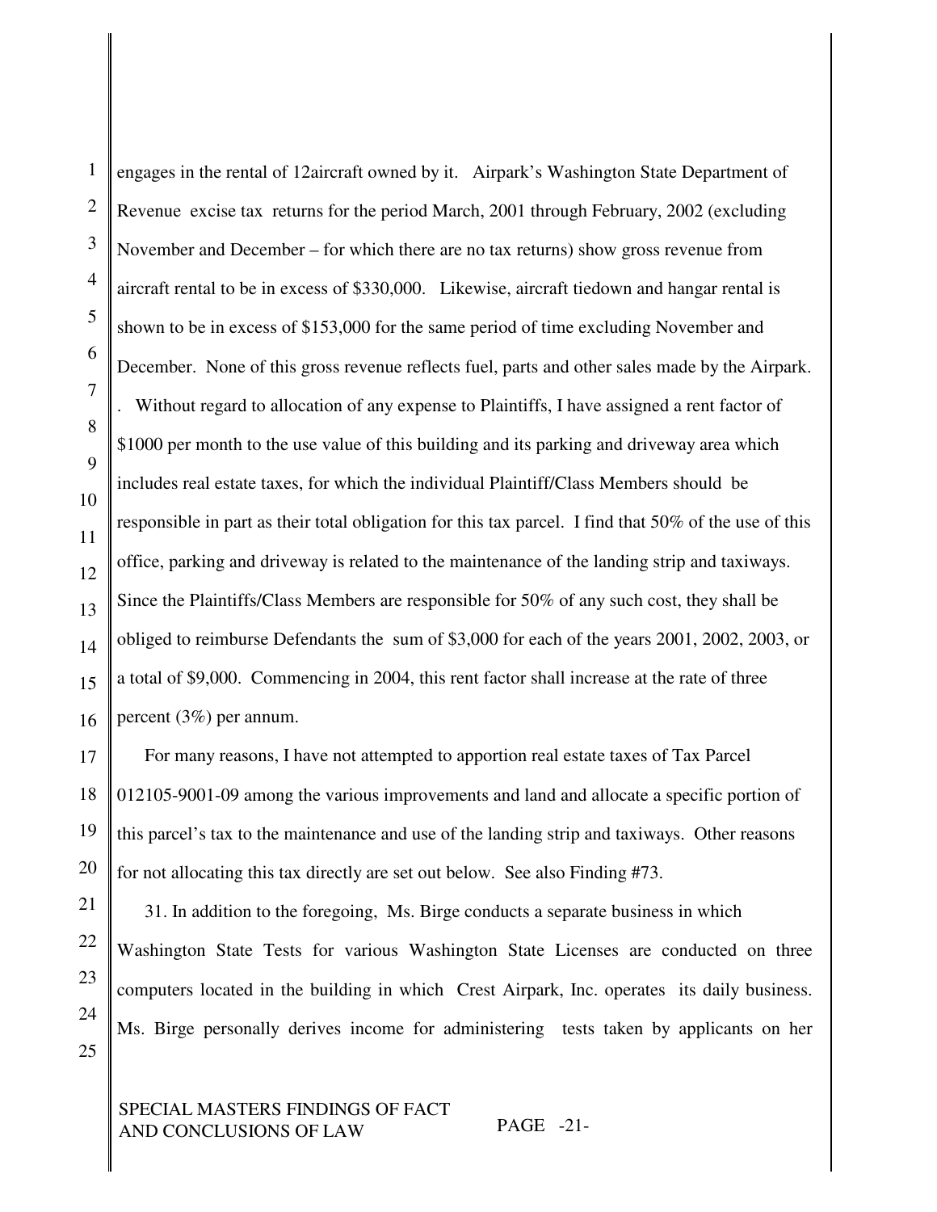engages in the rental of 12aircraft owned by it. Airpark's Washington State Department of Revenue excise tax returns for the period March, 2001 through February, 2002 (excluding November and December – for which there are no tax returns) show gross revenue from aircraft rental to be in excess of $330,000. Likewise, aircraft tiedown and hangar rental is shown to be in excess of $153,000 for the same period of time excluding November and December. None of this gross revenue reflects fuel, parts and other sales made by the Airpark. . Without regard to allocation of any expense to Plaintiffs, I have assigned a rent factor of $1000 per month to the use value of this building and its parking and driveway area which includes real estate taxes, for which the individual Plaintiff/Class Members should be responsible in part as their total obligation for this tax parcel. I find that 50% of the use of this office, parking and driveway is related to the maintenance of the landing strip and taxiways. Since the Plaintiffs/Class Members are responsible for 50% of any such cost, they shall be obliged to reimburse Defendants the sum of $3,000 for each of the years 2001, 2002, 2003, or a total of $9,000. Commencing in 2004, this rent factor shall increase at the rate of three percent (3%) per annum.

For many reasons, I have not attempted to apportion real estate taxes of Tax Parcel 012105-9001-09 among the various improvements and land and allocate a specific portion of this parcel's tax to the maintenance and use of the landing strip and taxiways. Other reasons for not allocating this tax directly are set out below. See also Finding #73.

31. In addition to the foregoing, Ms. Birge conducts a separate business in which Washington State Tests for various Washington State Licenses are conducted on three computers located in the building in which Crest Airpark, Inc. operates its daily business. Ms. Birge personally derives income for administering tests taken by applicants on her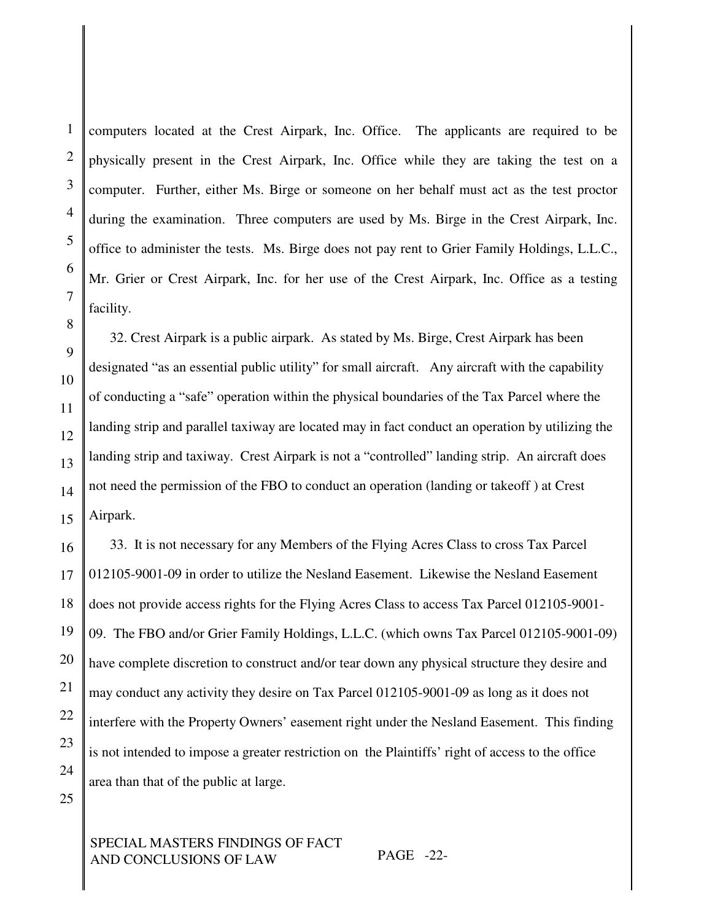computers located at the Crest Airpark, Inc. Office. The applicants are required to be physically present in the Crest Airpark, Inc. Office while they are taking the test on a computer. Further, either Ms. Birge or someone on her behalf must act as the test proctor during the examination. Three computers are used by Ms. Birge in the Crest Airpark, Inc. office to administer the tests. Ms. Birge does not pay rent to Grier Family Holdings, L.L.C., Mr. Grier or Crest Airpark, Inc. for her use of the Crest Airpark, Inc. Office as a testing facility.

32. Crest Airpark is a public airpark. As stated by Ms. Birge, Crest Airpark has been designated "as an essential public utility" for small aircraft. Any aircraft with the capability of conducting a "safe" operation within the physical boundaries of the Tax Parcel where the landing strip and parallel taxiway are located may in fact conduct an operation by utilizing the landing strip and taxiway. Crest Airpark is not a "controlled" landing strip. An aircraft does not need the permission of the FBO to conduct an operation (landing or takeoff ) at Crest Airpark.

33. It is not necessary for any Members of the Flying Acres Class to cross Tax Parcel 012105-9001-09 in order to utilize the Nesland Easement. Likewise the Nesland Easement does not provide access rights for the Flying Acres Class to access Tax Parcel 012105-9001-09. The FBO and/or Grier Family Holdings, L.L.C. (which owns Tax Parcel 012105-9001-09) have complete discretion to construct and/or tear down any physical structure they desire and may conduct any activity they desire on Tax Parcel 012105-9001-09 as long as it does not interfere with the Property Owners' easement right under the Nesland Easement. This finding is not intended to impose a greater restriction on the Plaintiffs' right of access to the office area than that of the public at large.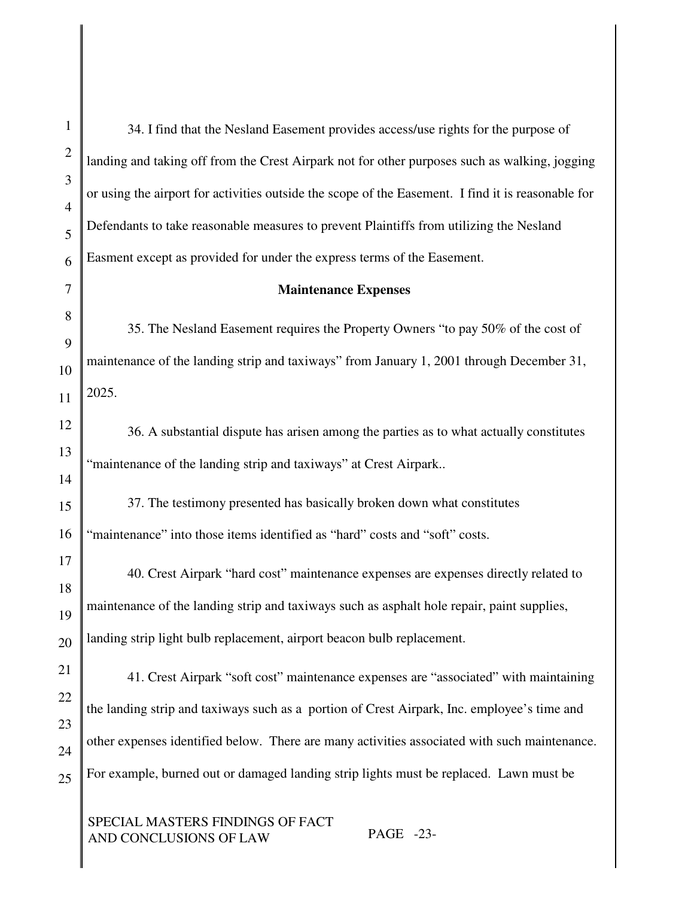34. I find that the Nesland Easement provides access/use rights for the purpose of landing and taking off from the Crest Airpark not for other purposes such as walking, jogging or using the airport for activities outside the scope of the Easement. I find it is reasonable for Defendants to take reasonable measures to prevent Plaintiffs from utilizing the Nesland Easment except as provided for under the express terms of the Easement.

**Maintenance Expenses**

35. The Nesland Easement requires the Property Owners "to pay 50% of the cost of maintenance of the landing strip and taxiways" from January 1, 2001 through December 31, 2025.

36. A substantial dispute has arisen among the parties as to what actually constitutes "maintenance of the landing strip and taxiways" at Crest Airpark..

37. The testimony presented has basically broken down what constitutes "maintenance" into those items identified as "hard" costs and "soft" costs.

40. Crest Airpark "hard cost" maintenance expenses are expenses directly related to maintenance of the landing strip and taxiways such as asphalt hole repair, paint supplies, landing strip light bulb replacement, airport beacon bulb replacement.

41. Crest Airpark "soft cost" maintenance expenses are "associated" with maintaining the landing strip and taxiways such as a portion of Crest Airpark, Inc. employee's time and other expenses identified below. There are many activities associated with such maintenance. For example, burned out or damaged landing strip lights must be replaced. Lawn must be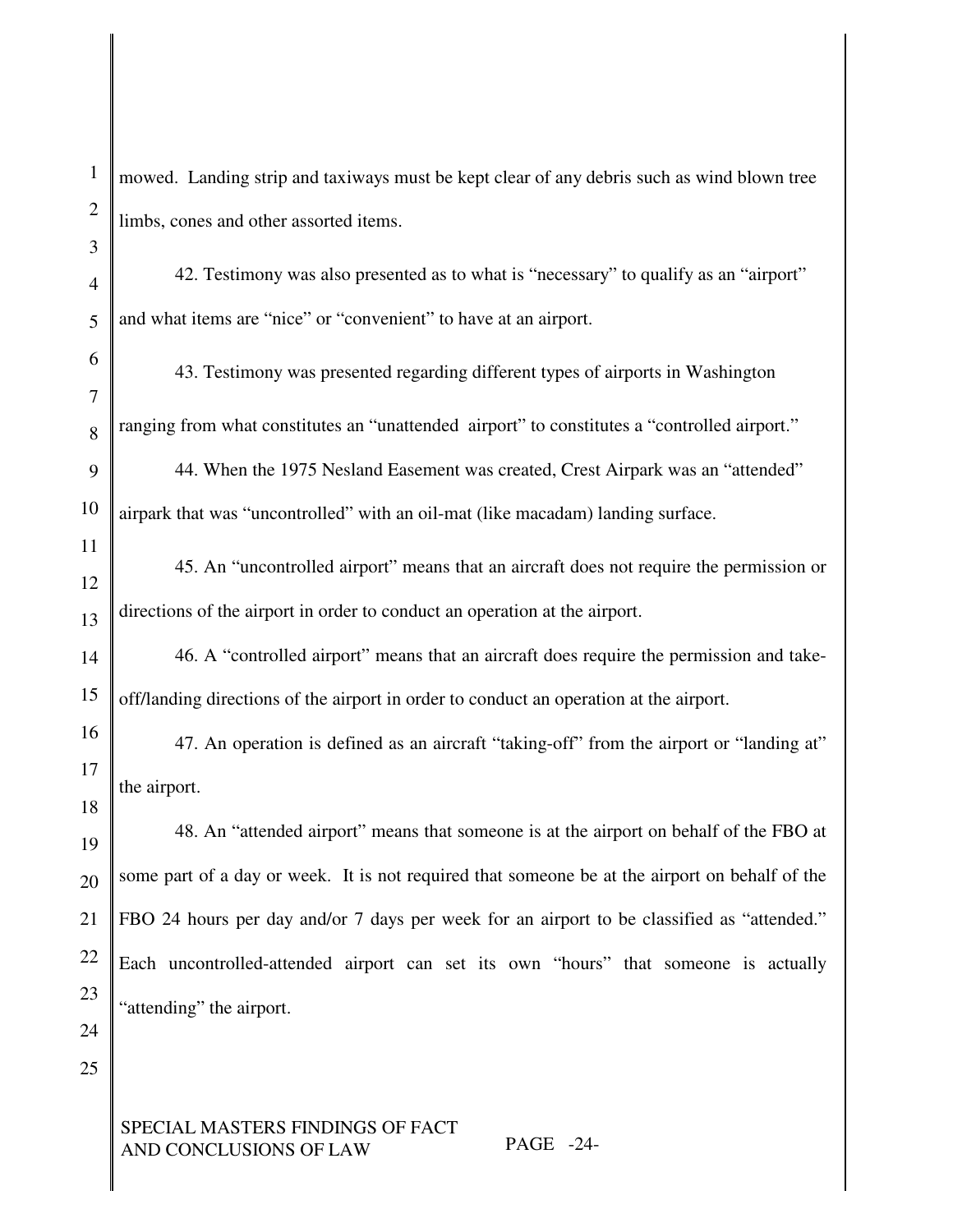mowed. Landing strip and taxiways must be kept clear of any debris such as wind blown tree limbs, cones and other assorted items.

42. Testimony was also presented as to what is "necessary" to qualify as an "airport" and what items are "nice" or "convenient" to have at an airport.

43. Testimony was presented regarding different types of airports in Washington ranging from what constitutes an "unattended airport" to constitutes a "controlled airport."

44. When the 1975 Nesland Easement was created, Crest Airpark was an "attended" airpark that was "uncontrolled" with an oil-mat (like macadam) landing surface.

45. An "uncontrolled airport" means that an aircraft does not require the permission or directions of the airport in order to conduct an operation at the airport.

46. A "controlled airport" means that an aircraft does require the permission and take-off/landing directions of the airport in order to conduct an operation at the airport.

47. An operation is defined as an aircraft "taking-off" from the airport or "landing at" the airport.

48. An "attended airport" means that someone is at the airport on behalf of the FBO at some part of a day or week. It is not required that someone be at the airport on behalf of the FBO 24 hours per day and/or 7 days per week for an airport to be classified as "attended." Each uncontrolled-attended airport can set its own "hours" that someone is actually "attending" the airport.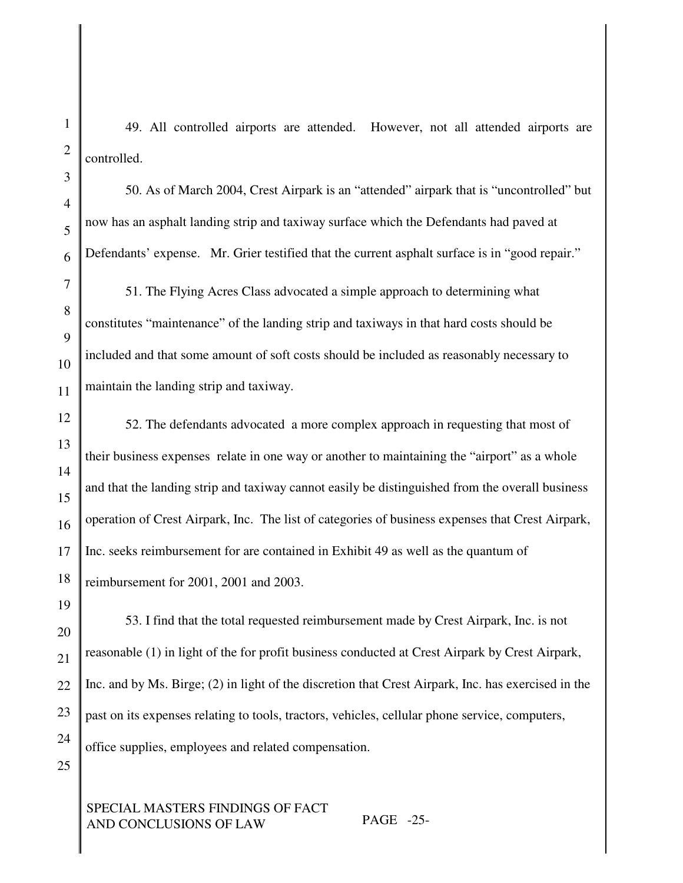49. All controlled airports are attended. However, not all attended airports are controlled.

50. As of March 2004, Crest Airpark is an "attended" airpark that is "uncontrolled" but now has an asphalt landing strip and taxiway surface which the Defendants had paved at Defendants' expense. Mr. Grier testified that the current asphalt surface is in "good repair."

51. The Flying Acres Class advocated a simple approach to determining what constitutes "maintenance" of the landing strip and taxiways in that hard costs should be included and that some amount of soft costs should be included as reasonably necessary to maintain the landing strip and taxiway.

52. The defendants advocated a more complex approach in requesting that most of their business expenses relate in one way or another to maintaining the "airport" as a whole and that the landing strip and taxiway cannot easily be distinguished from the overall business operation of Crest Airpark, Inc. The list of categories of business expenses that Crest Airpark, Inc. seeks reimbursement for are contained in Exhibit 49 as well as the quantum of reimbursement for 2001, 2001 and 2003.

53. I find that the total requested reimbursement made by Crest Airpark, Inc. is not reasonable (1) in light of the for profit business conducted at Crest Airpark by Crest Airpark, Inc. and by Ms. Birge; (2) in light of the discretion that Crest Airpark, Inc. has exercised in the past on its expenses relating to tools, tractors, vehicles, cellular phone service, computers, office supplies, employees and related compensation.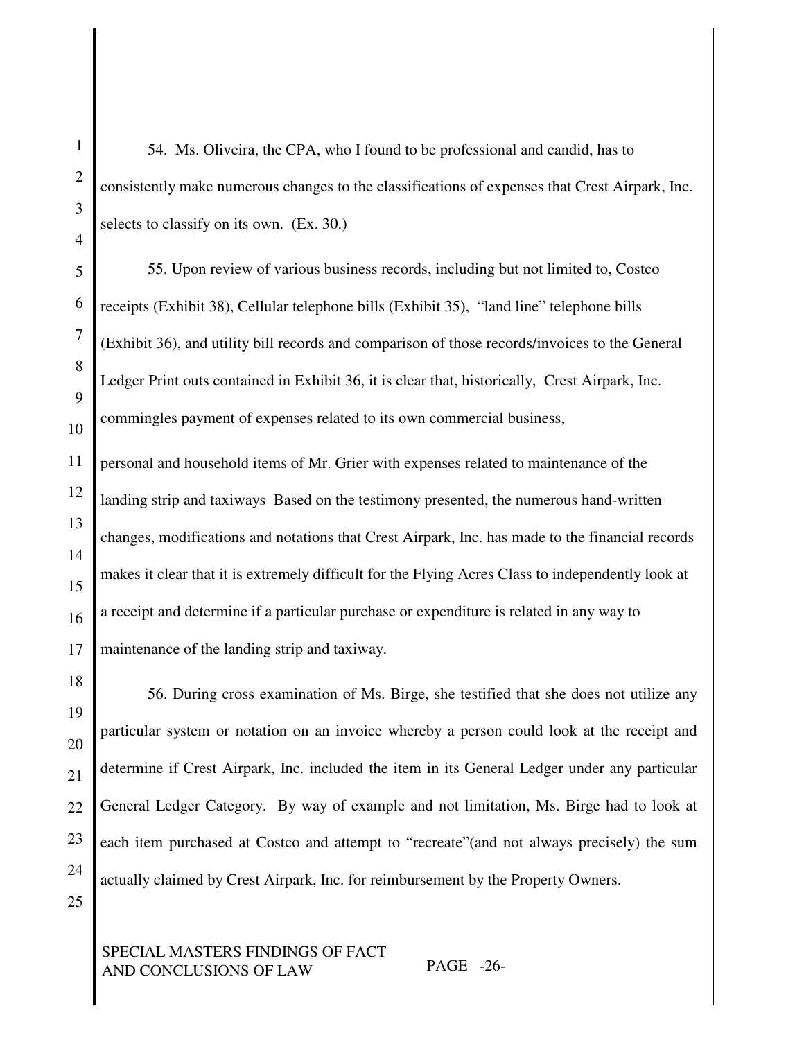54. Ms. Oliveira, the CPA, who I found to be professional and candid, has to consistently make numerous changes to the classifications of expenses that Crest Airpark, Inc. selects to classify on its own. (Ex. 30.)

55. Upon review of various business records, including but not limited to, Costco receipts (Exhibit 38), Cellular telephone bills (Exhibit 35), "land line" telephone bills (Exhibit 36), and utility bill records and comparison of those records/invoices to the General Ledger Print outs contained in Exhibit 36, it is clear that, historically, Crest Airpark, Inc. commingles payment of expenses related to its own commercial business, personal and household items of Mr. Grier with expenses related to maintenance of the landing strip and taxiways Based on the testimony presented, the numerous hand-written changes, modifications and notations that Crest Airpark, Inc. has made to the financial records makes it clear that it is extremely difficult for the Flying Acres Class to independently look at a receipt and determine if a particular purchase or expenditure is related in any way to maintenance of the landing strip and taxiway.

56. During cross examination of Ms. Birge, she testified that she does not utilize any particular system or notation on an invoice whereby a person could look at the receipt and determine if Crest Airpark, Inc. included the item in its General Ledger under any particular General Ledger Category. By way of example and not limitation, Ms. Birge had to look at each item purchased at Costco and attempt to "recreate"(and not always precisely) the sum actually claimed by Crest Airpark, Inc. for reimbursement by the Property Owners.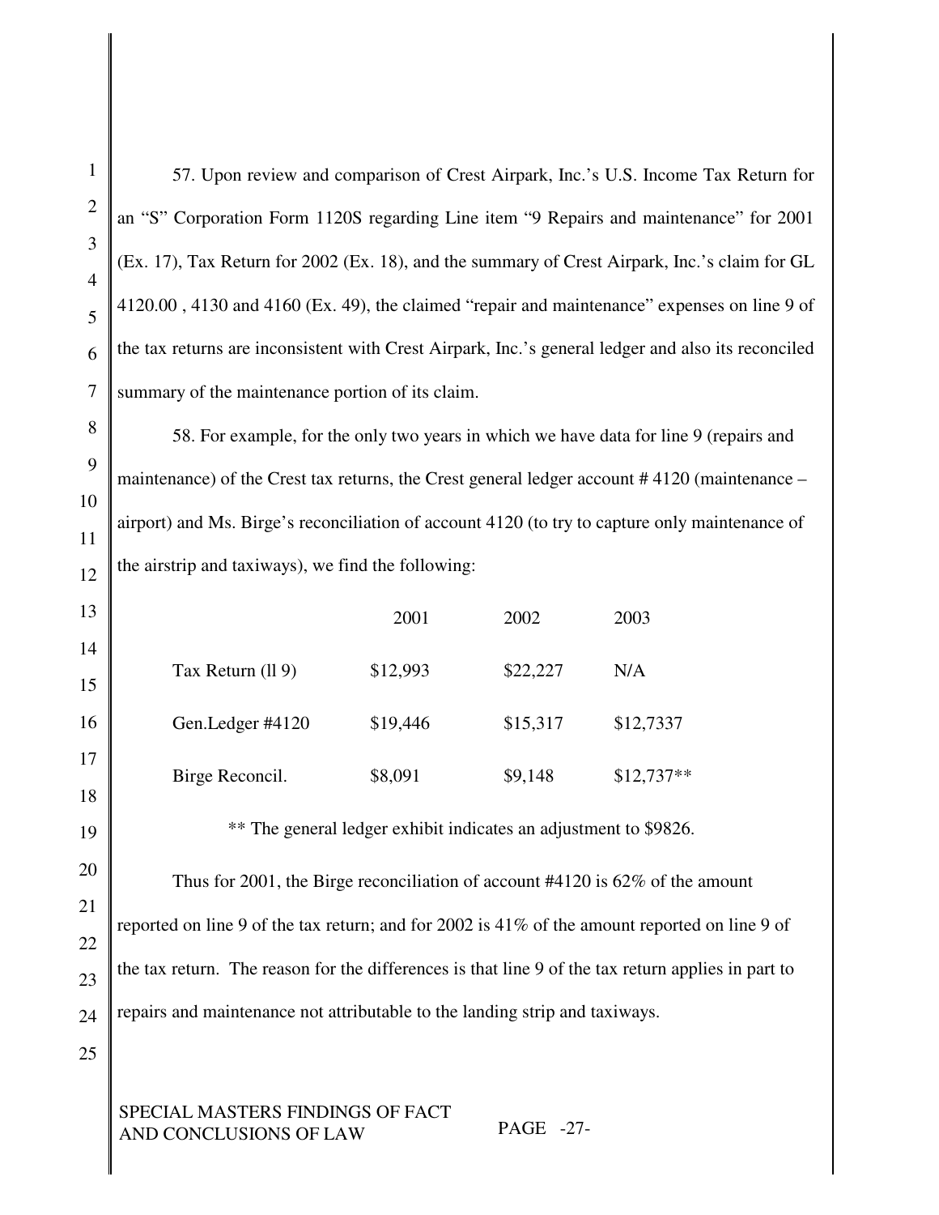57. Upon review and comparison of Crest Airpark, Inc.'s U.S. Income Tax Return for an "S" Corporation Form 1120S regarding Line item "9 Repairs and maintenance" for 2001 (Ex. 17), Tax Return for 2002 (Ex. 18), and the summary of Crest Airpark, Inc.'s claim for GL 4120.00 , 4130 and 4160 (Ex. 49), the claimed "repair and maintenance" expenses on line 9 of the tax returns are inconsistent with Crest Airpark, Inc.'s general ledger and also its reconciled summary of the maintenance portion of its claim.

58. For example, for the only two years in which we have data for line 9 (repairs and maintenance) of the Crest tax returns, the Crest general ledger account # 4120 (maintenance – airport) and Ms. Birge's reconciliation of account 4120 (to try to capture only maintenance of the airstrip and taxiways), we find the following:

| | 2001 | 2002 | 2003 |
|---|---|---|---|
| Tax Return (ll 9) | $12,993 | $22,227 | N/A |
| Gen.Ledger #4120 | $19,446 | $15,317 | $12,7337 |
| Birge Reconcil. | $8,091 | $9,148 | $12,737** |

** The general ledger exhibit indicates an adjustment to $9826.

Thus for 2001, the Birge reconciliation of account #4120 is 62% of the amount reported on line 9 of the tax return; and for 2002 is 41% of the amount reported on line 9 of the tax return. The reason for the differences is that line 9 of the tax return applies in part to repairs and maintenance not attributable to the landing strip and taxiways.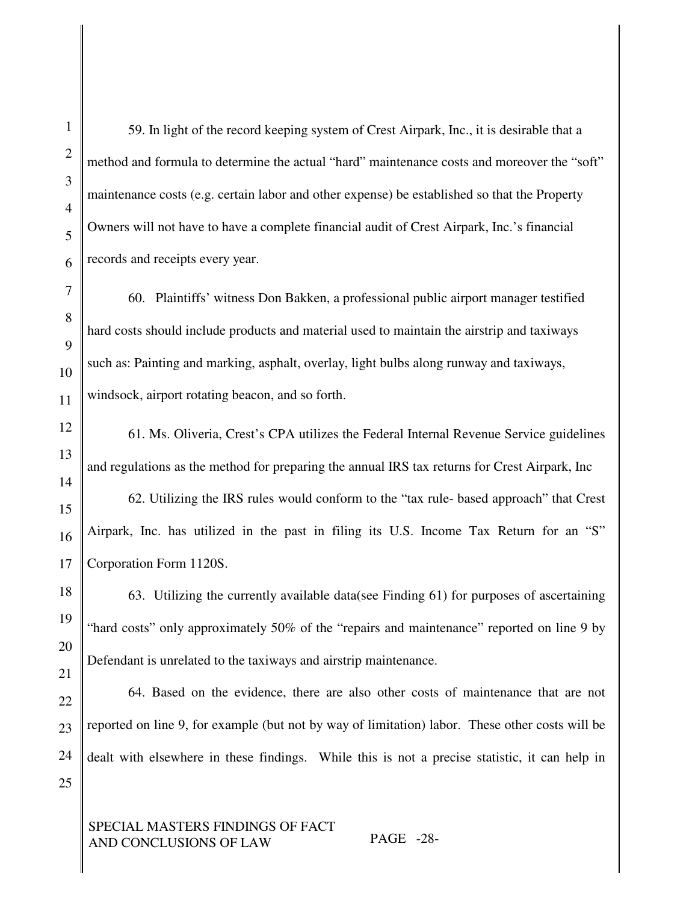59. In light of the record keeping system of Crest Airpark, Inc., it is desirable that a method and formula to determine the actual "hard" maintenance costs and moreover the "soft" maintenance costs (e.g. certain labor and other expense) be established so that the Property Owners will not have to have a complete financial audit of Crest Airpark, Inc.'s financial records and receipts every year.

60. Plaintiffs' witness Don Bakken, a professional public airport manager testified hard costs should include products and material used to maintain the airstrip and taxiways such as: Painting and marking, asphalt, overlay, light bulbs along runway and taxiways, windsock, airport rotating beacon, and so forth.

61. Ms. Oliveria, Crest's CPA utilizes the Federal Internal Revenue Service guidelines and regulations as the method for preparing the annual IRS tax returns for Crest Airpark, Inc

62. Utilizing the IRS rules would conform to the "tax rule- based approach" that Crest Airpark, Inc. has utilized in the past in filing its U.S. Income Tax Return for an "S" Corporation Form 1120S.

63. Utilizing the currently available data(see Finding 61) for purposes of ascertaining "hard costs" only approximately 50% of the "repairs and maintenance" reported on line 9 by Defendant is unrelated to the taxiways and airstrip maintenance.

64. Based on the evidence, there are also other costs of maintenance that are not reported on line 9, for example (but not by way of limitation) labor. These other costs will be dealt with elsewhere in these findings. While this is not a precise statistic, it can help in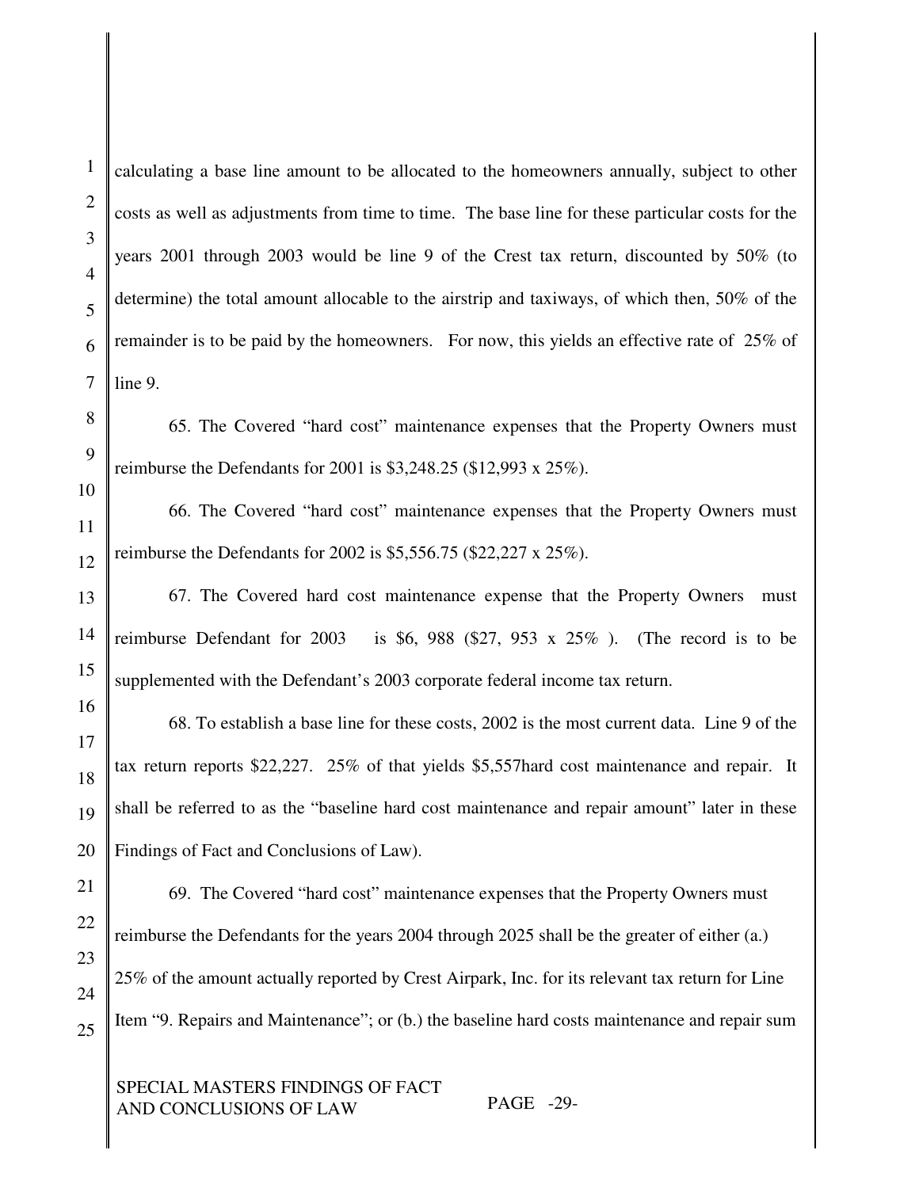calculating a base line amount to be allocated to the homeowners annually, subject to other costs as well as adjustments from time to time. The base line for these particular costs for the years 2001 through 2003 would be line 9 of the Crest tax return, discounted by 50% (to determine) the total amount allocable to the airstrip and taxiways, of which then, 50% of the remainder is to be paid by the homeowners. For now, this yields an effective rate of 25% of line 9.

65. The Covered "hard cost" maintenance expenses that the Property Owners must reimburse the Defendants for 2001 is $3,248.25 ($12,993 x 25%).

66. The Covered "hard cost" maintenance expenses that the Property Owners must reimburse the Defendants for 2002 is $5,556.75 ($22,227 x 25%).

67. The Covered hard cost maintenance expense that the Property Owners must reimburse Defendant for 2003 is $6, 988 ($27, 953 x 25% ). (The record is to be supplemented with the Defendant's 2003 corporate federal income tax return.

68. To establish a base line for these costs, 2002 is the most current data. Line 9 of the tax return reports $22,227. 25% of that yields $5,557hard cost maintenance and repair. It shall be referred to as the "baseline hard cost maintenance and repair amount" later in these Findings of Fact and Conclusions of Law).

69. The Covered "hard cost" maintenance expenses that the Property Owners must reimburse the Defendants for the years 2004 through 2025 shall be the greater of either (a.) 25% of the amount actually reported by Crest Airpark, Inc. for its relevant tax return for Line Item "9. Repairs and Maintenance"; or (b.) the baseline hard costs maintenance and repair sum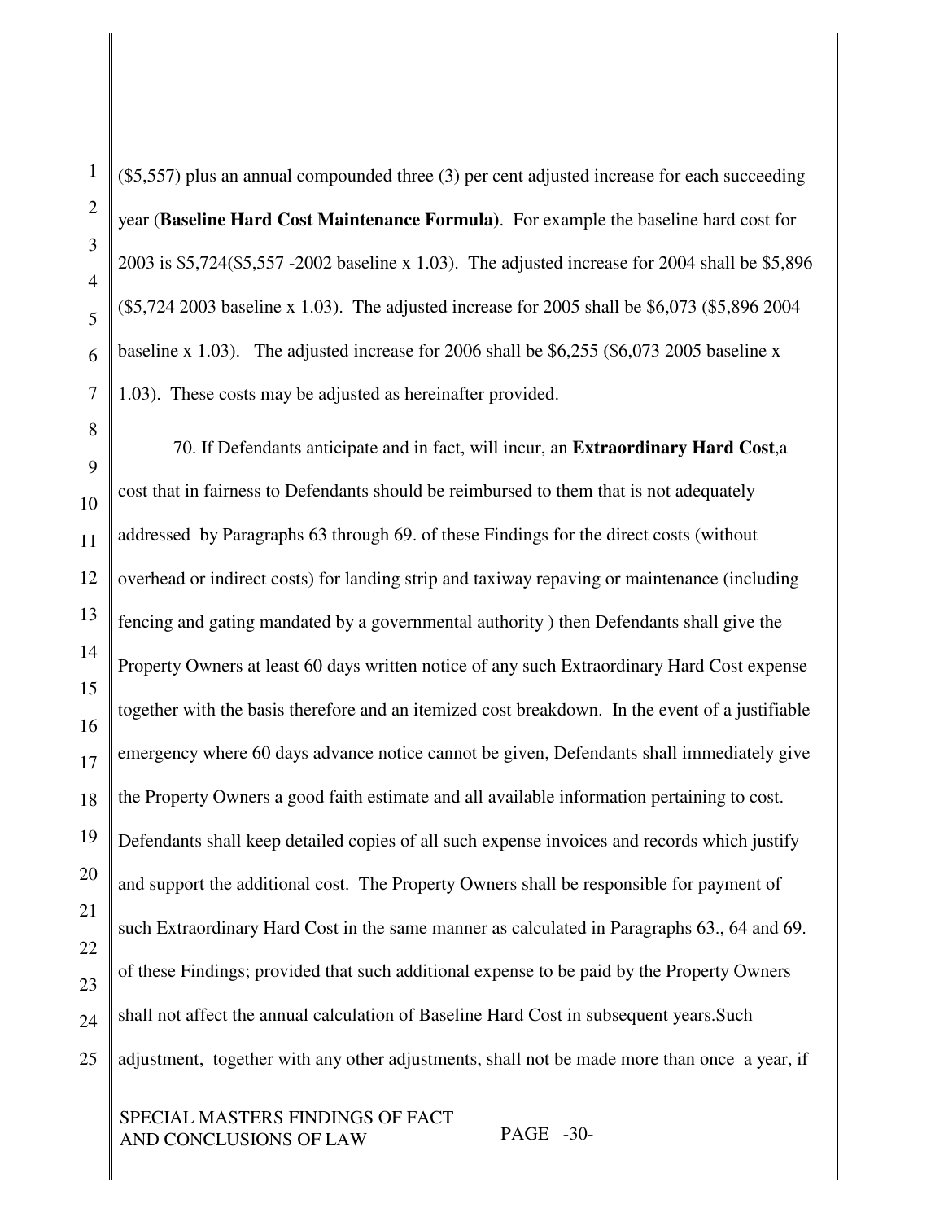($5,557) plus an annual compounded three (3) per cent adjusted increase for each succeeding year (**Baseline Hard Cost Maintenance Formula**). For example the baseline hard cost for 2003 is $5,724($5,557 -2002 baseline x 1.03). The adjusted increase for 2004 shall be $5,896 ($5,724 2003 baseline x 1.03). The adjusted increase for 2005 shall be $6,073 ($5,896 2004 baseline x 1.03). The adjusted increase for 2006 shall be $6,255 ($6,073 2005 baseline x 1.03). These costs may be adjusted as hereinafter provided.

70. If Defendants anticipate and in fact, will incur, an **Extraordinary Hard Cost**,a cost that in fairness to Defendants should be reimbursed to them that is not adequately addressed by Paragraphs 63 through 69. of these Findings for the direct costs (without overhead or indirect costs) for landing strip and taxiway repaving or maintenance (including fencing and gating mandated by a governmental authority ) then Defendants shall give the Property Owners at least 60 days written notice of any such Extraordinary Hard Cost expense together with the basis therefore and an itemized cost breakdown. In the event of a justifiable emergency where 60 days advance notice cannot be given, Defendants shall immediately give the Property Owners a good faith estimate and all available information pertaining to cost. Defendants shall keep detailed copies of all such expense invoices and records which justify and support the additional cost. The Property Owners shall be responsible for payment of such Extraordinary Hard Cost in the same manner as calculated in Paragraphs 63., 64 and 69. of these Findings; provided that such additional expense to be paid by the Property Owners shall not affect the annual calculation of Baseline Hard Cost in subsequent years.Such adjustment, together with any other adjustments, shall not be made more than once a year, if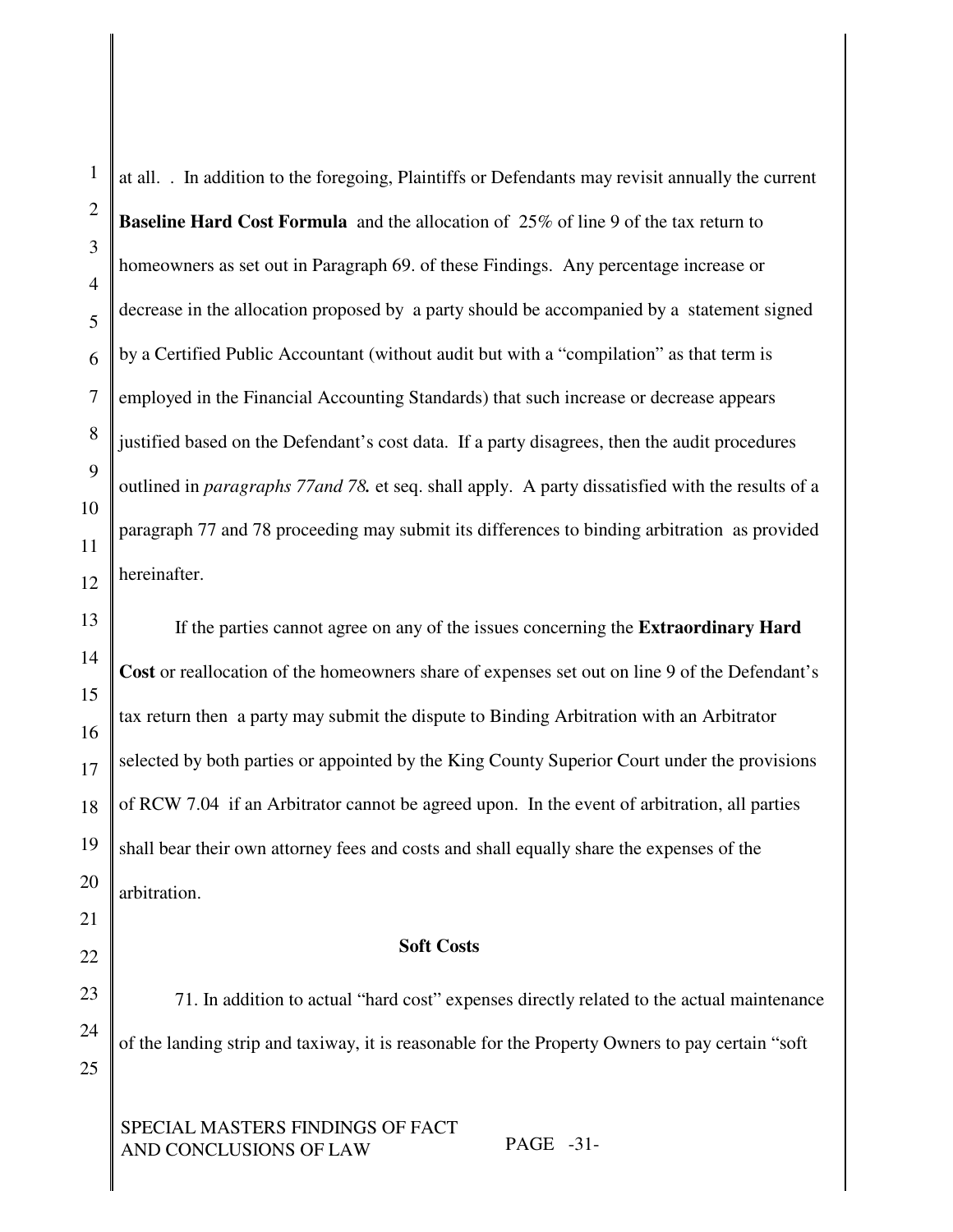at all. . In addition to the foregoing, Plaintiffs or Defendants may revisit annually the current **Baseline Hard Cost Formula** and the allocation of 25% of line 9 of the tax return to homeowners as set out in Paragraph 69. of these Findings. Any percentage increase or decrease in the allocation proposed by a party should be accompanied by a statement signed by a Certified Public Accountant (without audit but with a "compilation" as that term is employed in the Financial Accounting Standards) that such increase or decrease appears justified based on the Defendant's cost data. If a party disagrees, then the audit procedures outlined in *paragraphs 77and 78.* et seq. shall apply. A party dissatisfied with the results of a paragraph 77 and 78 proceeding may submit its differences to binding arbitration as provided hereinafter.

If the parties cannot agree on any of the issues concerning the **Extraordinary Hard Cost** or reallocation of the homeowners share of expenses set out on line 9 of the Defendant's tax return then a party may submit the dispute to Binding Arbitration with an Arbitrator selected by both parties or appointed by the King County Superior Court under the provisions of RCW 7.04 if an Arbitrator cannot be agreed upon. In the event of arbitration, all parties shall bear their own attorney fees and costs and shall equally share the expenses of the arbitration.

**Soft Costs**

71. In addition to actual "hard cost" expenses directly related to the actual maintenance of the landing strip and taxiway, it is reasonable for the Property Owners to pay certain "soft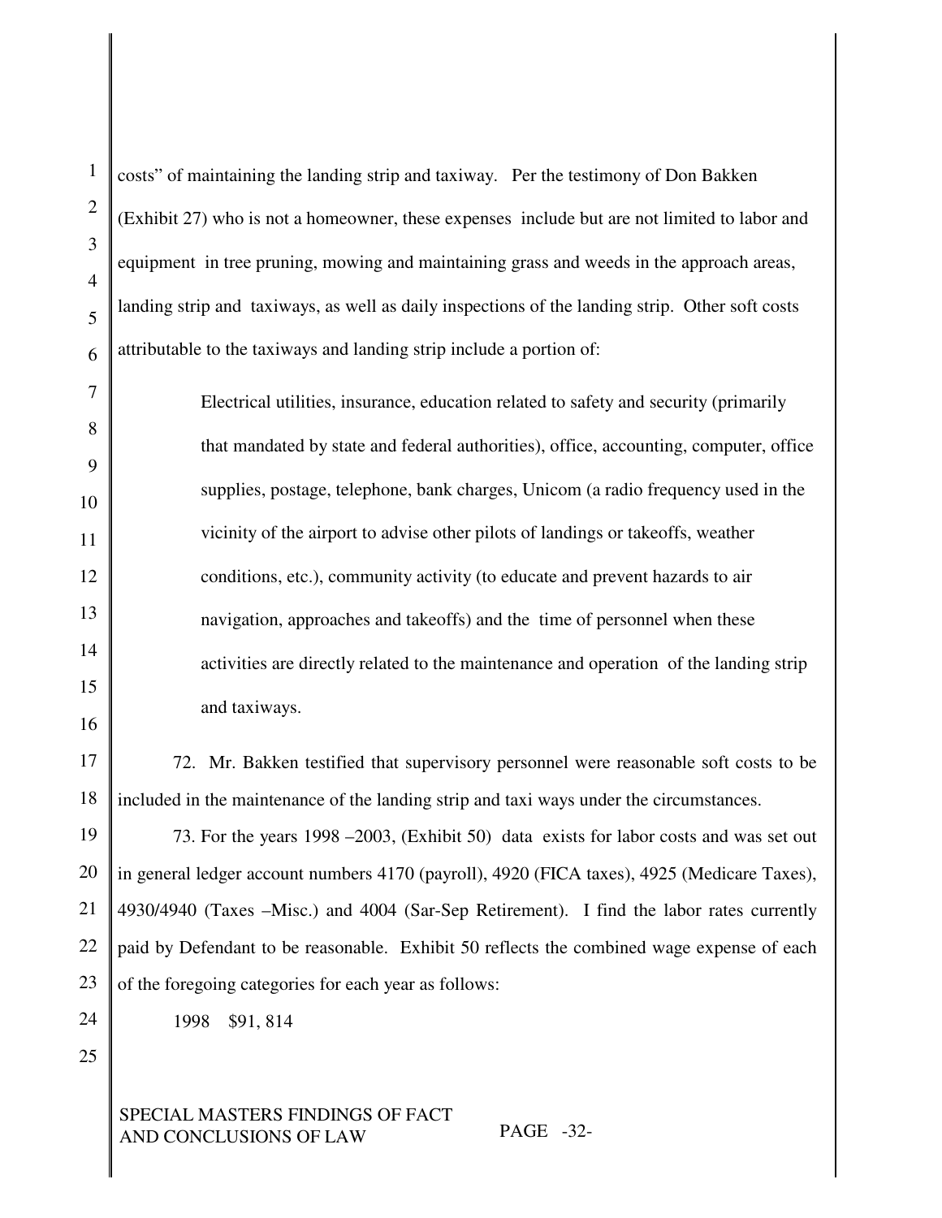costs" of maintaining the landing strip and taxiway. Per the testimony of Don Bakken (Exhibit 27) who is not a homeowner, these expenses include but are not limited to labor and equipment in tree pruning, mowing and maintaining grass and weeds in the approach areas, landing strip and taxiways, as well as daily inspections of the landing strip. Other soft costs attributable to the taxiways and landing strip include a portion of:

> Electrical utilities, insurance, education related to safety and security (primarily that mandated by state and federal authorities), office, accounting, computer, office supplies, postage, telephone, bank charges, Unicom (a radio frequency used in the vicinity of the airport to advise other pilots of landings or takeoffs, weather conditions, etc.), community activity (to educate and prevent hazards to air navigation, approaches and takeoffs) and the time of personnel when these activities are directly related to the maintenance and operation of the landing strip and taxiways.

72. Mr. Bakken testified that supervisory personnel were reasonable soft costs to be included in the maintenance of the landing strip and taxi ways under the circumstances.

73. For the years 1998 –2003, (Exhibit 50) data exists for labor costs and was set out in general ledger account numbers 4170 (payroll), 4920 (FICA taxes), 4925 (Medicare Taxes), 4930/4940 (Taxes –Misc.) and 4004 (Sar-Sep Retirement). I find the labor rates currently paid by Defendant to be reasonable. Exhibit 50 reflects the combined wage expense of each of the foregoing categories for each year as follows:

1998 $91, 814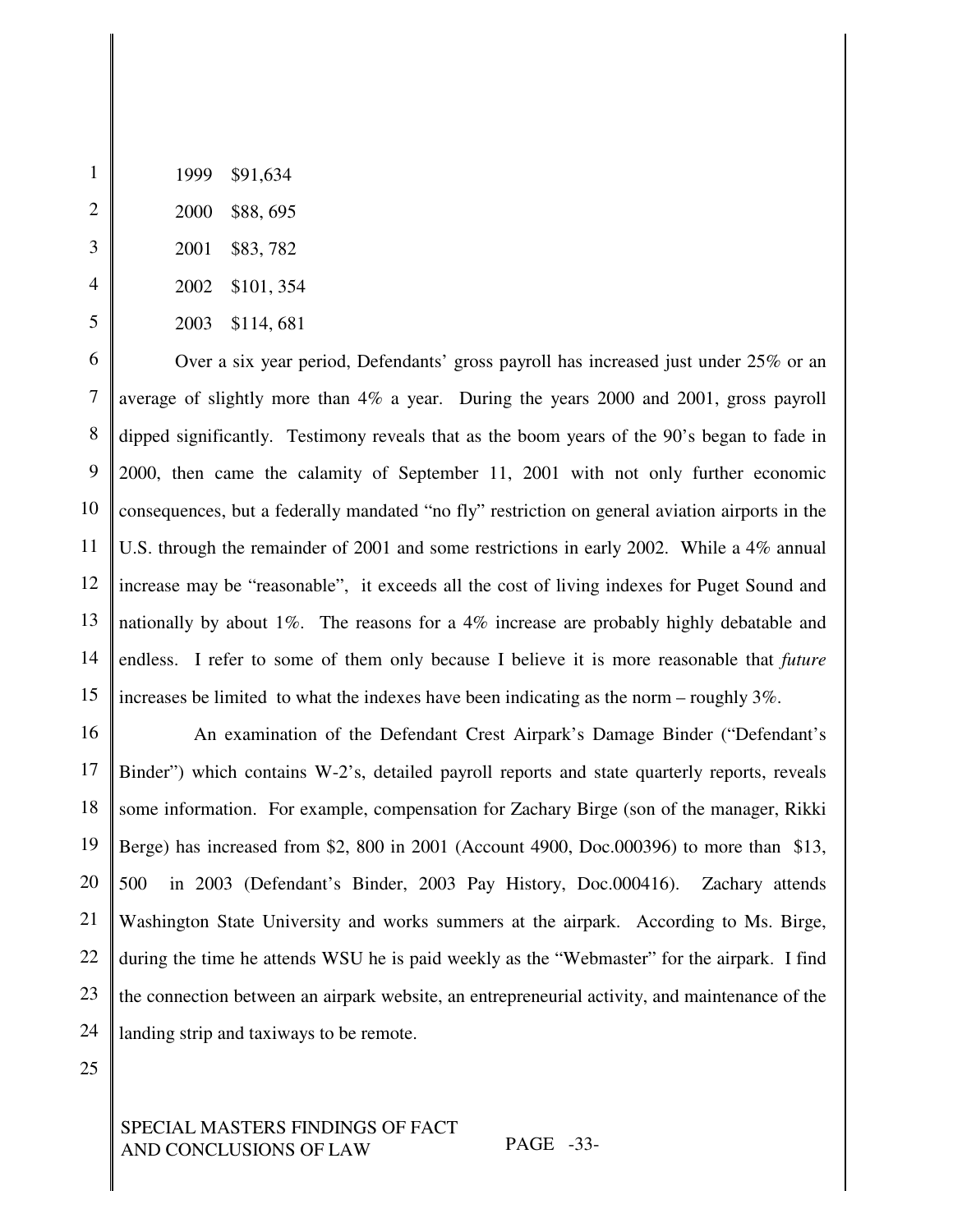1999 $91,634

2000 $88, 695

2001 $83, 782

2002 $101, 354

2003 $114, 681

Over a six year period, Defendants' gross payroll has increased just under 25% or an average of slightly more than 4% a year. During the years 2000 and 2001, gross payroll dipped significantly. Testimony reveals that as the boom years of the 90's began to fade in 2000, then came the calamity of September 11, 2001 with not only further economic consequences, but a federally mandated "no fly" restriction on general aviation airports in the U.S. through the remainder of 2001 and some restrictions in early 2002. While a 4% annual increase may be "reasonable", it exceeds all the cost of living indexes for Puget Sound and nationally by about 1%. The reasons for a 4% increase are probably highly debatable and endless. I refer to some of them only because I believe it is more reasonable that *future* increases be limited to what the indexes have been indicating as the norm – roughly 3%.

An examination of the Defendant Crest Airpark's Damage Binder ("Defendant's Binder") which contains W-2's, detailed payroll reports and state quarterly reports, reveals some information. For example, compensation for Zachary Birge (son of the manager, Rikki Berge) has increased from $2, 800 in 2001 (Account 4900, Doc.000396) to more than $13, 500 in 2003 (Defendant's Binder, 2003 Pay History, Doc.000416). Zachary attends Washington State University and works summers at the airpark. According to Ms. Birge, during the time he attends WSU he is paid weekly as the "Webmaster" for the airpark. I find the connection between an airpark website, an entrepreneurial activity, and maintenance of the landing strip and taxiways to be remote.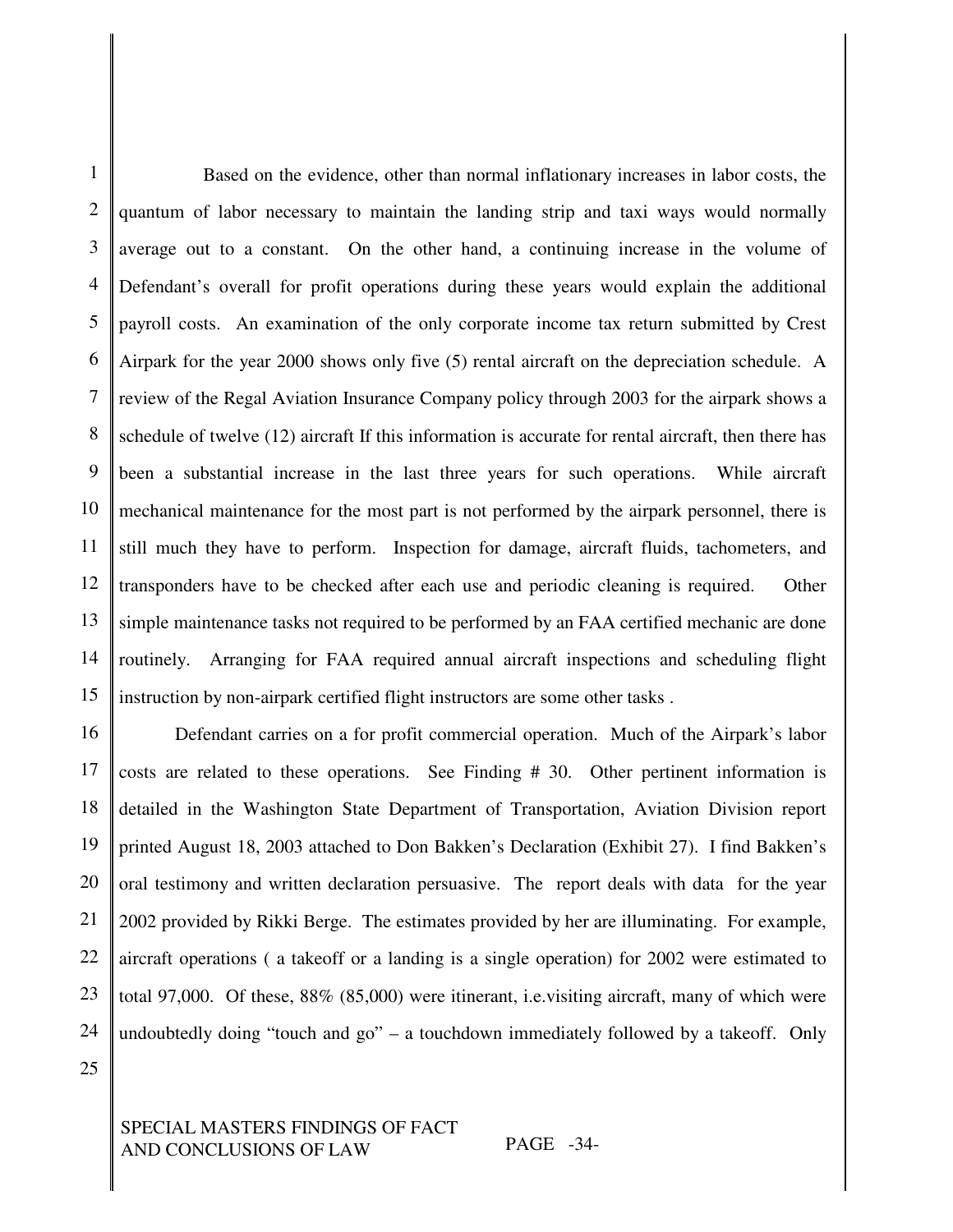Based on the evidence, other than normal inflationary increases in labor costs, the quantum of labor necessary to maintain the landing strip and taxi ways would normally average out to a constant. On the other hand, a continuing increase in the volume of Defendant's overall for profit operations during these years would explain the additional payroll costs. An examination of the only corporate income tax return submitted by Crest Airpark for the year 2000 shows only five (5) rental aircraft on the depreciation schedule. A review of the Regal Aviation Insurance Company policy through 2003 for the airpark shows a schedule of twelve (12) aircraft If this information is accurate for rental aircraft, then there has been a substantial increase in the last three years for such operations. While aircraft mechanical maintenance for the most part is not performed by the airpark personnel, there is still much they have to perform. Inspection for damage, aircraft fluids, tachometers, and transponders have to be checked after each use and periodic cleaning is required. Other simple maintenance tasks not required to be performed by an FAA certified mechanic are done routinely. Arranging for FAA required annual aircraft inspections and scheduling flight instruction by non-airpark certified flight instructors are some other tasks .

Defendant carries on a for profit commercial operation. Much of the Airpark's labor costs are related to these operations. See Finding # 30. Other pertinent information is detailed in the Washington State Department of Transportation, Aviation Division report printed August 18, 2003 attached to Don Bakken's Declaration (Exhibit 27). I find Bakken's oral testimony and written declaration persuasive. The report deals with data for the year 2002 provided by Rikki Berge. The estimates provided by her are illuminating. For example, aircraft operations ( a takeoff or a landing is a single operation) for 2002 were estimated to total 97,000. Of these, 88% (85,000) were itinerant, i.e.visiting aircraft, many of which were undoubtedly doing "touch and go" – a touchdown immediately followed by a takeoff. Only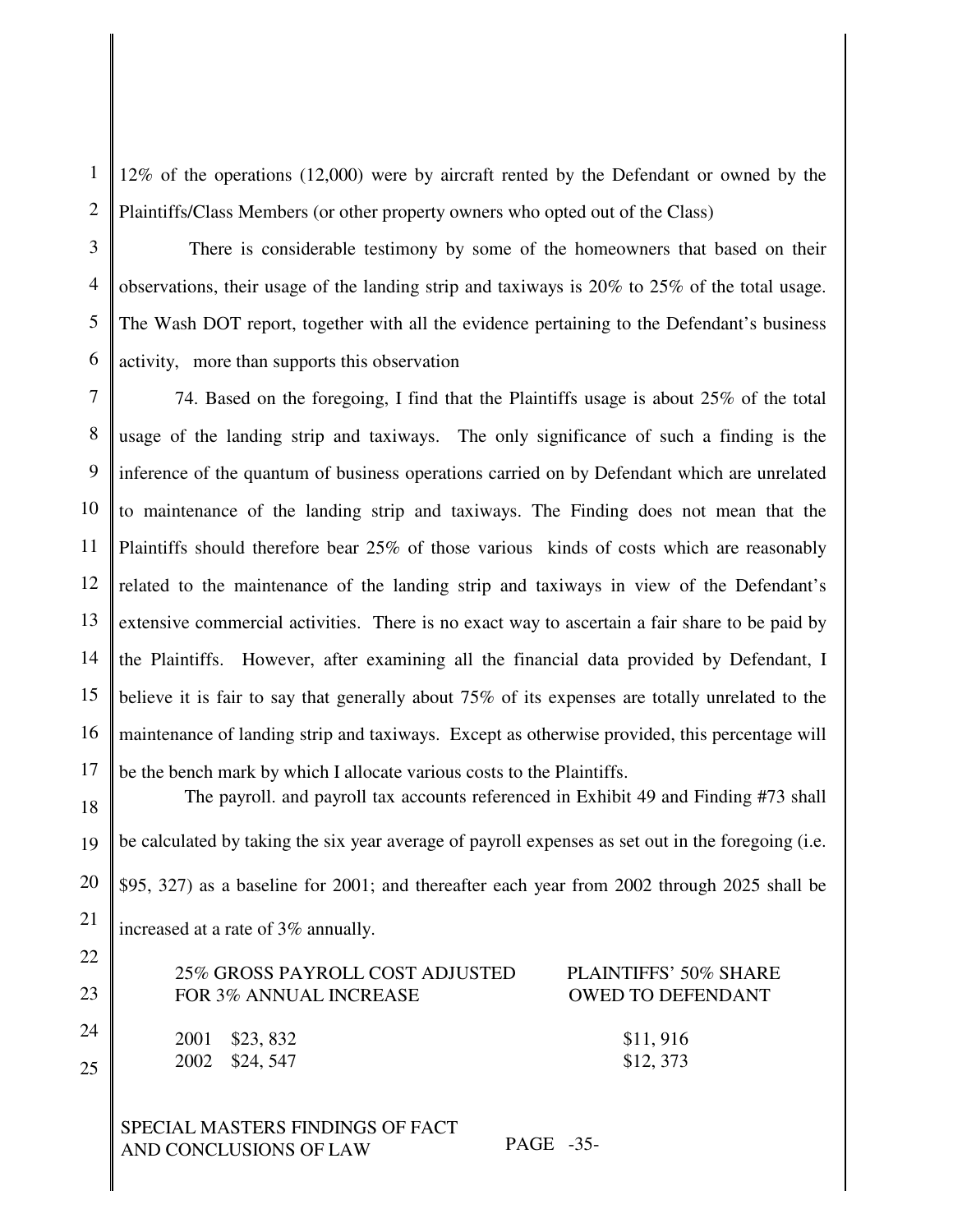12% of the operations (12,000) were by aircraft rented by the Defendant or owned by the Plaintiffs/Class Members (or other property owners who opted out of the Class)

There is considerable testimony by some of the homeowners that based on their observations, their usage of the landing strip and taxiways is 20% to 25% of the total usage. The Wash DOT report, together with all the evidence pertaining to the Defendant's business activity, more than supports this observation

74. Based on the foregoing, I find that the Plaintiffs usage is about 25% of the total usage of the landing strip and taxiways. The only significance of such a finding is the inference of the quantum of business operations carried on by Defendant which are unrelated to maintenance of the landing strip and taxiways. The Finding does not mean that the Plaintiffs should therefore bear 25% of those various kinds of costs which are reasonably related to the maintenance of the landing strip and taxiways in view of the Defendant's extensive commercial activities. There is no exact way to ascertain a fair share to be paid by the Plaintiffs. However, after examining all the financial data provided by Defendant, I believe it is fair to say that generally about 75% of its expenses are totally unrelated to the maintenance of landing strip and taxiways. Except as otherwise provided, this percentage will be the bench mark by which I allocate various costs to the Plaintiffs.

The payroll. and payroll tax accounts referenced in Exhibit 49 and Finding #73 shall be calculated by taking the six year average of payroll expenses as set out in the foregoing (i.e. \$95, 327) as a baseline for 2001; and thereafter each year from 2002 through 2025 shall be increased at a rate of 3% annually.

| 25% GROSS PAYROLL COST ADJUSTED FOR 3% ANNUAL INCREASE | | PLAINTIFFS' 50% SHARE OWED TO DEFENDANT |
|---|---|---|
| 2001 | \$23, 832 | \$11, 916 |
| 2002 | \$24, 547 | \$12, 373 |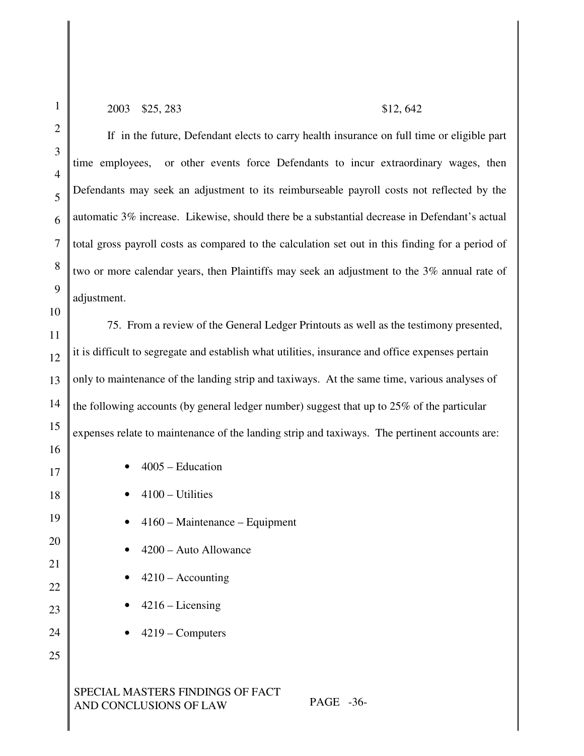2003 $25, 283 $12, 642

If in the future, Defendant elects to carry health insurance on full time or eligible part time employees, or other events force Defendants to incur extraordinary wages, then Defendants may seek an adjustment to its reimburseable payroll costs not reflected by the automatic 3% increase. Likewise, should there be a substantial decrease in Defendant's actual total gross payroll costs as compared to the calculation set out in this finding for a period of two or more calendar years, then Plaintiffs may seek an adjustment to the 3% annual rate of adjustment.

75. From a review of the General Ledger Printouts as well as the testimony presented, it is difficult to segregate and establish what utilities, insurance and office expenses pertain only to maintenance of the landing strip and taxiways. At the same time, various analyses of the following accounts (by general ledger number) suggest that up to 25% of the particular expenses relate to maintenance of the landing strip and taxiways. The pertinent accounts are:

- 4005 – Education
- 4100 – Utilities
- 4160 – Maintenance – Equipment
- 4200 – Auto Allowance
- 4210 – Accounting
- 4216 – Licensing
- 4219 – Computers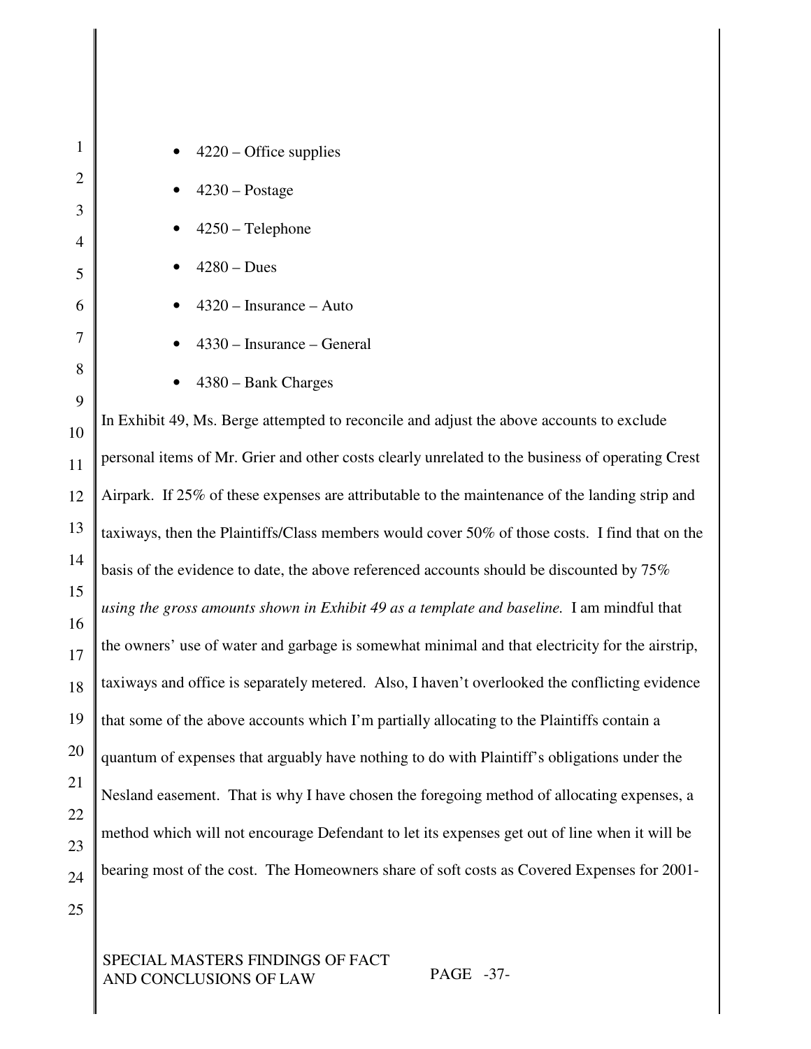- 4220 – Office supplies
- 4230 – Postage
- 4250 – Telephone
- 4280 – Dues
- 4320 – Insurance – Auto
- 4330 – Insurance – General
- 4380 – Bank Charges

In Exhibit 49, Ms. Berge attempted to reconcile and adjust the above accounts to exclude personal items of Mr. Grier and other costs clearly unrelated to the business of operating Crest Airpark. If 25% of these expenses are attributable to the maintenance of the landing strip and taxiways, then the Plaintiffs/Class members would cover 50% of those costs. I find that on the basis of the evidence to date, the above referenced accounts should be discounted by 75% *using the gross amounts shown in Exhibit 49 as a template and baseline.* I am mindful that the owners' use of water and garbage is somewhat minimal and that electricity for the airstrip, taxiways and office is separately metered. Also, I haven't overlooked the conflicting evidence that some of the above accounts which I'm partially allocating to the Plaintiffs contain a quantum of expenses that arguably have nothing to do with Plaintiff's obligations under the Nesland easement. That is why I have chosen the foregoing method of allocating expenses, a method which will not encourage Defendant to let its expenses get out of line when it will be bearing most of the cost. The Homeowners share of soft costs as Covered Expenses for 2001-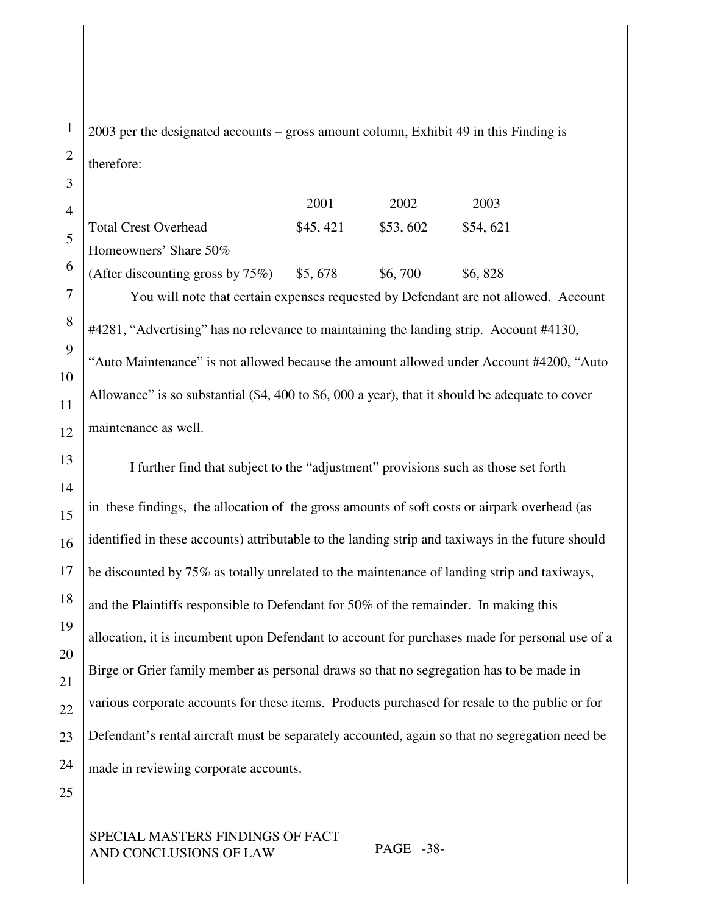2003 per the designated accounts – gross amount column, Exhibit 49 in this Finding is therefore:

| | 2001 | 2002 | 2003 |
|---|---|---|---|
| Total Crest Overhead | $45, 421 | $53, 602 | $54, 621 |
| Homeowners' Share 50% (After discounting gross by 75%) | $5, 678 | $6, 700 | $6, 828 |

You will note that certain expenses requested by Defendant are not allowed. Account #4281, "Advertising" has no relevance to maintaining the landing strip. Account #4130, "Auto Maintenance" is not allowed because the amount allowed under Account #4200, "Auto Allowance" is so substantial ($4, 400 to $6, 000 a year), that it should be adequate to cover maintenance as well.

I further find that subject to the "adjustment" provisions such as those set forth in these findings, the allocation of the gross amounts of soft costs or airpark overhead (as identified in these accounts) attributable to the landing strip and taxiways in the future should be discounted by 75% as totally unrelated to the maintenance of landing strip and taxiways, and the Plaintiffs responsible to Defendant for 50% of the remainder. In making this allocation, it is incumbent upon Defendant to account for purchases made for personal use of a Birge or Grier family member as personal draws so that no segregation has to be made in various corporate accounts for these items. Products purchased for resale to the public or for Defendant's rental aircraft must be separately accounted, again so that no segregation need be made in reviewing corporate accounts.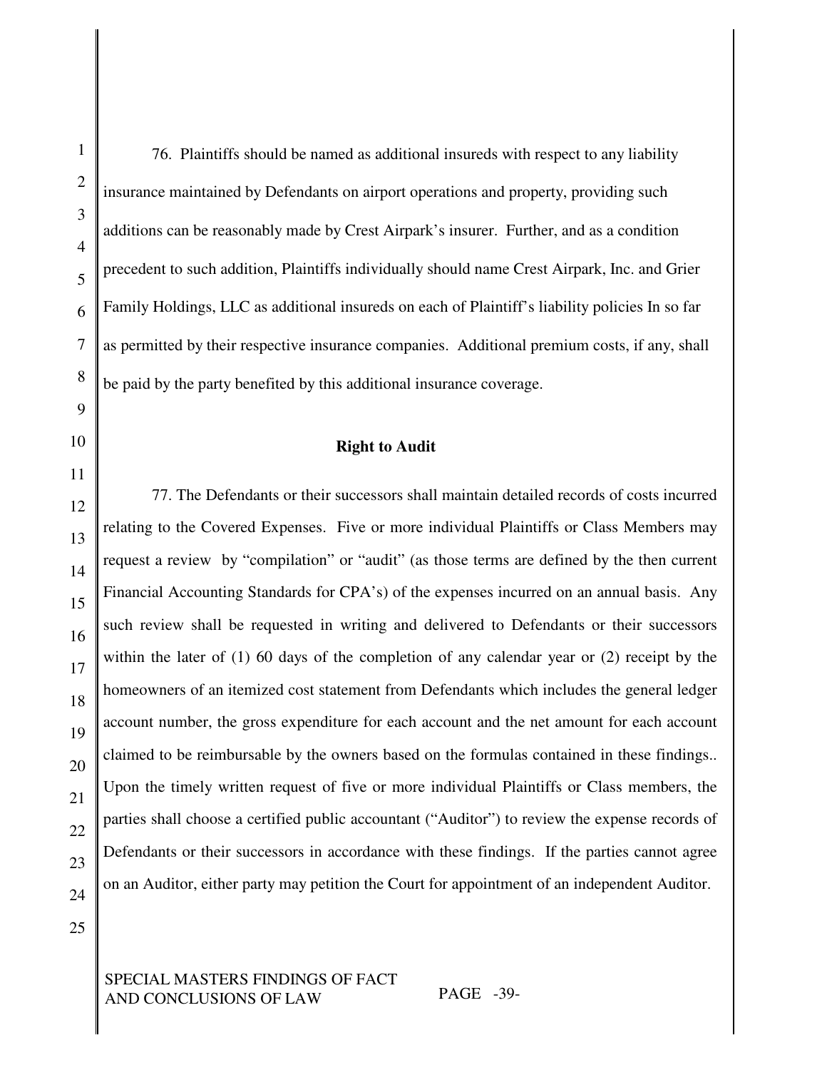76. Plaintiffs should be named as additional insureds with respect to any liability insurance maintained by Defendants on airport operations and property, providing such additions can be reasonably made by Crest Airpark's insurer. Further, and as a condition precedent to such addition, Plaintiffs individually should name Crest Airpark, Inc. and Grier Family Holdings, LLC as additional insureds on each of Plaintiff's liability policies In so far as permitted by their respective insurance companies. Additional premium costs, if any, shall be paid by the party benefited by this additional insurance coverage.

**Right to Audit**

77. The Defendants or their successors shall maintain detailed records of costs incurred relating to the Covered Expenses. Five or more individual Plaintiffs or Class Members may request a review by "compilation" or "audit" (as those terms are defined by the then current Financial Accounting Standards for CPA's) of the expenses incurred on an annual basis. Any such review shall be requested in writing and delivered to Defendants or their successors within the later of (1) 60 days of the completion of any calendar year or (2) receipt by the homeowners of an itemized cost statement from Defendants which includes the general ledger account number, the gross expenditure for each account and the net amount for each account claimed to be reimbursable by the owners based on the formulas contained in these findings.. Upon the timely written request of five or more individual Plaintiffs or Class members, the parties shall choose a certified public accountant ("Auditor") to review the expense records of Defendants or their successors in accordance with these findings. If the parties cannot agree on an Auditor, either party may petition the Court for appointment of an independent Auditor.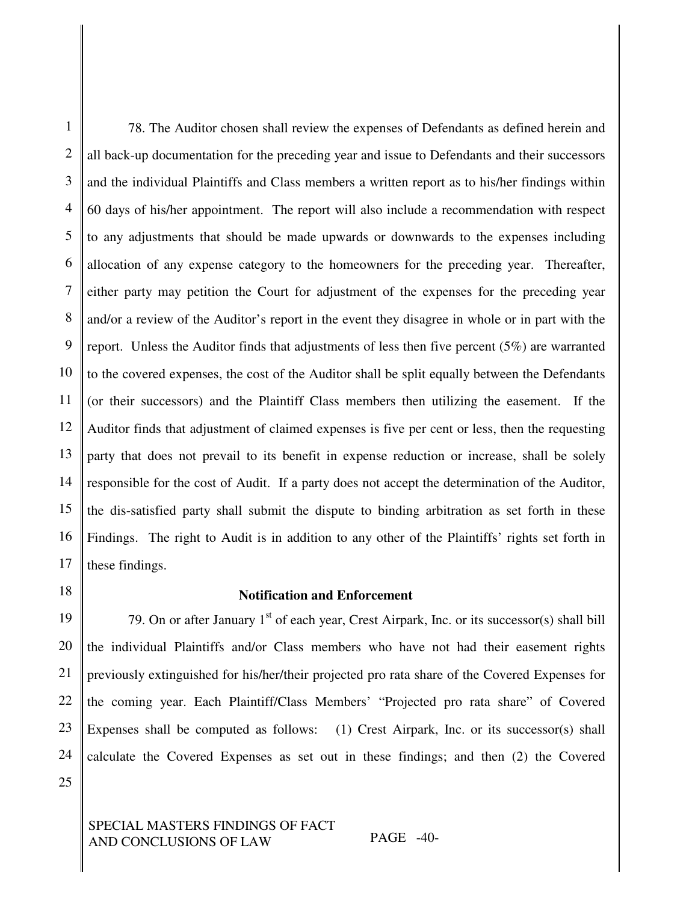78. The Auditor chosen shall review the expenses of Defendants as defined herein and all back-up documentation for the preceding year and issue to Defendants and their successors and the individual Plaintiffs and Class members a written report as to his/her findings within 60 days of his/her appointment. The report will also include a recommendation with respect to any adjustments that should be made upwards or downwards to the expenses including allocation of any expense category to the homeowners for the preceding year. Thereafter, either party may petition the Court for adjustment of the expenses for the preceding year and/or a review of the Auditor's report in the event they disagree in whole or in part with the report. Unless the Auditor finds that adjustments of less then five percent (5%) are warranted to the covered expenses, the cost of the Auditor shall be split equally between the Defendants (or their successors) and the Plaintiff Class members then utilizing the easement. If the Auditor finds that adjustment of claimed expenses is five per cent or less, then the requesting party that does not prevail to its benefit in expense reduction or increase, shall be solely responsible for the cost of Audit. If a party does not accept the determination of the Auditor, the dis-satisfied party shall submit the dispute to binding arbitration as set forth in these Findings. The right to Audit is in addition to any other of the Plaintiffs' rights set forth in these findings.

**Notification and Enforcement**

79. On or after January 1st of each year, Crest Airpark, Inc. or its successor(s) shall bill the individual Plaintiffs and/or Class members who have not had their easement rights previously extinguished for his/her/their projected pro rata share of the Covered Expenses for the coming year. Each Plaintiff/Class Members' "Projected pro rata share" of Covered Expenses shall be computed as follows: (1) Crest Airpark, Inc. or its successor(s) shall calculate the Covered Expenses as set out in these findings; and then (2) the Covered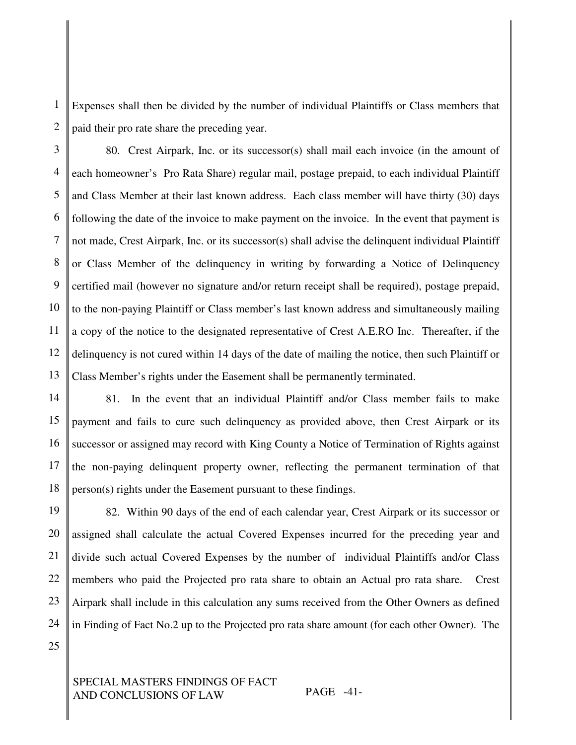Expenses shall then be divided by the number of individual Plaintiffs or Class members that paid their pro rate share the preceding year.

80. Crest Airpark, Inc. or its successor(s) shall mail each invoice (in the amount of each homeowner's Pro Rata Share) regular mail, postage prepaid, to each individual Plaintiff and Class Member at their last known address. Each class member will have thirty (30) days following the date of the invoice to make payment on the invoice. In the event that payment is not made, Crest Airpark, Inc. or its successor(s) shall advise the delinquent individual Plaintiff or Class Member of the delinquency in writing by forwarding a Notice of Delinquency certified mail (however no signature and/or return receipt shall be required), postage prepaid, to the non-paying Plaintiff or Class member's last known address and simultaneously mailing a copy of the notice to the designated representative of Crest A.E.RO Inc. Thereafter, if the delinquency is not cured within 14 days of the date of mailing the notice, then such Plaintiff or Class Member's rights under the Easement shall be permanently terminated.

81. In the event that an individual Plaintiff and/or Class member fails to make payment and fails to cure such delinquency as provided above, then Crest Airpark or its successor or assigned may record with King County a Notice of Termination of Rights against the non-paying delinquent property owner, reflecting the permanent termination of that person(s) rights under the Easement pursuant to these findings.

82. Within 90 days of the end of each calendar year, Crest Airpark or its successor or assigned shall calculate the actual Covered Expenses incurred for the preceding year and divide such actual Covered Expenses by the number of individual Plaintiffs and/or Class members who paid the Projected pro rata share to obtain an Actual pro rata share. Crest Airpark shall include in this calculation any sums received from the Other Owners as defined in Finding of Fact No.2 up to the Projected pro rata share amount (for each other Owner). The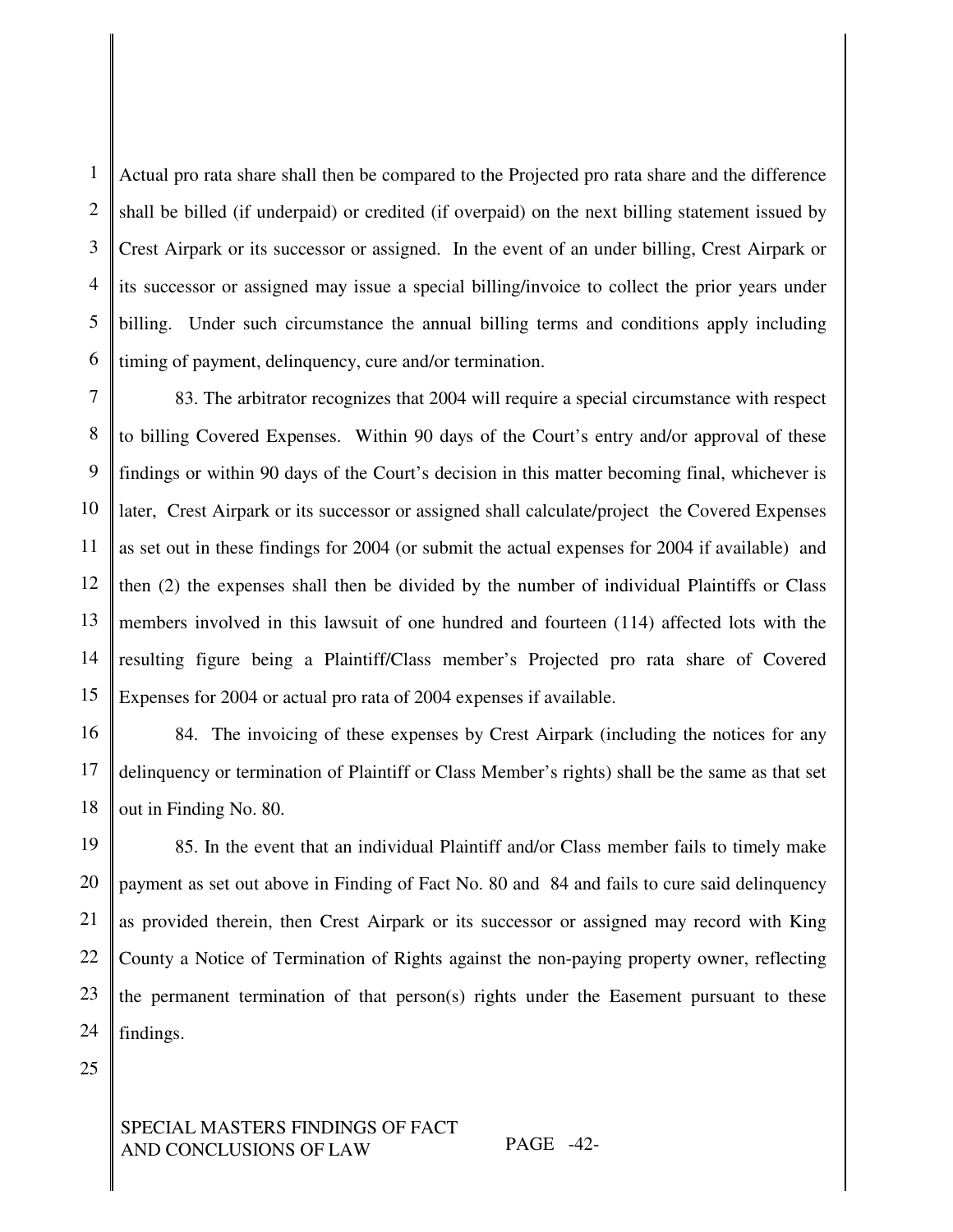Actual pro rata share shall then be compared to the Projected pro rata share and the difference shall be billed (if underpaid) or credited (if overpaid) on the next billing statement issued by Crest Airpark or its successor or assigned. In the event of an under billing, Crest Airpark or its successor or assigned may issue a special billing/invoice to collect the prior years under billing. Under such circumstance the annual billing terms and conditions apply including timing of payment, delinquency, cure and/or termination.

83. The arbitrator recognizes that 2004 will require a special circumstance with respect to billing Covered Expenses. Within 90 days of the Court's entry and/or approval of these findings or within 90 days of the Court's decision in this matter becoming final, whichever is later, Crest Airpark or its successor or assigned shall calculate/project the Covered Expenses as set out in these findings for 2004 (or submit the actual expenses for 2004 if available) and then (2) the expenses shall then be divided by the number of individual Plaintiffs or Class members involved in this lawsuit of one hundred and fourteen (114) affected lots with the resulting figure being a Plaintiff/Class member's Projected pro rata share of Covered Expenses for 2004 or actual pro rata of 2004 expenses if available.

84. The invoicing of these expenses by Crest Airpark (including the notices for any delinquency or termination of Plaintiff or Class Member's rights) shall be the same as that set out in Finding No. 80.

85. In the event that an individual Plaintiff and/or Class member fails to timely make payment as set out above in Finding of Fact No. 80 and 84 and fails to cure said delinquency as provided therein, then Crest Airpark or its successor or assigned may record with King County a Notice of Termination of Rights against the non-paying property owner, reflecting the permanent termination of that person(s) rights under the Easement pursuant to these findings.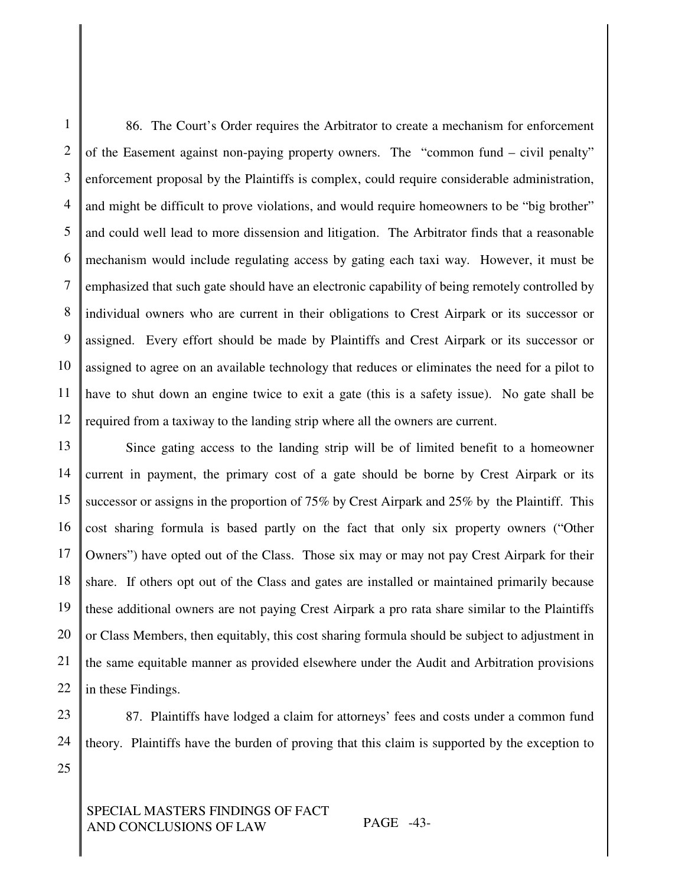86. The Court's Order requires the Arbitrator to create a mechanism for enforcement of the Easement against non-paying property owners. The "common fund – civil penalty" enforcement proposal by the Plaintiffs is complex, could require considerable administration, and might be difficult to prove violations, and would require homeowners to be "big brother" and could well lead to more dissension and litigation. The Arbitrator finds that a reasonable mechanism would include regulating access by gating each taxi way. However, it must be emphasized that such gate should have an electronic capability of being remotely controlled by individual owners who are current in their obligations to Crest Airpark or its successor or assigned. Every effort should be made by Plaintiffs and Crest Airpark or its successor or assigned to agree on an available technology that reduces or eliminates the need for a pilot to have to shut down an engine twice to exit a gate (this is a safety issue). No gate shall be required from a taxiway to the landing strip where all the owners are current.

Since gating access to the landing strip will be of limited benefit to a homeowner current in payment, the primary cost of a gate should be borne by Crest Airpark or its successor or assigns in the proportion of 75% by Crest Airpark and 25% by the Plaintiff. This cost sharing formula is based partly on the fact that only six property owners ("Other Owners") have opted out of the Class. Those six may or may not pay Crest Airpark for their share. If others opt out of the Class and gates are installed or maintained primarily because these additional owners are not paying Crest Airpark a pro rata share similar to the Plaintiffs or Class Members, then equitably, this cost sharing formula should be subject to adjustment in the same equitable manner as provided elsewhere under the Audit and Arbitration provisions in these Findings.

87. Plaintiffs have lodged a claim for attorneys' fees and costs under a common fund theory. Plaintiffs have the burden of proving that this claim is supported by the exception to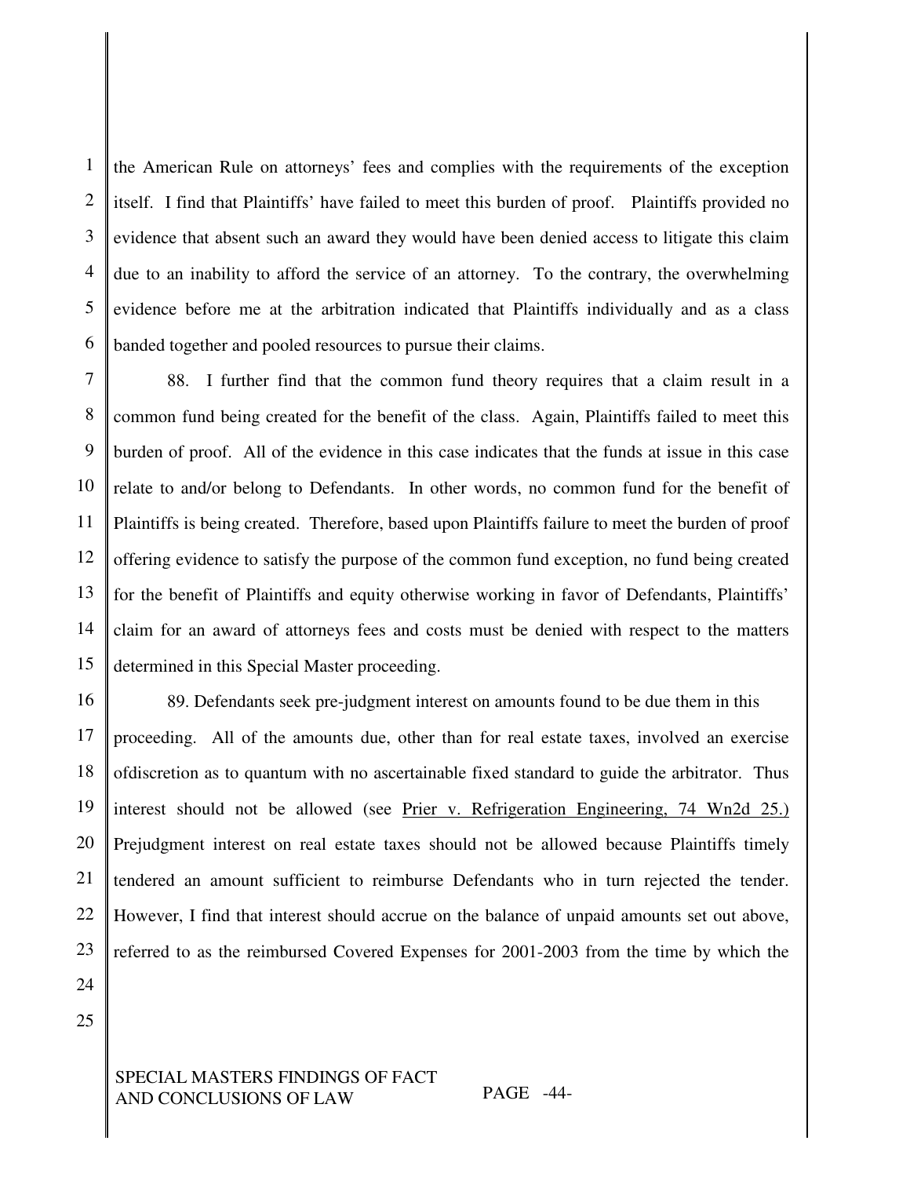the American Rule on attorneys' fees and complies with the requirements of the exception itself. I find that Plaintiffs' have failed to meet this burden of proof. Plaintiffs provided no evidence that absent such an award they would have been denied access to litigate this claim due to an inability to afford the service of an attorney. To the contrary, the overwhelming evidence before me at the arbitration indicated that Plaintiffs individually and as a class banded together and pooled resources to pursue their claims.

88. I further find that the common fund theory requires that a claim result in a common fund being created for the benefit of the class. Again, Plaintiffs failed to meet this burden of proof. All of the evidence in this case indicates that the funds at issue in this case relate to and/or belong to Defendants. In other words, no common fund for the benefit of Plaintiffs is being created. Therefore, based upon Plaintiffs failure to meet the burden of proof offering evidence to satisfy the purpose of the common fund exception, no fund being created for the benefit of Plaintiffs and equity otherwise working in favor of Defendants, Plaintiffs' claim for an award of attorneys fees and costs must be denied with respect to the matters determined in this Special Master proceeding.

89. Defendants seek pre-judgment interest on amounts found to be due them in this proceeding. All of the amounts due, other than for real estate taxes, involved an exercise ofdiscretion as to quantum with no ascertainable fixed standard to guide the arbitrator. Thus interest should not be allowed (see Prier v. Refrigeration Engineering, 74 Wn2d 25.) Prejudgment interest on real estate taxes should not be allowed because Plaintiffs timely tendered an amount sufficient to reimburse Defendants who in turn rejected the tender. However, I find that interest should accrue on the balance of unpaid amounts set out above, referred to as the reimbursed Covered Expenses for 2001-2003 from the time by which the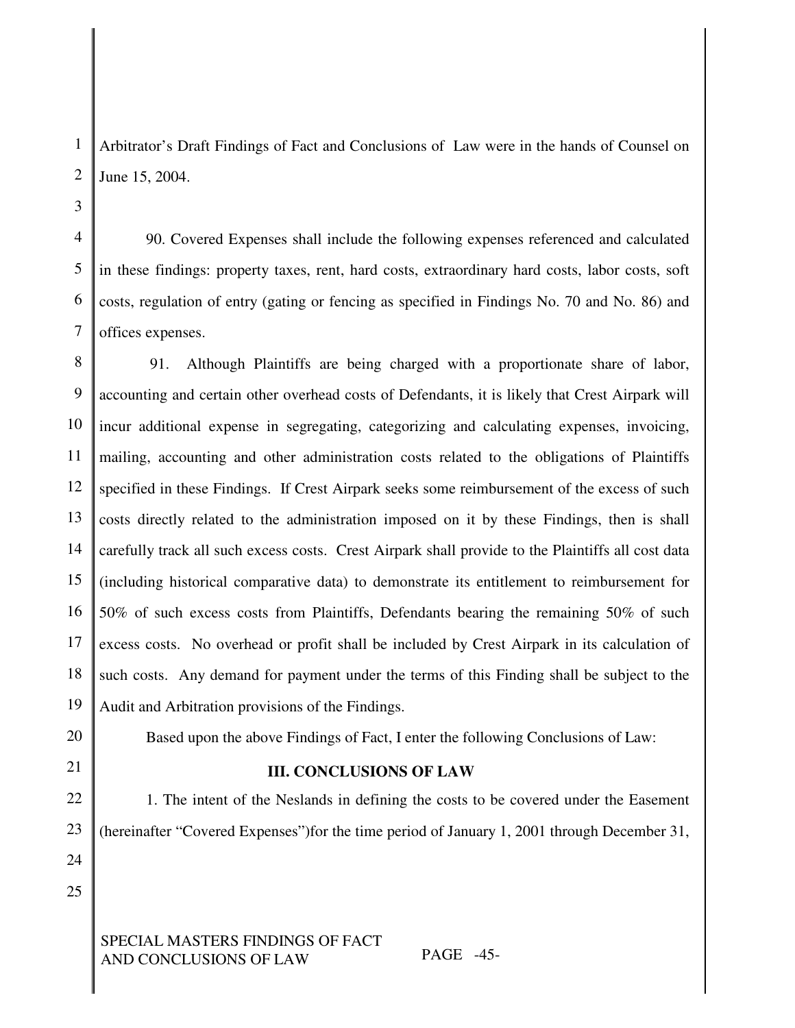Arbitrator's Draft Findings of Fact and Conclusions of Law were in the hands of Counsel on June 15, 2004.

90. Covered Expenses shall include the following expenses referenced and calculated in these findings: property taxes, rent, hard costs, extraordinary hard costs, labor costs, soft costs, regulation of entry (gating or fencing as specified in Findings No. 70 and No. 86) and offices expenses.

91. Although Plaintiffs are being charged with a proportionate share of labor, accounting and certain other overhead costs of Defendants, it is likely that Crest Airpark will incur additional expense in segregating, categorizing and calculating expenses, invoicing, mailing, accounting and other administration costs related to the obligations of Plaintiffs specified in these Findings. If Crest Airpark seeks some reimbursement of the excess of such costs directly related to the administration imposed on it by these Findings, then is shall carefully track all such excess costs. Crest Airpark shall provide to the Plaintiffs all cost data (including historical comparative data) to demonstrate its entitlement to reimbursement for 50% of such excess costs from Plaintiffs, Defendants bearing the remaining 50% of such excess costs. No overhead or profit shall be included by Crest Airpark in its calculation of such costs. Any demand for payment under the terms of this Finding shall be subject to the Audit and Arbitration provisions of the Findings.

Based upon the above Findings of Fact, I enter the following Conclusions of Law:

## III. CONCLUSIONS OF LAW

1. The intent of the Neslands in defining the costs to be covered under the Easement (hereinafter "Covered Expenses")for the time period of January 1, 2001 through December 31,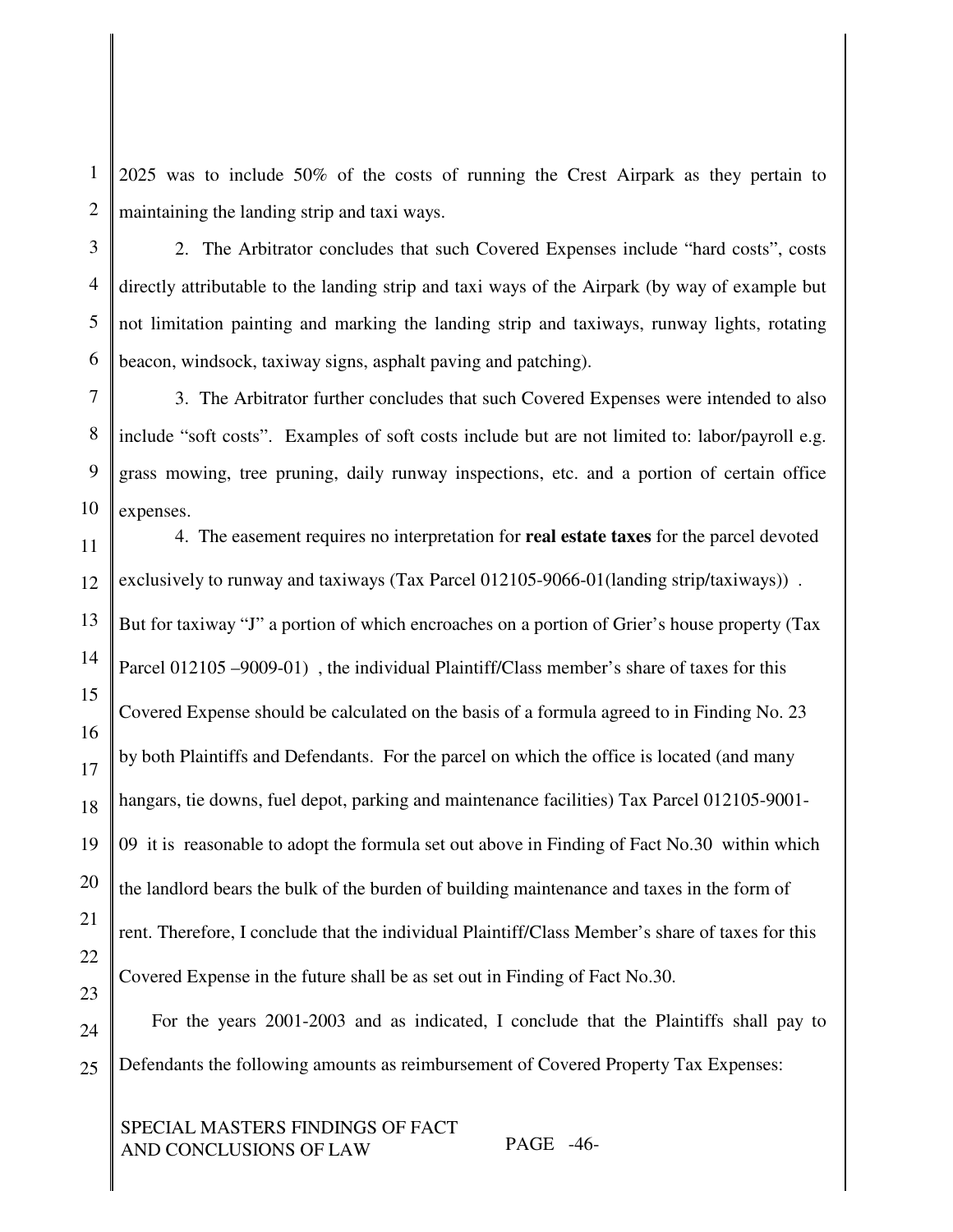2025 was to include 50% of the costs of running the Crest Airpark as they pertain to maintaining the landing strip and taxi ways.

2. The Arbitrator concludes that such Covered Expenses include "hard costs", costs directly attributable to the landing strip and taxi ways of the Airpark (by way of example but not limitation painting and marking the landing strip and taxiways, runway lights, rotating beacon, windsock, taxiway signs, asphalt paving and patching).

3. The Arbitrator further concludes that such Covered Expenses were intended to also include "soft costs". Examples of soft costs include but are not limited to: labor/payroll e.g. grass mowing, tree pruning, daily runway inspections, etc. and a portion of certain office expenses.

4. The easement requires no interpretation for **real estate taxes** for the parcel devoted exclusively to runway and taxiways (Tax Parcel 012105-9066-01(landing strip/taxiways)) . But for taxiway "J" a portion of which encroaches on a portion of Grier's house property (Tax Parcel 012105 –9009-01) , the individual Plaintiff/Class member's share of taxes for this Covered Expense should be calculated on the basis of a formula agreed to in Finding No. 23 by both Plaintiffs and Defendants. For the parcel on which the office is located (and many hangars, tie downs, fuel depot, parking and maintenance facilities) Tax Parcel 012105-9001-09 it is reasonable to adopt the formula set out above in Finding of Fact No.30 within which the landlord bears the bulk of the burden of building maintenance and taxes in the form of rent. Therefore, I conclude that the individual Plaintiff/Class Member's share of taxes for this Covered Expense in the future shall be as set out in Finding of Fact No.30.

For the years 2001-2003 and as indicated, I conclude that the Plaintiffs shall pay to Defendants the following amounts as reimbursement of Covered Property Tax Expenses: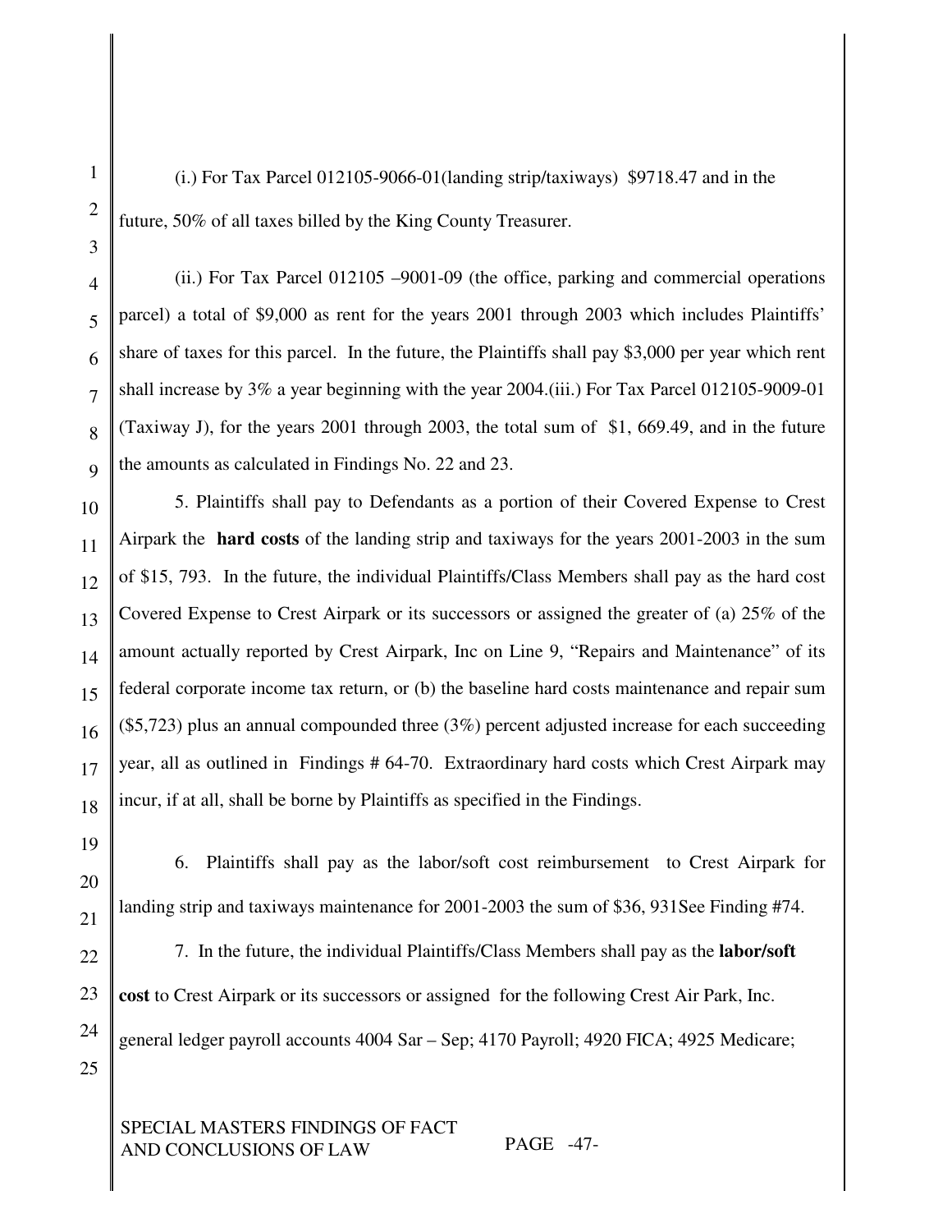(i.) For Tax Parcel 012105-9066-01(landing strip/taxiways) $9718.47 and in the future, 50% of all taxes billed by the King County Treasurer.

(ii.) For Tax Parcel 012105 –9001-09 (the office, parking and commercial operations parcel) a total of $9,000 as rent for the years 2001 through 2003 which includes Plaintiffs' share of taxes for this parcel. In the future, the Plaintiffs shall pay $3,000 per year which rent shall increase by 3% a year beginning with the year 2004.(iii.) For Tax Parcel 012105-9009-01 (Taxiway J), for the years 2001 through 2003, the total sum of $1, 669.49, and in the future the amounts as calculated in Findings No. 22 and 23.

5. Plaintiffs shall pay to Defendants as a portion of their Covered Expense to Crest Airpark the **hard costs** of the landing strip and taxiways for the years 2001-2003 in the sum of $15, 793. In the future, the individual Plaintiffs/Class Members shall pay as the hard cost Covered Expense to Crest Airpark or its successors or assigned the greater of (a) 25% of the amount actually reported by Crest Airpark, Inc on Line 9, "Repairs and Maintenance" of its federal corporate income tax return, or (b) the baseline hard costs maintenance and repair sum ($5,723) plus an annual compounded three (3%) percent adjusted increase for each succeeding year, all as outlined in Findings # 64-70. Extraordinary hard costs which Crest Airpark may incur, if at all, shall be borne by Plaintiffs as specified in the Findings.

6. Plaintiffs shall pay as the labor/soft cost reimbursement to Crest Airpark for landing strip and taxiways maintenance for 2001-2003 the sum of $36, 931See Finding #74.

7. In the future, the individual Plaintiffs/Class Members shall pay as the **labor/soft cost** to Crest Airpark or its successors or assigned for the following Crest Air Park, Inc. general ledger payroll accounts 4004 Sar – Sep; 4170 Payroll; 4920 FICA; 4925 Medicare;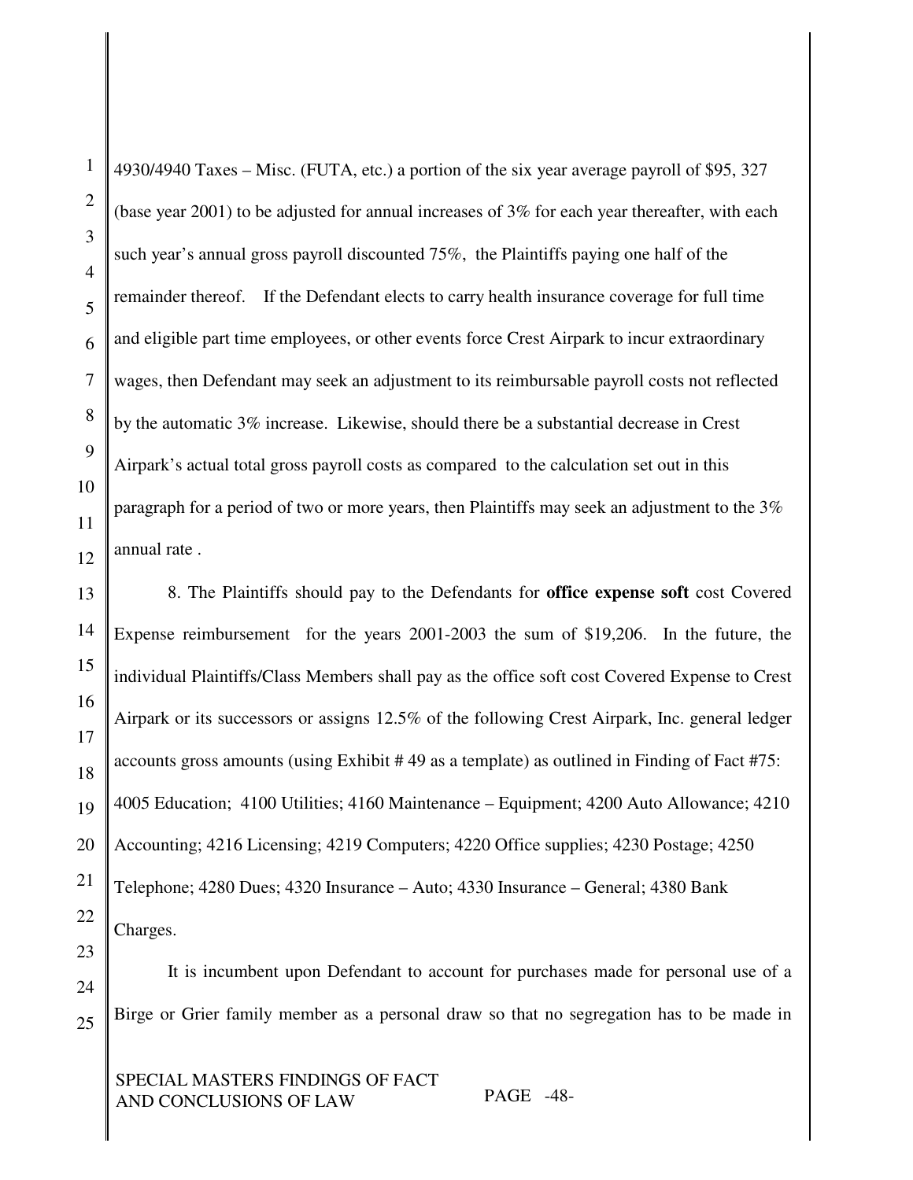4930/4940 Taxes – Misc. (FUTA, etc.) a portion of the six year average payroll of $95, 327 (base year 2001) to be adjusted for annual increases of 3% for each year thereafter, with each such year's annual gross payroll discounted 75%, the Plaintiffs paying one half of the remainder thereof. If the Defendant elects to carry health insurance coverage for full time and eligible part time employees, or other events force Crest Airpark to incur extraordinary wages, then Defendant may seek an adjustment to its reimbursable payroll costs not reflected by the automatic 3% increase. Likewise, should there be a substantial decrease in Crest Airpark's actual total gross payroll costs as compared to the calculation set out in this paragraph for a period of two or more years, then Plaintiffs may seek an adjustment to the 3% annual rate .

8. The Plaintiffs should pay to the Defendants for **office expense soft** cost Covered Expense reimbursement for the years 2001-2003 the sum of $19,206. In the future, the individual Plaintiffs/Class Members shall pay as the office soft cost Covered Expense to Crest Airpark or its successors or assigns 12.5% of the following Crest Airpark, Inc. general ledger accounts gross amounts (using Exhibit # 49 as a template) as outlined in Finding of Fact #75: 4005 Education; 4100 Utilities; 4160 Maintenance – Equipment; 4200 Auto Allowance; 4210 Accounting; 4216 Licensing; 4219 Computers; 4220 Office supplies; 4230 Postage; 4250 Telephone; 4280 Dues; 4320 Insurance – Auto; 4330 Insurance – General; 4380 Bank Charges.

It is incumbent upon Defendant to account for purchases made for personal use of a Birge or Grier family member as a personal draw so that no segregation has to be made in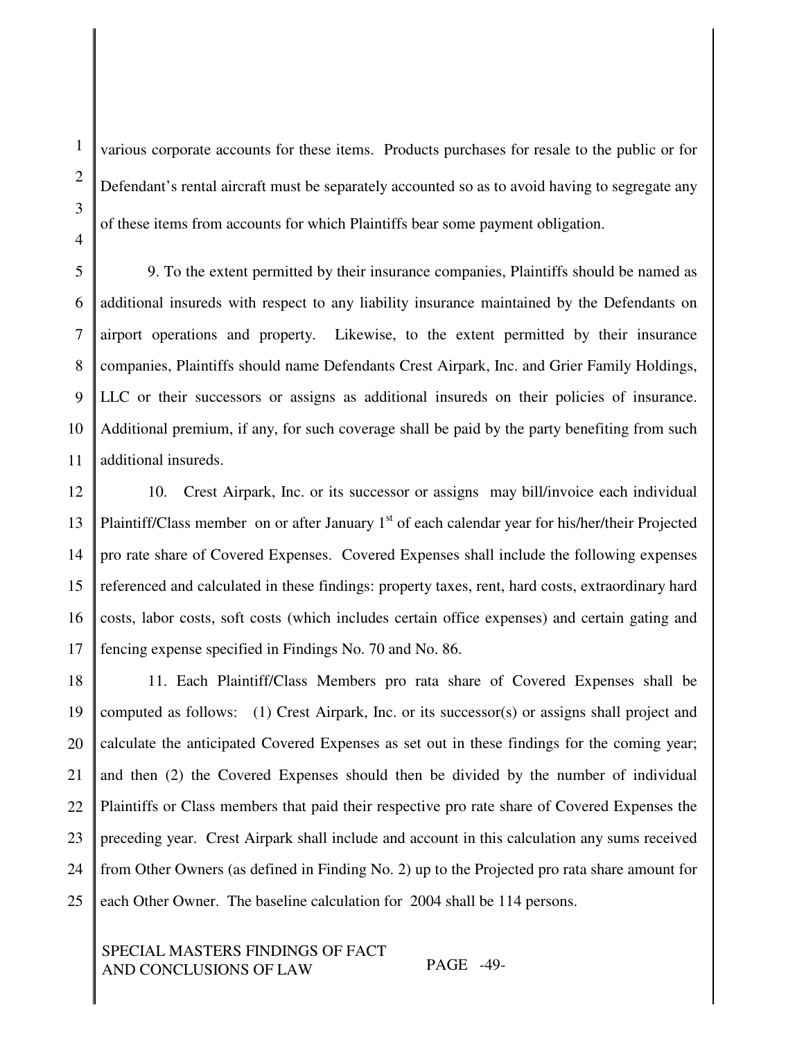various corporate accounts for these items. Products purchases for resale to the public or for Defendant's rental aircraft must be separately accounted so as to avoid having to segregate any of these items from accounts for which Plaintiffs bear some payment obligation.

9. To the extent permitted by their insurance companies, Plaintiffs should be named as additional insureds with respect to any liability insurance maintained by the Defendants on airport operations and property. Likewise, to the extent permitted by their insurance companies, Plaintiffs should name Defendants Crest Airpark, Inc. and Grier Family Holdings, LLC or their successors or assigns as additional insureds on their policies of insurance. Additional premium, if any, for such coverage shall be paid by the party benefiting from such additional insureds.

10. Crest Airpark, Inc. or its successor or assigns may bill/invoice each individual Plaintiff/Class member on or after January 1st of each calendar year for his/her/their Projected pro rate share of Covered Expenses. Covered Expenses shall include the following expenses referenced and calculated in these findings: property taxes, rent, hard costs, extraordinary hard costs, labor costs, soft costs (which includes certain office expenses) and certain gating and fencing expense specified in Findings No. 70 and No. 86.

11. Each Plaintiff/Class Members pro rata share of Covered Expenses shall be computed as follows: (1) Crest Airpark, Inc. or its successor(s) or assigns shall project and calculate the anticipated Covered Expenses as set out in these findings for the coming year; and then (2) the Covered Expenses should then be divided by the number of individual Plaintiffs or Class members that paid their respective pro rate share of Covered Expenses the preceding year. Crest Airpark shall include and account in this calculation any sums received from Other Owners (as defined in Finding No. 2) up to the Projected pro rata share amount for each Other Owner. The baseline calculation for 2004 shall be 114 persons.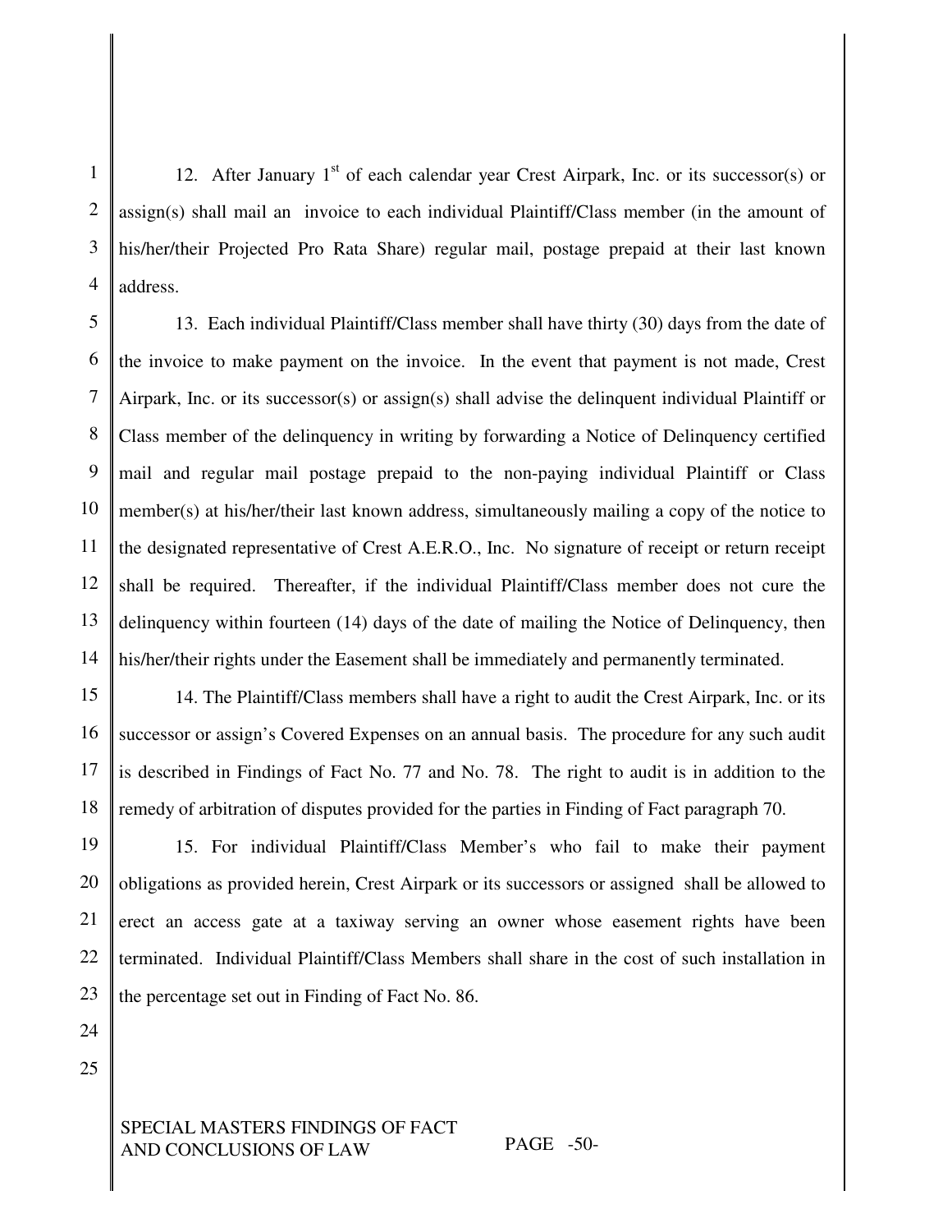12. After January 1st of each calendar year Crest Airpark, Inc. or its successor(s) or assign(s) shall mail an invoice to each individual Plaintiff/Class member (in the amount of his/her/their Projected Pro Rata Share) regular mail, postage prepaid at their last known address.

13. Each individual Plaintiff/Class member shall have thirty (30) days from the date of the invoice to make payment on the invoice. In the event that payment is not made, Crest Airpark, Inc. or its successor(s) or assign(s) shall advise the delinquent individual Plaintiff or Class member of the delinquency in writing by forwarding a Notice of Delinquency certified mail and regular mail postage prepaid to the non-paying individual Plaintiff or Class member(s) at his/her/their last known address, simultaneously mailing a copy of the notice to the designated representative of Crest A.E.R.O., Inc. No signature of receipt or return receipt shall be required. Thereafter, if the individual Plaintiff/Class member does not cure the delinquency within fourteen (14) days of the date of mailing the Notice of Delinquency, then his/her/their rights under the Easement shall be immediately and permanently terminated.

14. The Plaintiff/Class members shall have a right to audit the Crest Airpark, Inc. or its successor or assign's Covered Expenses on an annual basis. The procedure for any such audit is described in Findings of Fact No. 77 and No. 78. The right to audit is in addition to the remedy of arbitration of disputes provided for the parties in Finding of Fact paragraph 70.

15. For individual Plaintiff/Class Member's who fail to make their payment obligations as provided herein, Crest Airpark or its successors or assigned shall be allowed to erect an access gate at a taxiway serving an owner whose easement rights have been terminated. Individual Plaintiff/Class Members shall share in the cost of such installation in the percentage set out in Finding of Fact No. 86.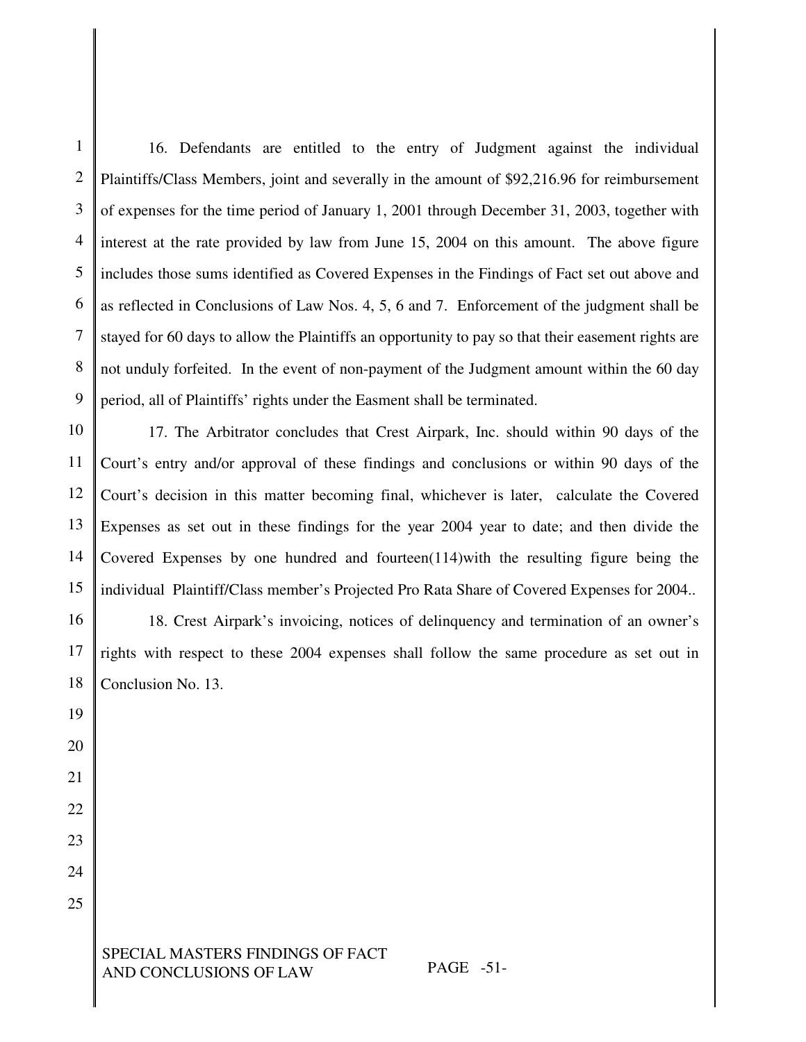16. Defendants are entitled to the entry of Judgment against the individual Plaintiffs/Class Members, joint and severally in the amount of $92,216.96 for reimbursement of expenses for the time period of January 1, 2001 through December 31, 2003, together with interest at the rate provided by law from June 15, 2004 on this amount. The above figure includes those sums identified as Covered Expenses in the Findings of Fact set out above and as reflected in Conclusions of Law Nos. 4, 5, 6 and 7. Enforcement of the judgment shall be stayed for 60 days to allow the Plaintiffs an opportunity to pay so that their easement rights are not unduly forfeited. In the event of non-payment of the Judgment amount within the 60 day period, all of Plaintiffs' rights under the Easment shall be terminated.

17. The Arbitrator concludes that Crest Airpark, Inc. should within 90 days of the Court's entry and/or approval of these findings and conclusions or within 90 days of the Court's decision in this matter becoming final, whichever is later, calculate the Covered Expenses as set out in these findings for the year 2004 year to date; and then divide the Covered Expenses by one hundred and fourteen(114)with the resulting figure being the individual Plaintiff/Class member's Projected Pro Rata Share of Covered Expenses for 2004..

18. Crest Airpark's invoicing, notices of delinquency and termination of an owner's rights with respect to these 2004 expenses shall follow the same procedure as set out in Conclusion No. 13.

SPECIAL MASTERS FINDINGS OF FACT AND CONCLUSIONS OF LAW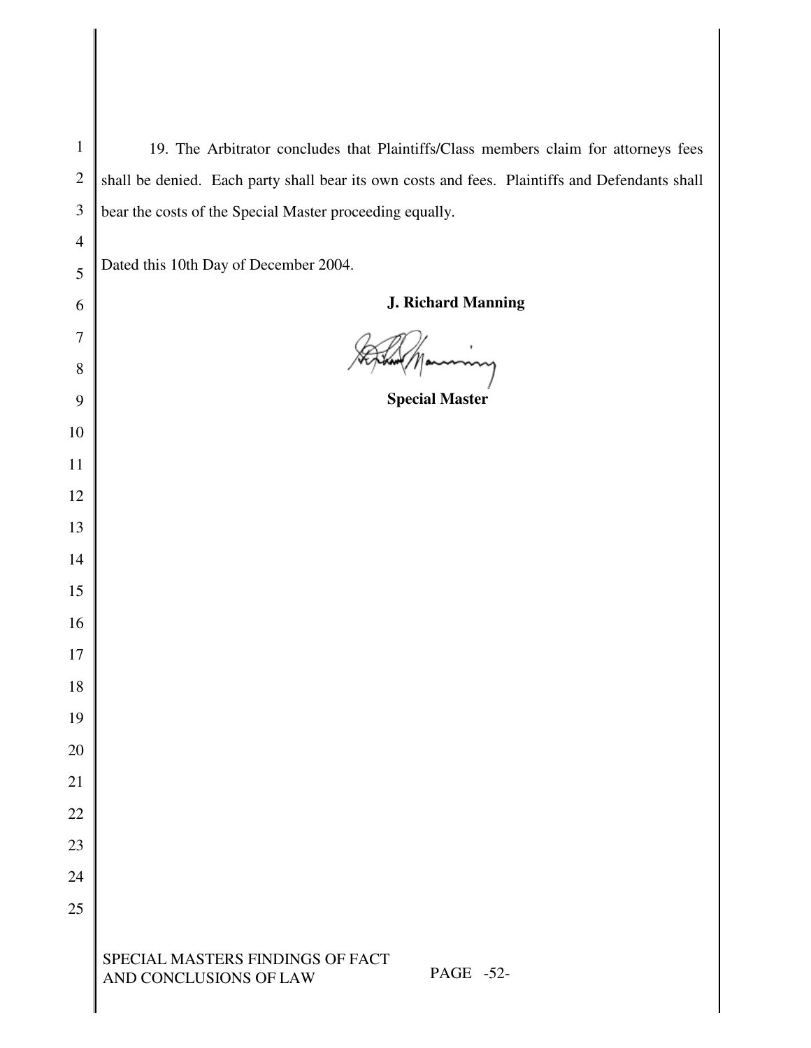19. The Arbitrator concludes that Plaintiffs/Class members claim for attorneys fees shall be denied. Each party shall bear its own costs and fees. Plaintiffs and Defendants shall bear the costs of the Special Master proceeding equally.

Dated this 10th Day of December 2004.

**J. Richard Manning**

**Special Master**

SPECIAL MASTERS FINDINGS OF FACT AND CONCLUSIONS OF LAW